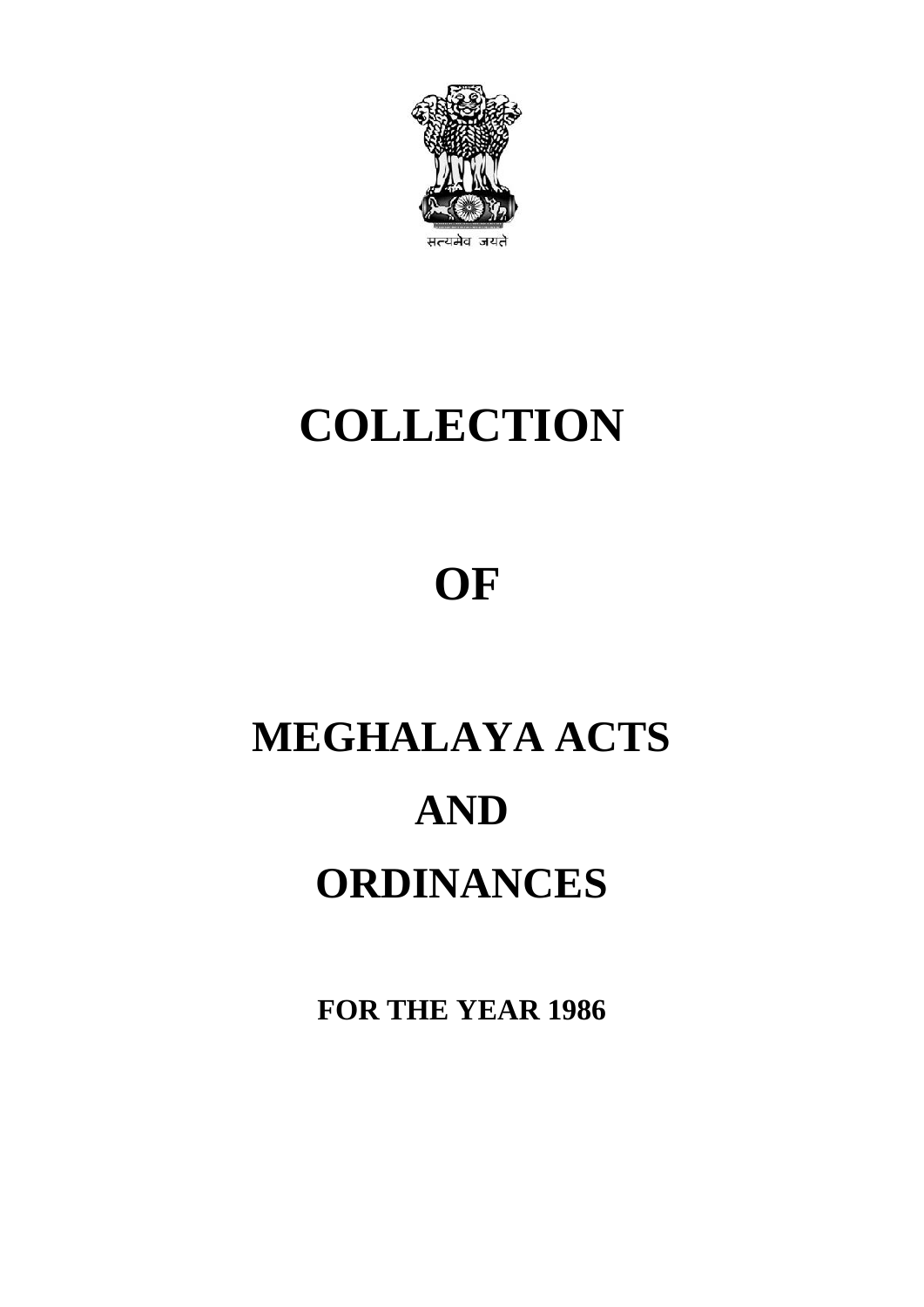सत्यमेव जयते

# COLLECTION

# OF

# MEGHALAYA ACTS

# AND

# ORDINANCES

**FOR THE YEAR 1986**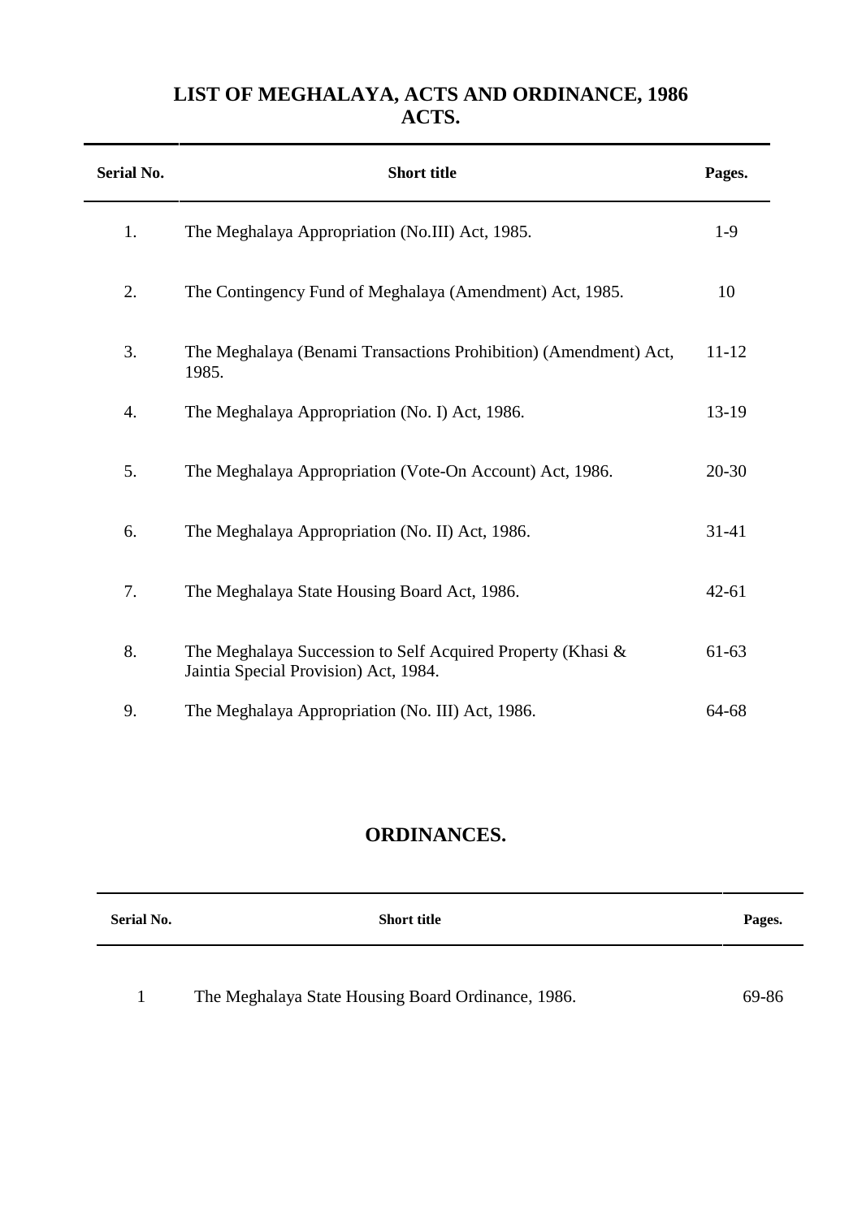# LIST OF MEGHALAYA, ACTS AND ORDINANCE, 1986

## ACTS.

| Serial No. | Short title | Pages. |
|---|---|---|
| 1. | The Meghalaya Appropriation (No.III) Act, 1985. | 1-9 |
| 2. | The Contingency Fund of Meghalaya (Amendment) Act, 1985. | 10 |
| 3. | The Meghalaya (Benami Transactions Prohibition) (Amendment) Act, 1985. | 11-12 |
| 4. | The Meghalaya Appropriation (No. I) Act, 1986. | 13-19 |
| 5. | The Meghalaya Appropriation (Vote-On Account) Act, 1986. | 20-30 |
| 6. | The Meghalaya Appropriation (No. II) Act, 1986. | 31-41 |
| 7. | The Meghalaya State Housing Board Act, 1986. | 42-61 |
| 8. | The Meghalaya Succession to Self Acquired Property (Khasi & Jaintia Special Provision) Act, 1984. | 61-63 |
| 9. | The Meghalaya Appropriation (No. III) Act, 1986. | 64-68 |

## ORDINANCES.

| Serial No. | Short title | Pages. |
|---|---|---|
| 1 | The Meghalaya State Housing Board Ordinance, 1986. | 69-86 |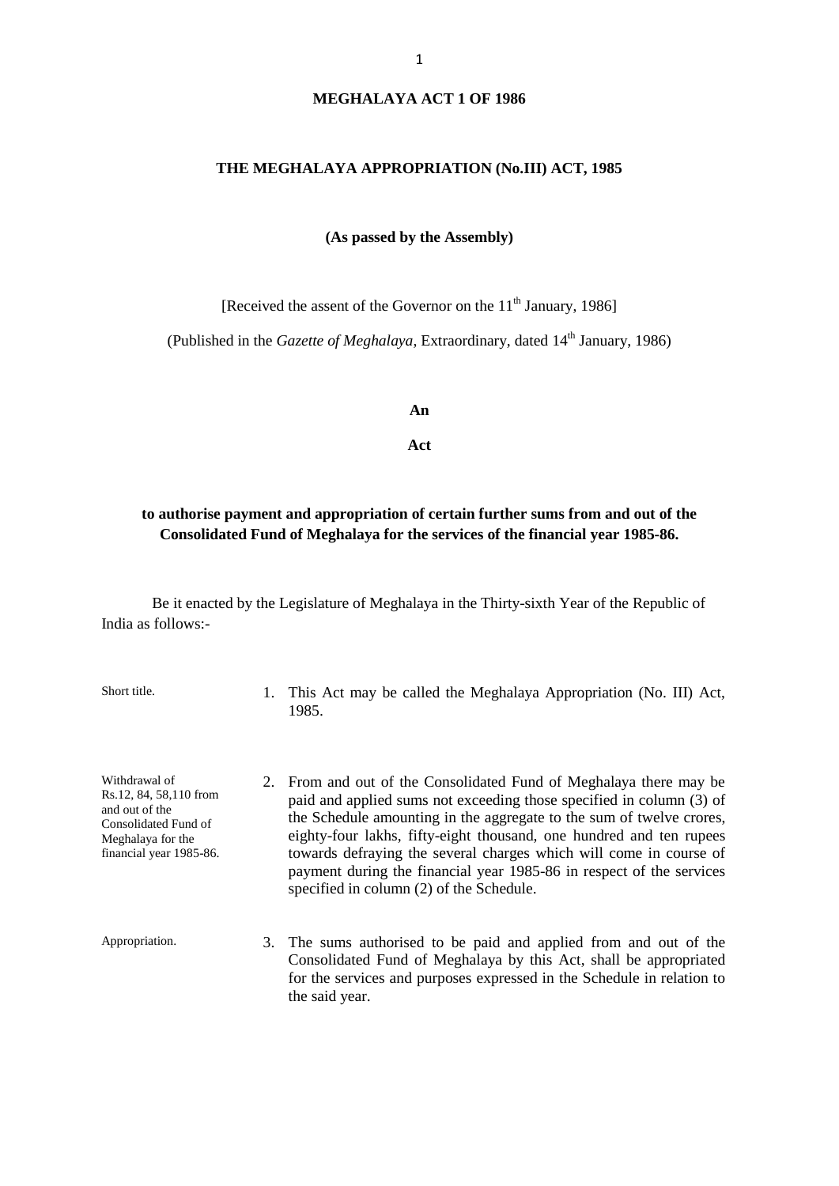**MEGHALAYA ACT 1 OF 1986**

**THE MEGHALAYA APPROPRIATION (No.III) ACT, 1985**

**(As passed by the Assembly)**

[Received the assent of the Governor on the 11th January, 1986]

(Published in the *Gazette of Meghalaya*, Extraordinary, dated 14th January, 1986)

**An**

**Act**

**to authorise payment and appropriation of certain further sums from and out of the Consolidated Fund of Meghalaya for the services of the financial year 1985-86.**

Be it enacted by the Legislature of Meghalaya in the Thirty-sixth Year of the Republic of India as follows:-

Short title.

1. This Act may be called the Meghalaya Appropriation (No. III) Act, 1985.

Withdrawal of Rs.12, 84, 58,110 from and out of the Consolidated Fund of Meghalaya for the financial year 1985-86.

2. From and out of the Consolidated Fund of Meghalaya there may be paid and applied sums not exceeding those specified in column (3) of the Schedule amounting in the aggregate to the sum of twelve crores, eighty-four lakhs, fifty-eight thousand, one hundred and ten rupees towards defraying the several charges which will come in course of payment during the financial year 1985-86 in respect of the services specified in column (2) of the Schedule.

Appropriation.

3. The sums authorised to be paid and applied from and out of the Consolidated Fund of Meghalaya by this Act, shall be appropriated for the services and purposes expressed in the Schedule in relation to the said year.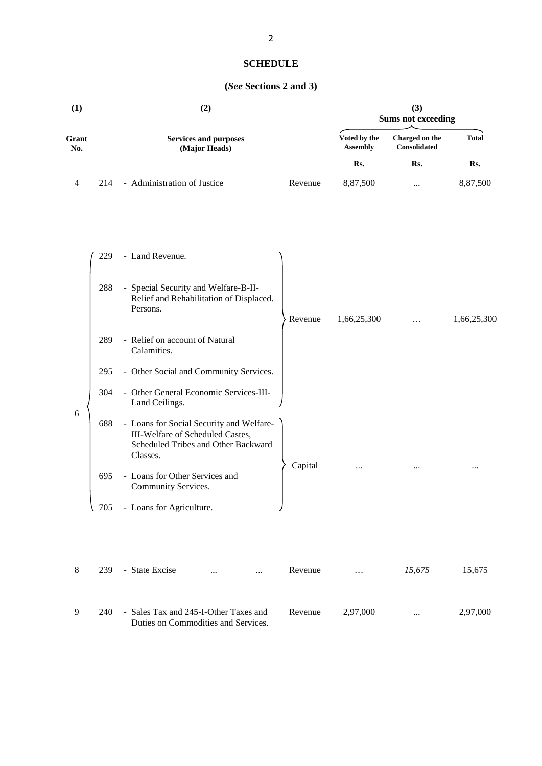## SCHEDULE

### (*See* Sections 2 and 3)

| (1) | | (2) | | (3) Sums not exceeding | | |
|---|---|---|---|---|---|---|
| Grant No. | | Services and purposes (Major Heads) | | Voted by the Assembly | Charged on the Consolidated | Total |
| | | | | Rs. | Rs. | Rs. |
| 4 | 214 | - Administration of Justice | Revenue | 8,87,500 | ... | 8,87,500 |
| 6 | 229 | - Land Revenue. | Revenue | 1,66,25,300 | … | 1,66,25,300 |
| | 288 | - Special Security and Welfare-B-II-Relief and Rehabilitation of Displaced. Persons. | | | | |
| | 289 | - Relief on account of Natural Calamities. | | | | |
| | 295 | - Other Social and Community Services. | | | | |
| | 304 | - Other General Economic Services-III-Land Ceilings. | | | | |
| | 688 | - Loans for Social Security and Welfare-III-Welfare of Scheduled Castes, Scheduled Tribes and Other Backward Classes. | Capital | ... | ... | ... |
| | 695 | - Loans for Other Services and Community Services. | | | | |
| | 705 | - Loans for Agriculture. | | | | |
| 8 | 239 | - State Excise ... ... | Revenue | … | *15,675* | 15,675 |
| 9 | 240 | - Sales Tax and 245-I-Other Taxes and Duties on Commodities and Services. | Revenue | 2,97,000 | ... | 2,97,000 |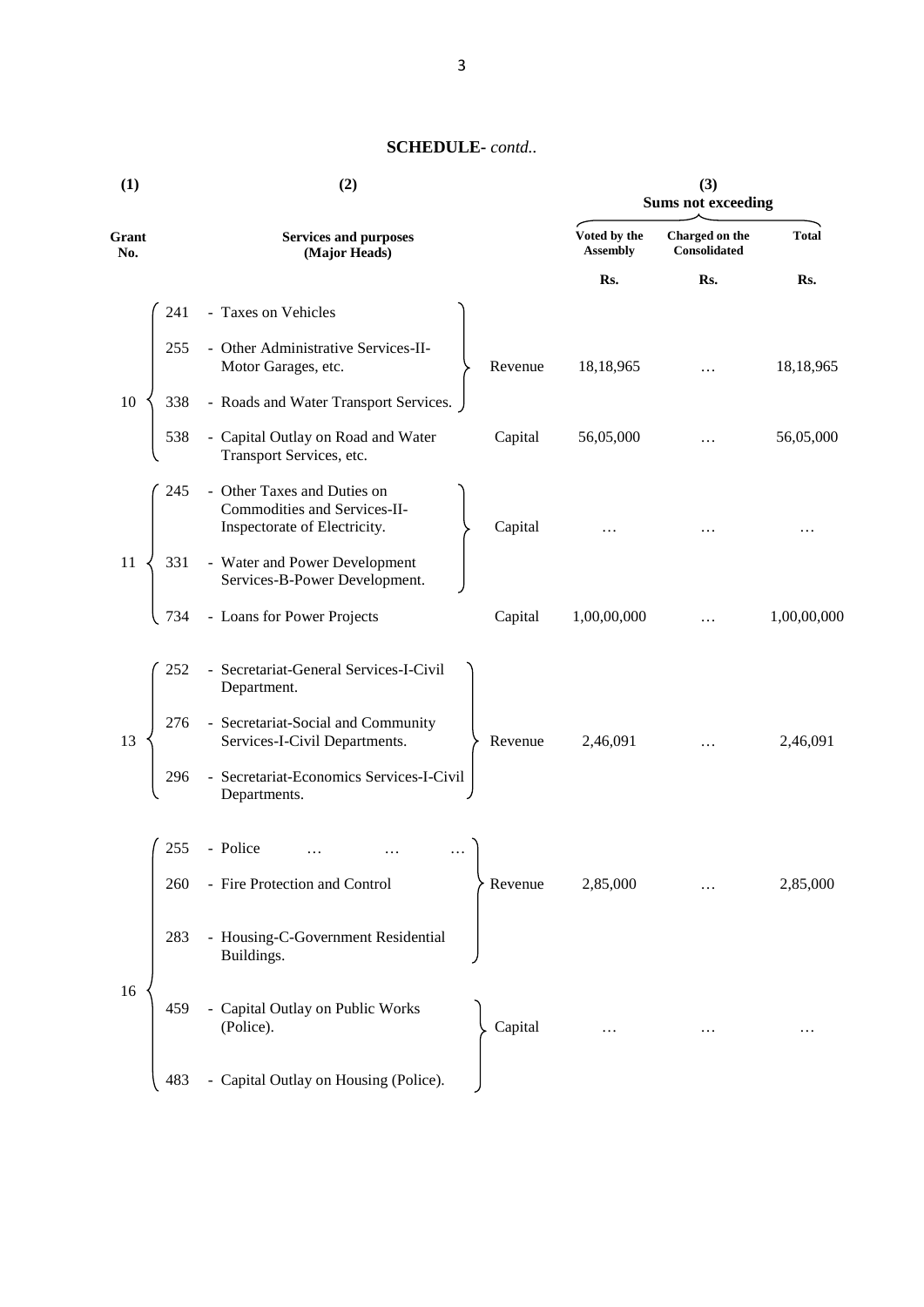## SCHEDULE- *contd..*

| (1) | (2) | | (3) Sums not exceeding | | |
|---|---|---|---|---|---|
| Grant No. | Services and purposes (Major Heads) | | Voted by the Assembly | Charged on the Consolidated | Total |
| | | | Rs. | Rs. | Rs. |
| 10 | 241 - Taxes on Vehicles<br>255 - Other Administrative Services-II-Motor Garages, etc.<br>338 - Roads and Water Transport Services. | Revenue | 18,18,965 | … | 18,18,965 |
| | 538 - Capital Outlay on Road and Water Transport Services, etc. | Capital | 56,05,000 | … | 56,05,000 |
| 11 | 245 - Other Taxes and Duties on Commodities and Services-II-Inspectorate of Electricity.<br>331 - Water and Power Development Services-B-Power Development. | Capital | … | … | … |
| | 734 - Loans for Power Projects | Capital | 1,00,00,000 | … | 1,00,00,000 |
| 13 | 252 - Secretariat-General Services-I-Civil Department.<br>276 - Secretariat-Social and Community Services-I-Civil Departments.<br>296 - Secretariat-Economics Services-I-Civil Departments. | Revenue | 2,46,091 | … | 2,46,091 |
| 16 | 255 - Police … … …<br>260 - Fire Protection and Control<br>283 - Housing-C-Government Residential Buildings. | Revenue | 2,85,000 | … | 2,85,000 |
| | 459 - Capital Outlay on Public Works (Police).<br>483 - Capital Outlay on Housing (Police). | Capital | … | … | … |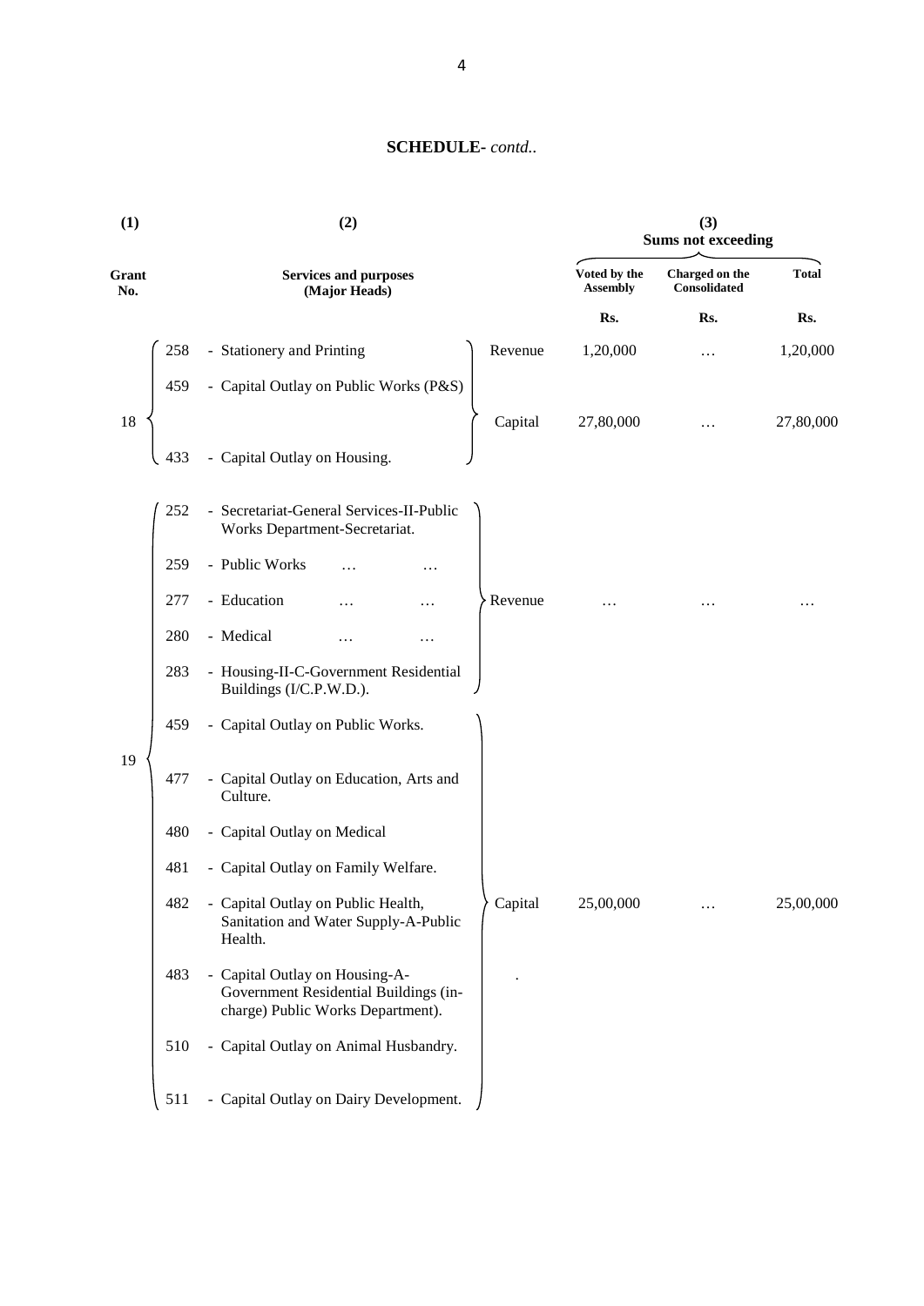## SCHEDULE- *contd..*

| (1) | (2) | | | (3) Sums not exceeding | | |
|---|---|---|---|---|---|---|
| Grant No. | Services and purposes (Major Heads) | | | Voted by the Assembly | Charged on the Consolidated | Total |
| | | | | Rs. | Rs. | Rs. |
| 18 | 258 | - Stationery and Printing | Revenue | 1,20,000 | … | 1,20,000 |
| | 459 | - Capital Outlay on Public Works (P&S) | Capital | 27,80,000 | … | 27,80,000 |
| | 433 | - Capital Outlay on Housing. | | | | |
| 19 | 252 | - Secretariat-General Services-II-Public Works Department-Secretariat. | Revenue | … | … | … |
| | 259 | - Public Works … … | | | | |
| | 277 | - Education … … | | | | |
| | 280 | - Medical … … | | | | |
| | 283 | - Housing-II-C-Government Residential Buildings (I/C.P.W.D.). | | | | |
| | 459 | - Capital Outlay on Public Works. | Capital | 25,00,000 | … | 25,00,000 |
| | 477 | - Capital Outlay on Education, Arts and Culture. | | | | |
| | 480 | - Capital Outlay on Medical | | | | |
| | 481 | - Capital Outlay on Family Welfare. | | | | |
| | 482 | - Capital Outlay on Public Health, Sanitation and Water Supply-A-Public Health. | | | | |
| | 483 | - Capital Outlay on Housing-A-Government Residential Buildings (in-charge) Public Works Department). | | | | |
| | 510 | - Capital Outlay on Animal Husbandry. | | | | |
| | 511 | - Capital Outlay on Dairy Development. | | | | |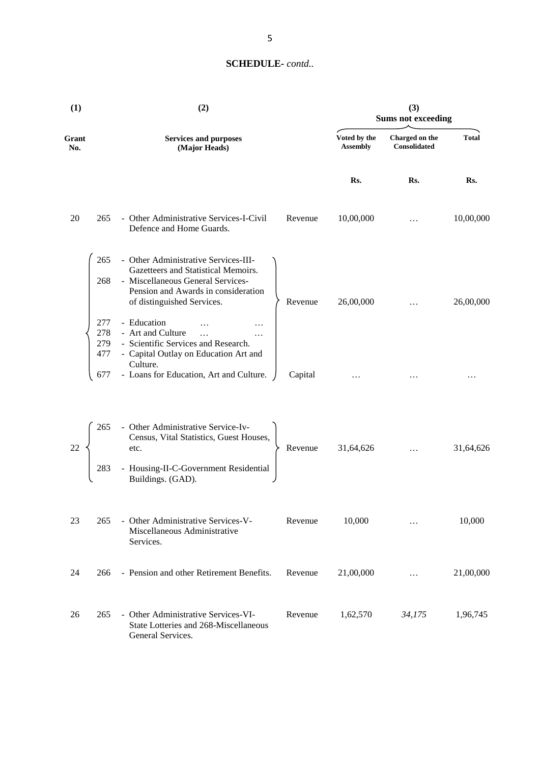**SCHEDULE-** *contd..*

| (1) | | (2) | | (3) Sums not exceeding | | |
|---|---|---|---|---|---|---|
| Grant No. | | Services and purposes (Major Heads) | | Voted by the Assembly | Charged on the Consolidated | Total |
| | | | | Rs. | Rs. | Rs. |
| 20 | 265 | - Other Administrative Services-I-Civil Defence and Home Guards. | Revenue | 10,00,000 | … | 10,00,000 |
| | 265 | - Other Administrative Services-III-Gazetteers and Statistical Memoirs. | | | | |
| | 268 | - Miscellaneous General Services-Pension and Awards in consideration of distinguished Services. | Revenue | 26,00,000 | … | 26,00,000 |
| | 277 | - Education … … | | | | |
| | 278 | - Art and Culture … … | | | | |
| | 279 | - Scientific Services and Research. | | | | |
| | 477 | - Capital Outlay on Education Art and Culture. | | | | |
| | 677 | - Loans for Education, Art and Culture. | Capital | … | … | … |
| 22 | 265 | - Other Administrative Service-Iv-Census, Vital Statistics, Guest Houses, etc. | Revenue | 31,64,626 | … | 31,64,626 |
| | 283 | - Housing-II-C-Government Residential Buildings. (GAD). | | | | |
| 23 | 265 | - Other Administrative Services-V-Miscellaneous Administrative Services. | Revenue | 10,000 | … | 10,000 |
| 24 | 266 | - Pension and other Retirement Benefits. | Revenue | 21,00,000 | … | 21,00,000 |
| 26 | 265 | - Other Administrative Services-VI-State Lotteries and 268-Miscellaneous General Services. | Revenue | 1,62,570 | *34,175* | 1,96,745 |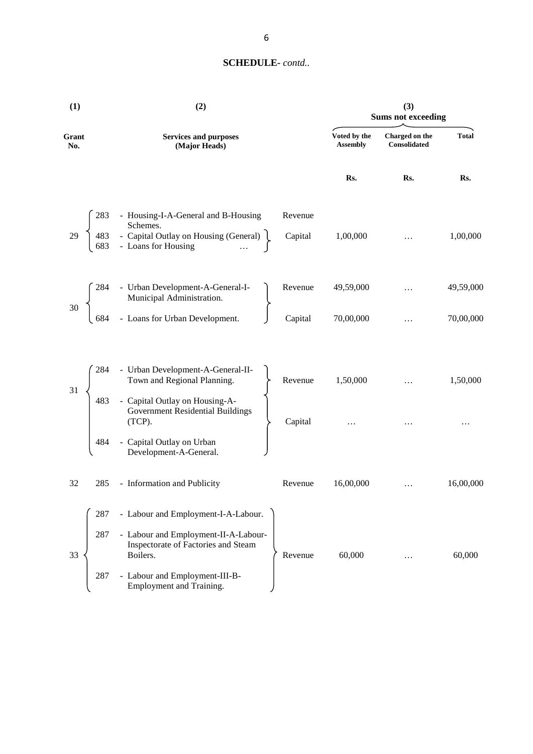## SCHEDULE- *contd..*

| (1) | | (2) | | (3) Sums not exceeding | | |
|---|---|---|---|---|---|---|
| Grant No. | | Services and purposes (Major Heads) | | Voted by the Assembly | Charged on the Consolidated | Total |
| | | | | Rs. | Rs. | Rs. |
| 29 | 283 | - Housing-I-A-General and B-Housing Schemes. | Revenue | | | |
| | 483 | - Capital Outlay on Housing (General) | Capital | 1,00,000 | … | 1,00,000 |
| | 683 | - Loans for Housing … | | | | |
| 30 | 284 | - Urban Development-A-General-I-Municipal Administration. | Revenue | 49,59,000 | … | 49,59,000 |
| | 684 | - Loans for Urban Development. | Capital | 70,00,000 | … | 70,00,000 |
| 31 | 284 | - Urban Development-A-General-II-Town and Regional Planning. | Revenue | 1,50,000 | … | 1,50,000 |
| | 483 | - Capital Outlay on Housing-A-Government Residential Buildings (TCP). | Capital | … | … | … |
| | 484 | - Capital Outlay on Urban Development-A-General. | | | | |
| 32 | 285 | - Information and Publicity | Revenue | 16,00,000 | … | 16,00,000 |
| 33 | 287 | - Labour and Employment-I-A-Labour. | Revenue | 60,000 | … | 60,000 |
| | 287 | - Labour and Employment-II-A-Labour-Inspectorate of Factories and Steam Boilers. | | | | |
| | 287 | - Labour and Employment-III-B-Employment and Training. | | | | |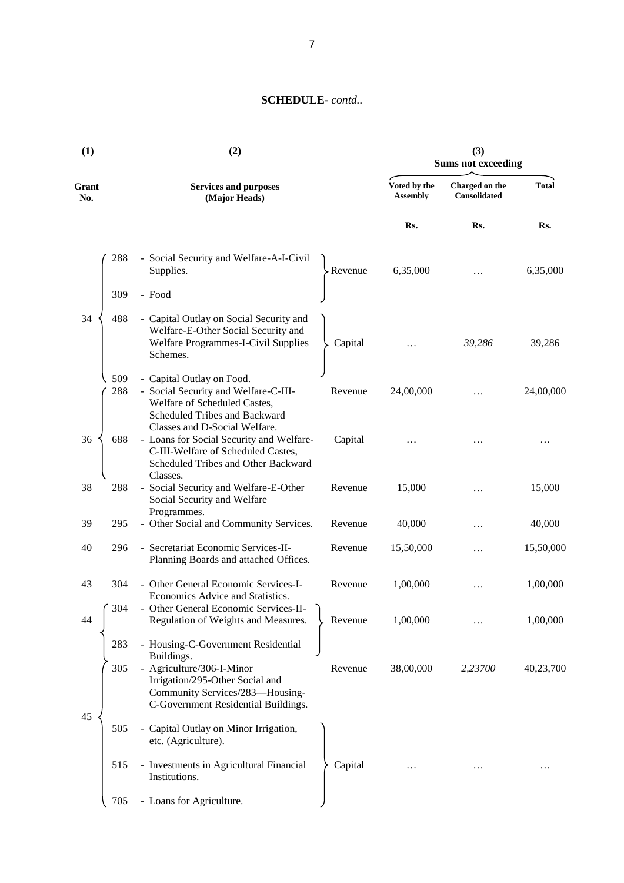## SCHEDULE- *contd..*

| (1) | (2) | | | (3) Sums not exceeding | | |
|---|---|---|---|---|---|---|
| Grant No. | Services and purposes (Major Heads) | | | Voted by the Assembly | Charged on the Consolidated | Total |
| | | | | Rs. | Rs. | Rs. |
| 34 | 288 | - Social Security and Welfare-A-I-Civil Supplies. | Revenue | 6,35,000 | … | 6,35,000 |
| | 309 | - Food | | | | |
| | 488 | - Capital Outlay on Social Security and Welfare-E-Other Social Security and Welfare Programmes-I-Civil Supplies Schemes. | Capital | … | *39,286* | 39,286 |
| | 509 | - Capital Outlay on Food. | | | | |
| 36 | 288 | - Social Security and Welfare-C-III-Welfare of Scheduled Castes, Scheduled Tribes and Backward Classes and D-Social Welfare. | Revenue | 24,00,000 | … | 24,00,000 |
| | 688 | - Loans for Social Security and Welfare-C-III-Welfare of Scheduled Castes, Scheduled Tribes and Other Backward Classes. | Capital | … | … | … |
| 38 | 288 | - Social Security and Welfare-E-Other Social Security and Welfare Programmes. | Revenue | 15,000 | … | 15,000 |
| 39 | 295 | - Other Social and Community Services. | Revenue | 40,000 | … | 40,000 |
| 40 | 296 | - Secretariat Economic Services-II-Planning Boards and attached Offices. | Revenue | 15,50,000 | … | 15,50,000 |
| 43 | 304 | - Other General Economic Services-I-Economics Advice and Statistics. | Revenue | 1,00,000 | … | 1,00,000 |
| 44 | 304 | - Other General Economic Services-II-Regulation of Weights and Measures. | Revenue | 1,00,000 | … | 1,00,000 |
| | 283 | - Housing-C-Government Residential Buildings. | | | | |
| 45 | 305 | - Agriculture/306-I-Minor Irrigation/295-Other Social and Community Services/283—Housing-C-Government Residential Buildings. | Revenue | 38,00,000 | *2,23700* | 40,23,700 |
| | 505 | - Capital Outlay on Minor Irrigation, etc. (Agriculture). | | | | |
| | 515 | - Investments in Agricultural Financial Institutions. | Capital | … | … | … |
| | 705 | - Loans for Agriculture. | | | | |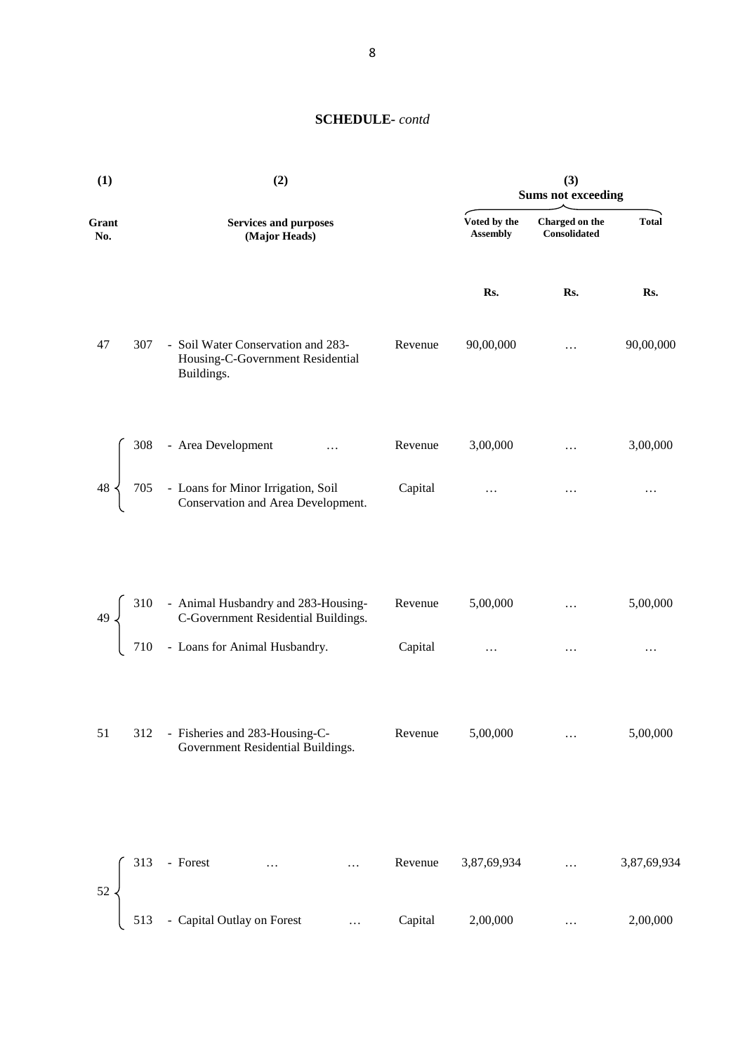**SCHEDULE-** *contd*

| (1) | | (2) | | (3) Sums not exceeding | | |
|---|---|---|---|---|---|---|
| Grant No. | | Services and purposes (Major Heads) | | Voted by the Assembly | Charged on the Consolidated | Total |
| | | | | Rs. | Rs. | Rs. |
| 47 | 307 | - Soil Water Conservation and 283-Housing-C-Government Residential Buildings. | Revenue | 90,00,000 | … | 90,00,000 |
| 48 | 308 | - Area Development … | Revenue | 3,00,000 | … | 3,00,000 |
| | 705 | - Loans for Minor Irrigation, Soil Conservation and Area Development. | Capital | … | … | … |
| 49 | 310 | - Animal Husbandry and 283-Housing-C-Government Residential Buildings. | Revenue | 5,00,000 | … | 5,00,000 |
| | 710 | - Loans for Animal Husbandry. | Capital | … | … | … |
| 51 | 312 | - Fisheries and 283-Housing-C-Government Residential Buildings. | Revenue | 5,00,000 | … | 5,00,000 |
| 52 | 313 | - Forest … … | Revenue | 3,87,69,934 | … | 3,87,69,934 |
| | 513 | - Capital Outlay on Forest … | Capital | 2,00,000 | … | 2,00,000 |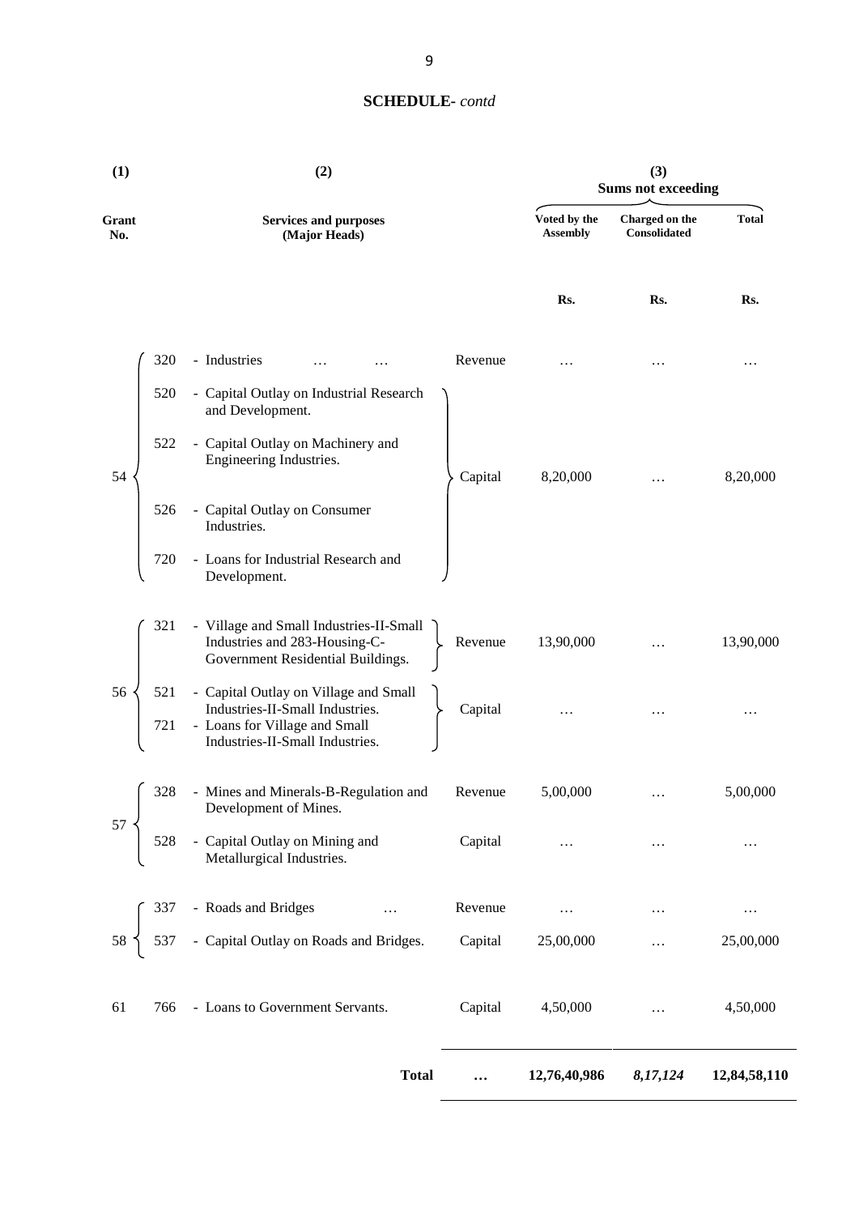**SCHEDULE-** *contd*

| (1) | | (2) | | (3) Sums not exceeding | | |
|---|---|---|---|---|---|---|
| Grant No. | | Services and purposes (Major Heads) | | Voted by the Assembly | Charged on the Consolidated | Total |
| | | | | Rs. | Rs. | Rs. |
| 54 | 320 | - Industries … … | Revenue | … | … | … |
| | 520 | - Capital Outlay on Industrial Research and Development. | Capital | 8,20,000 | … | 8,20,000 |
| | 522 | - Capital Outlay on Machinery and Engineering Industries. | | | | |
| | 526 | - Capital Outlay on Consumer Industries. | | | | |
| | 720 | - Loans for Industrial Research and Development. | | | | |
| 56 | 321 | - Village and Small Industries-II-Small Industries and 283-Housing-C-Government Residential Buildings. | Revenue | 13,90,000 | … | 13,90,000 |
| | 521 | - Capital Outlay on Village and Small Industries-II-Small Industries. | Capital | … | … | … |
| | 721 | - Loans for Village and Small Industries-II-Small Industries. | | | | |
| 57 | 328 | - Mines and Minerals-B-Regulation and Development of Mines. | Revenue | 5,00,000 | … | 5,00,000 |
| | 528 | - Capital Outlay on Mining and Metallurgical Industries. | Capital | … | … | … |
| 58 | 337 | - Roads and Bridges … | Revenue | … | … | … |
| | 537 | - Capital Outlay on Roads and Bridges. | Capital | 25,00,000 | … | 25,00,000 |
| 61 | 766 | - Loans to Government Servants. | Capital | 4,50,000 | … | 4,50,000 |
| | | **Total** | … | **12,76,40,986** | ***8,17,124*** | **12,84,58,110** |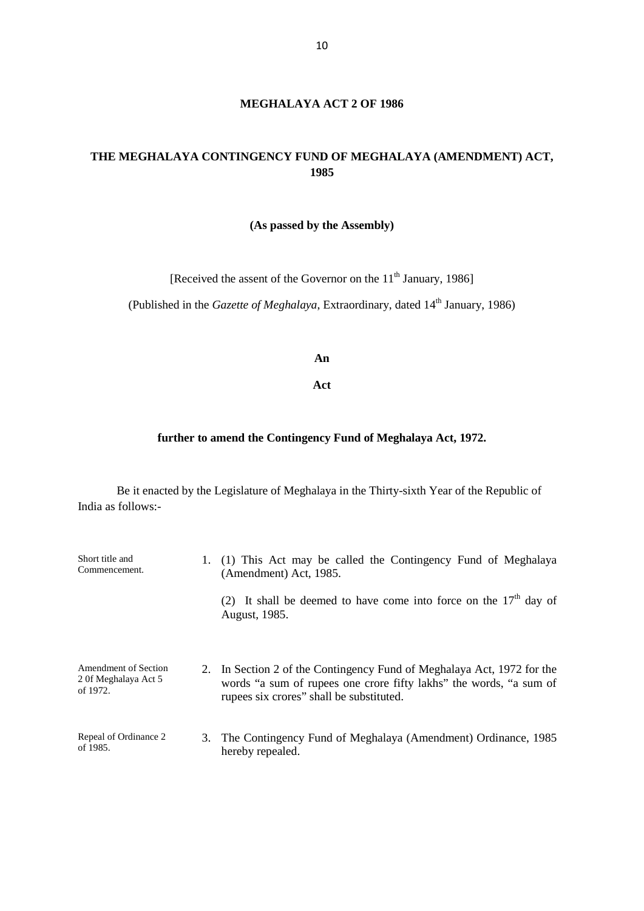# MEGHALAYA ACT 2 OF 1986

## THE MEGHALAYA CONTINGENCY FUND OF MEGHALAYA (AMENDMENT) ACT, 1985

**(As passed by the Assembly)**

[Received the assent of the Governor on the 11th January, 1986]

(Published in the *Gazette of Meghalaya*, Extraordinary, dated 14th January, 1986)

**An**

**Act**

**further to amend the Contingency Fund of Meghalaya Act, 1972.**

Be it enacted by the Legislature of Meghalaya in the Thirty-sixth Year of the Republic of India as follows:-

Short title and Commencement.

1. (1) This Act may be called the Contingency Fund of Meghalaya (Amendment) Act, 1985.

   (2) It shall be deemed to have come into force on the 17th day of August, 1985.

Amendment of Section 2 0f Meghalaya Act 5 of 1972.

2. In Section 2 of the Contingency Fund of Meghalaya Act, 1972 for the words "a sum of rupees one crore fifty lakhs" the words, "a sum of rupees six crores" shall be substituted.

Repeal of Ordinance 2 of 1985.

3. The Contingency Fund of Meghalaya (Amendment) Ordinance, 1985 hereby repealed.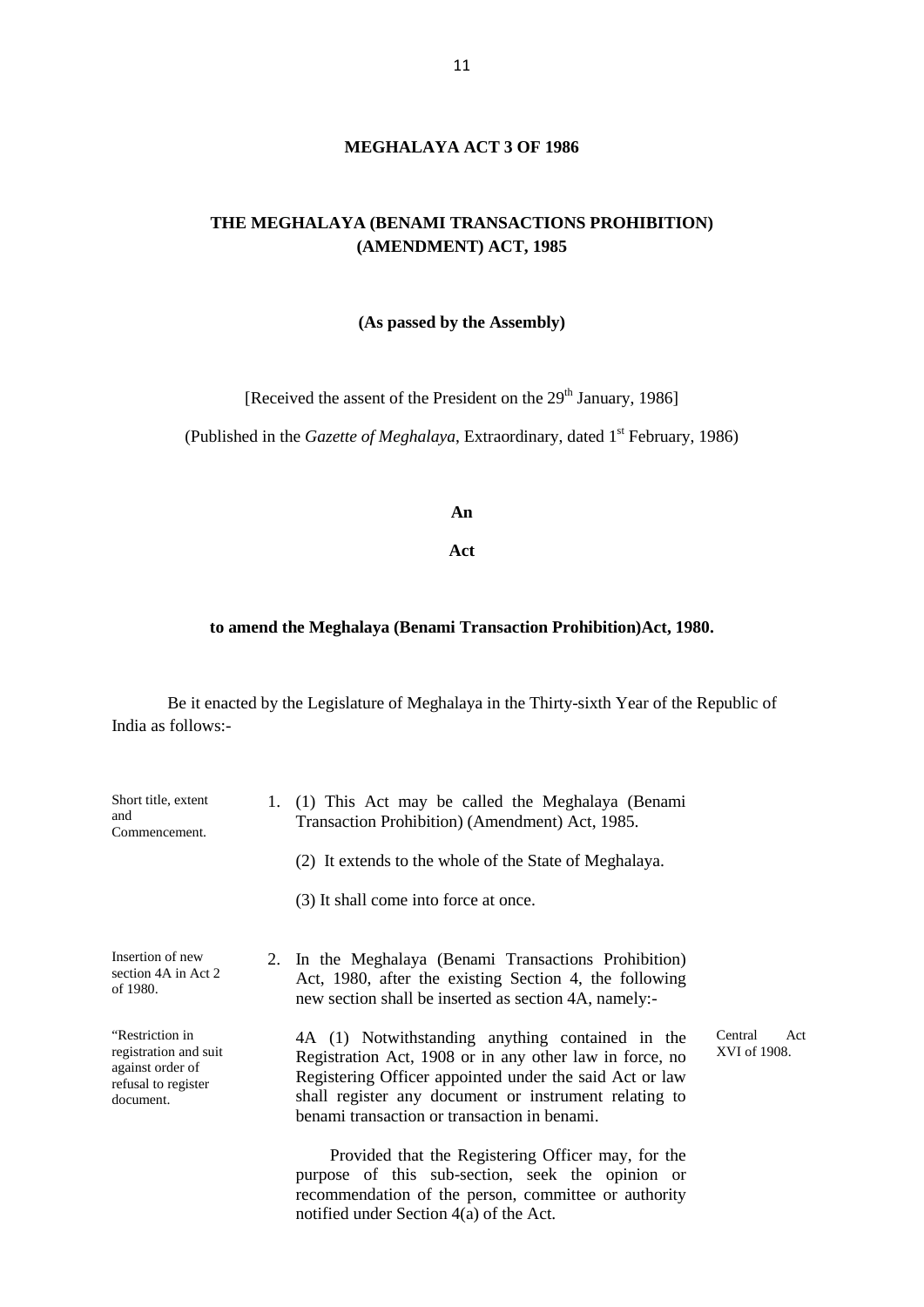# MEGHALAYA ACT 3 OF 1986

## THE MEGHALAYA (BENAMI TRANSACTIONS PROHIBITION) (AMENDMENT) ACT, 1985

**(As passed by the Assembly)**

[Received the assent of the President on the 29th January, 1986]

(Published in the *Gazette of Meghalaya*, Extraordinary, dated 1st February, 1986)

**An**

**Act**

**to amend the Meghalaya (Benami Transaction Prohibition)Act, 1980.**

Be it enacted by the Legislature of Meghalaya in the Thirty-sixth Year of the Republic of India as follows:-

*Short title, extent and Commencement.*

1. (1) This Act may be called the Meghalaya (Benami Transaction Prohibition) (Amendment) Act, 1985.

   (2) It extends to the whole of the State of Meghalaya.

   (3) It shall come into force at once.

*Insertion of new section 4A in Act 2 of 1980.*

2. In the Meghalaya (Benami Transactions Prohibition) Act, 1980, after the existing Section 4, the following new section shall be inserted as section 4A, namely:-

*"Restriction in registration and suit against order of refusal to register document.*

4A (1) Notwithstanding anything contained in the Registration Act, 1908 or in any other law in force, no Registering Officer appointed under the said Act or law shall register any document or instrument relating to benami transaction or transaction in benami.

*Central Act XVI of 1908.*

Provided that the Registering Officer may, for the purpose of this sub-section, seek the opinion or recommendation of the person, committee or authority notified under Section 4(a) of the Act.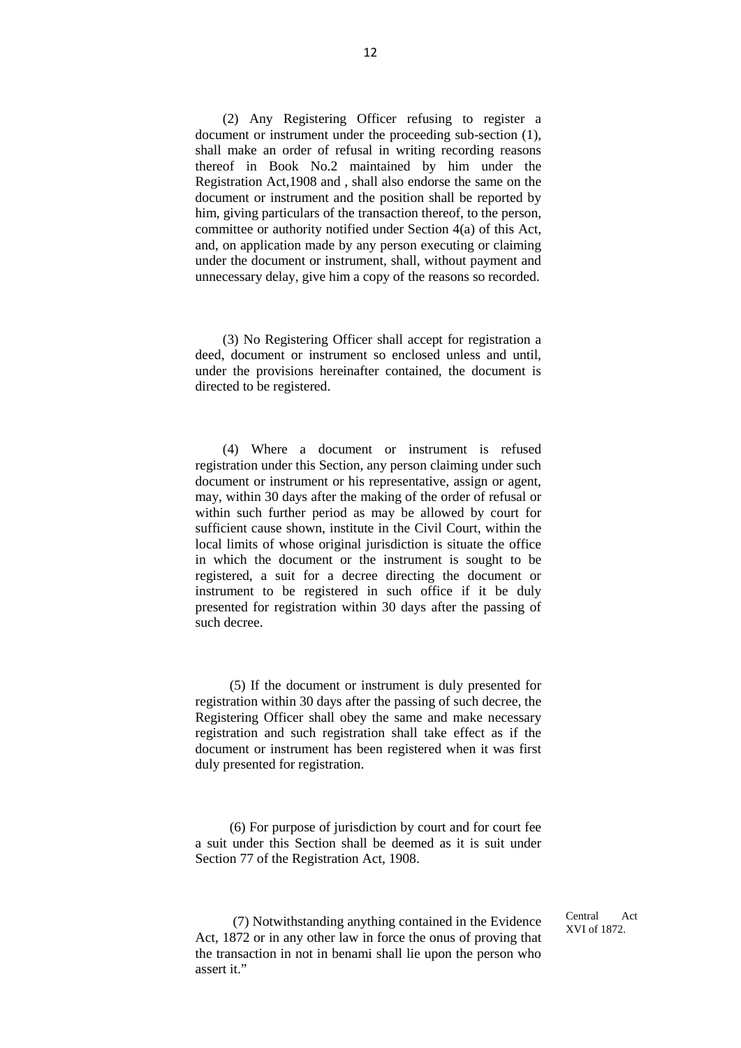(2) Any Registering Officer refusing to register a document or instrument under the proceeding sub-section (1), shall make an order of refusal in writing recording reasons thereof in Book No.2 maintained by him under the Registration Act,1908 and , shall also endorse the same on the document or instrument and the position shall be reported by him, giving particulars of the transaction thereof, to the person, committee or authority notified under Section 4(a) of this Act, and, on application made by any person executing or claiming under the document or instrument, shall, without payment and unnecessary delay, give him a copy of the reasons so recorded.

(3) No Registering Officer shall accept for registration a deed, document or instrument so enclosed unless and until, under the provisions hereinafter contained, the document is directed to be registered.

(4) Where a document or instrument is refused registration under this Section, any person claiming under such document or instrument or his representative, assign or agent, may, within 30 days after the making of the order of refusal or within such further period as may be allowed by court for sufficient cause shown, institute in the Civil Court, within the local limits of whose original jurisdiction is situate the office in which the document or the instrument is sought to be registered, a suit for a decree directing the document or instrument to be registered in such office if it be duly presented for registration within 30 days after the passing of such decree.

(5) If the document or instrument is duly presented for registration within 30 days after the passing of such decree, the Registering Officer shall obey the same and make necessary registration and such registration shall take effect as if the document or instrument has been registered when it was first duly presented for registration.

(6) For purpose of jurisdiction by court and for court fee a suit under this Section shall be deemed as it is suit under Section 77 of the Registration Act, 1908.

(7) Notwithstanding anything contained in the Evidence Act, 1872 or in any other law in force the onus of proving that the transaction in not in benami shall lie upon the person who assert it."

Central Act XVI of 1872.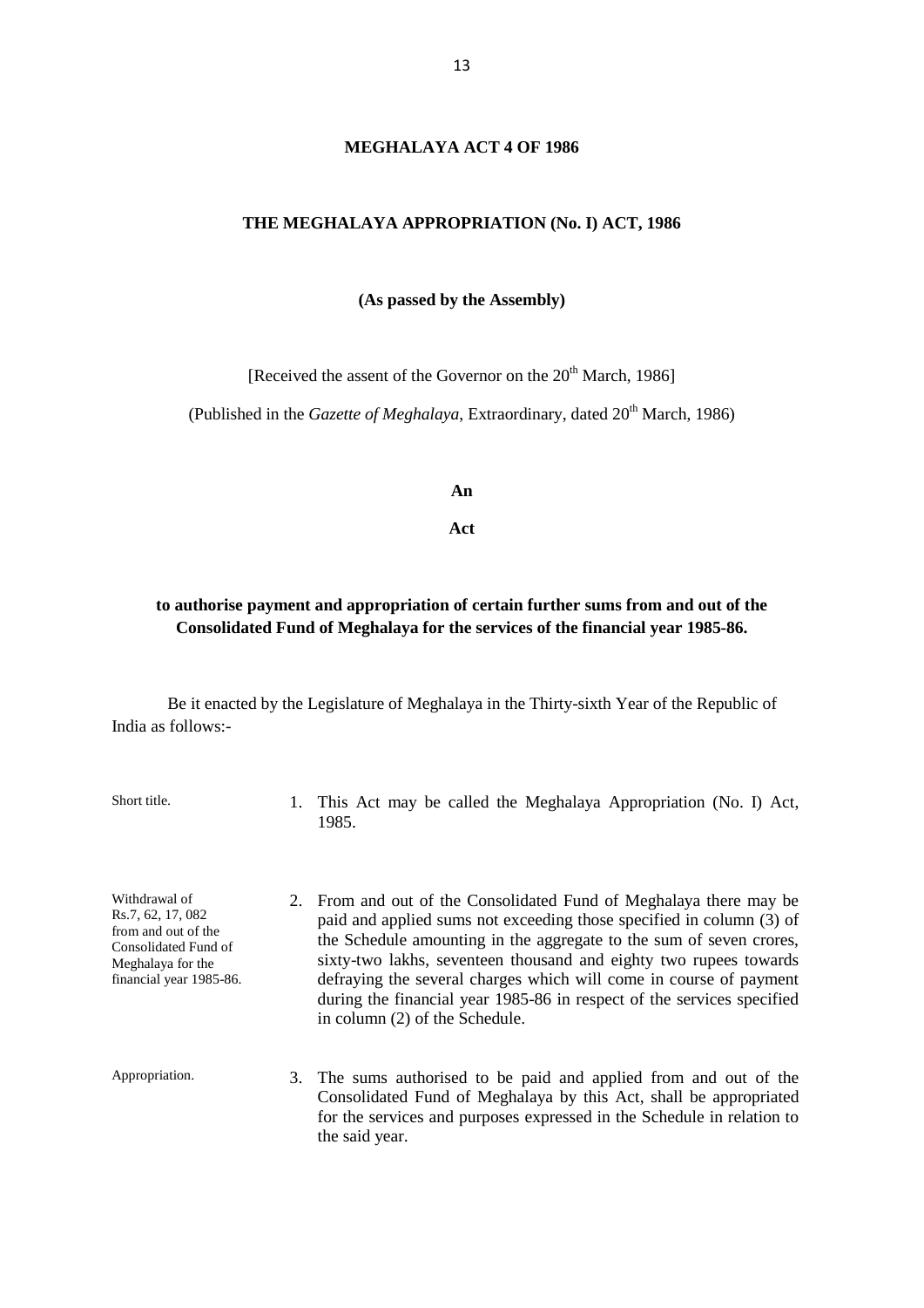# MEGHALAYA ACT 4 OF 1986

## THE MEGHALAYA APPROPRIATION (No. I) ACT, 1986

**(As passed by the Assembly)**

[Received the assent of the Governor on the 20th March, 1986]

(Published in the *Gazette of Meghalaya*, Extraordinary, dated 20th March, 1986)

**An**

**Act**

**to authorise payment and appropriation of certain further sums from and out of the Consolidated Fund of Meghalaya for the services of the financial year 1985-86.**

Be it enacted by the Legislature of Meghalaya in the Thirty-sixth Year of the Republic of India as follows:-

Short title.

1. This Act may be called the Meghalaya Appropriation (No. I) Act, 1985.

Withdrawal of Rs.7, 62, 17, 082 from and out of the Consolidated Fund of Meghalaya for the financial year 1985-86.

2. From and out of the Consolidated Fund of Meghalaya there may be paid and applied sums not exceeding those specified in column (3) of the Schedule amounting in the aggregate to the sum of seven crores, sixty-two lakhs, seventeen thousand and eighty two rupees towards defraying the several charges which will come in course of payment during the financial year 1985-86 in respect of the services specified in column (2) of the Schedule.

Appropriation.

3. The sums authorised to be paid and applied from and out of the Consolidated Fund of Meghalaya by this Act, shall be appropriated for the services and purposes expressed in the Schedule in relation to the said year.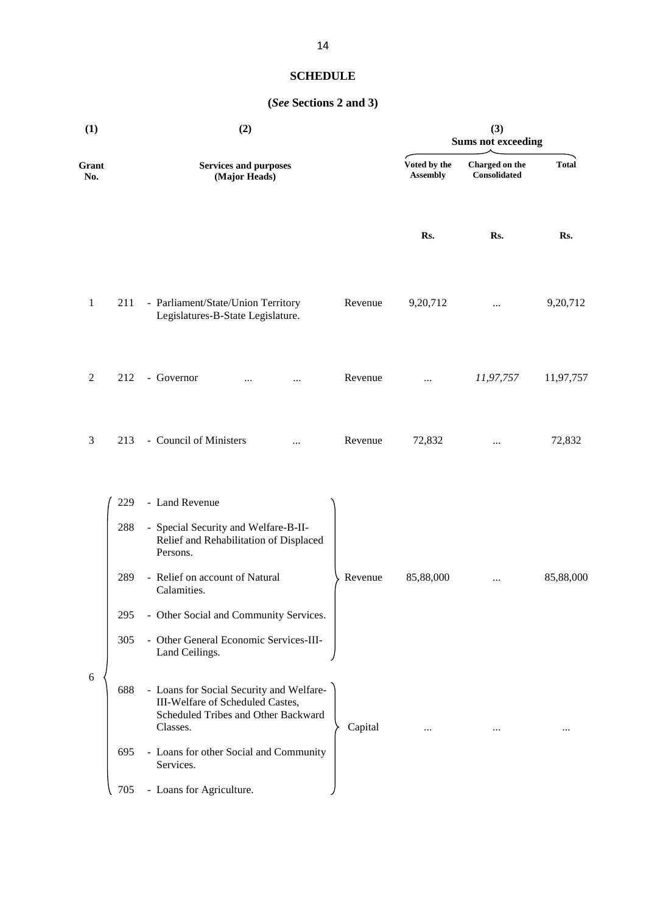**SCHEDULE**

**(*See* Sections 2 and 3)**

| (1) | (2) | | | (3) Sums not exceeding | | |
|---|---|---|---|---|---|---|
| Grant No. | Services and purposes (Major Heads) | | | Voted by the Assembly | Charged on the Consolidated | Total |
| | | | | Rs. | Rs. | Rs. |
| 1 | 211 | - Parliament/State/Union Territory Legislatures-B-State Legislature. | Revenue | 9,20,712 | ... | 9,20,712 |
| 2 | 212 | - Governor ... ... | Revenue | ... | *11,97,757* | 11,97,757 |
| 3 | 213 | - Council of Ministers ... | Revenue | 72,832 | ... | 72,832 |
| 6 | 229 | - Land Revenue | Revenue | 85,88,000 | ... | 85,88,000 |
| | 288 | - Special Security and Welfare-B-II-Relief and Rehabilitation of Displaced Persons. | | | | |
| | 289 | - Relief on account of Natural Calamities. | | | | |
| | 295 | - Other Social and Community Services. | | | | |
| | 305 | - Other General Economic Services-III-Land Ceilings. | | | | |
| | 688 | - Loans for Social Security and Welfare-III-Welfare of Scheduled Castes, Scheduled Tribes and Other Backward Classes. | Capital | ... | ... | ... |
| | 695 | - Loans for other Social and Community Services. | | | | |
| | 705 | - Loans for Agriculture. | | | | |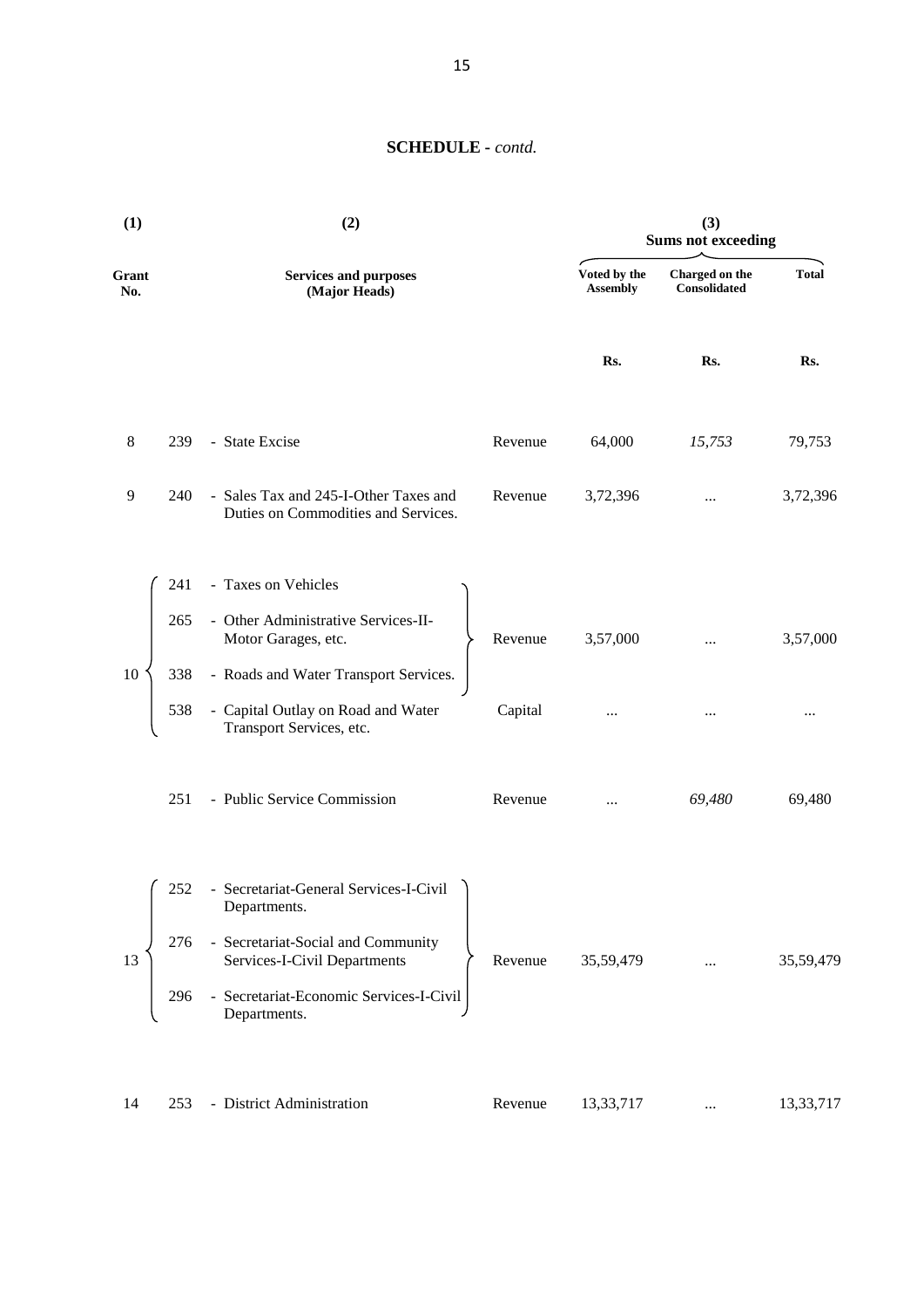## SCHEDULE - *contd.*

| (1) | | (2) | | (3) Sums not exceeding | | |
|---|---|---|---|---|---|---|
| Grant No. | | Services and purposes (Major Heads) | | Voted by the Assembly | Charged on the Consolidated | Total |
| | | | | Rs. | Rs. | Rs. |
| 8 | 239 | - State Excise | Revenue | 64,000 | *15,753* | 79,753 |
| 9 | 240 | - Sales Tax and 245-I-Other Taxes and Duties on Commodities and Services. | Revenue | 3,72,396 | ... | 3,72,396 |
| 10 | 241 | - Taxes on Vehicles | | | | |
| | 265 | - Other Administrative Services-II-Motor Garages, etc. | Revenue | 3,57,000 | ... | 3,57,000 |
| | 338 | - Roads and Water Transport Services. | | | | |
| | 538 | - Capital Outlay on Road and Water Transport Services, etc. | Capital | ... | ... | ... |
| | 251 | - Public Service Commission | Revenue | ... | *69,480* | 69,480 |
| 13 | 252 | - Secretariat-General Services-I-Civil Departments. | | | | |
| | 276 | - Secretariat-Social and Community Services-I-Civil Departments | Revenue | 35,59,479 | ... | 35,59,479 |
| | 296 | - Secretariat-Economic Services-I-Civil Departments. | | | | |
| 14 | 253 | - District Administration | Revenue | 13,33,717 | ... | 13,33,717 |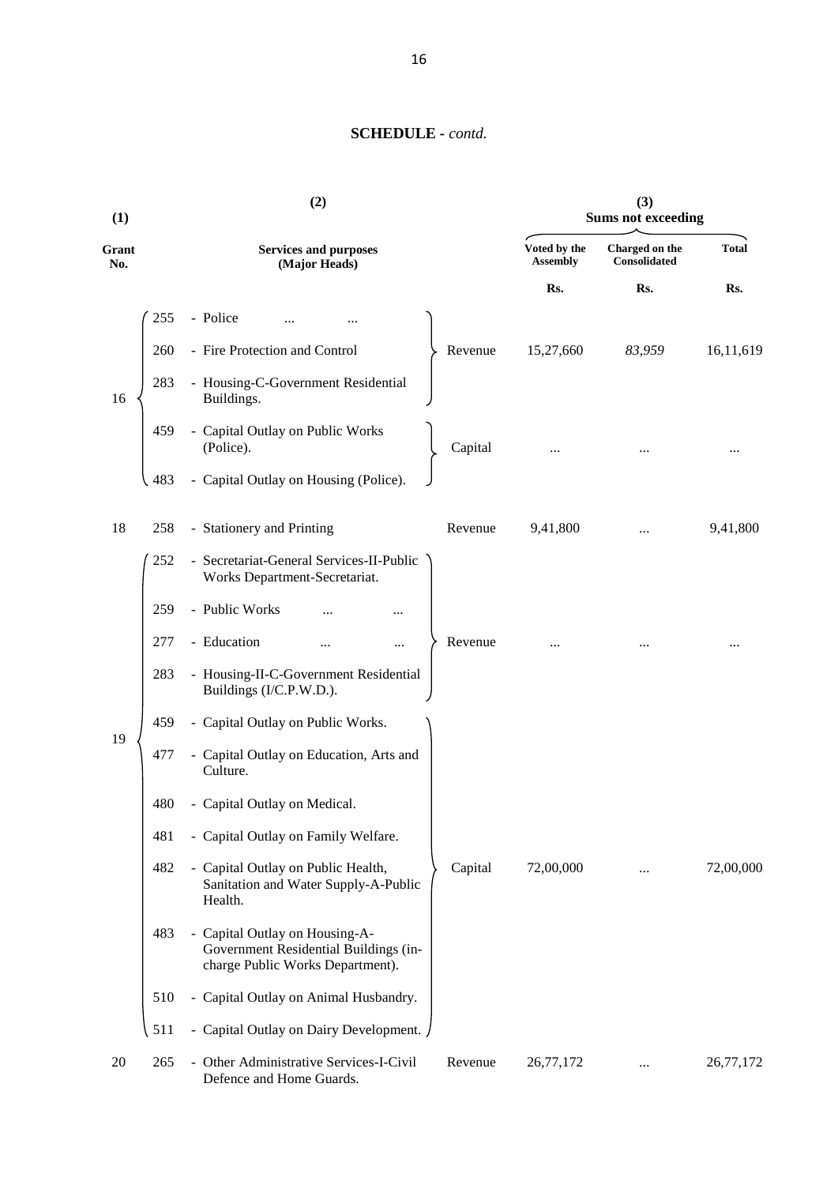**SCHEDULE -** *contd.*

| (1) | (2) | | | (3) Sums not exceeding | | |
|---|---|---|---|---|---|---|
| Grant No. | | Services and purposes (Major Heads) | | Voted by the Assembly | Charged on the Consolidated | Total |
| | | | | Rs. | Rs. | Rs. |
| 16 | 255 | - Police ... ... | Revenue | 15,27,660 | *83,959* | 16,11,619 |
| | 260 | - Fire Protection and Control | | | | |
| | 283 | - Housing-C-Government Residential Buildings. | | | | |
| | 459 | - Capital Outlay on Public Works (Police). | Capital | ... | ... | ... |
| | 483 | - Capital Outlay on Housing (Police). | | | | |
| 18 | 258 | - Stationery and Printing | Revenue | 9,41,800 | ... | 9,41,800 |
| 19 | 252 | - Secretariat-General Services-II-Public Works Department-Secretariat. | Revenue | ... | ... | ... |
| | 259 | - Public Works ... ... | | | | |
| | 277 | - Education ... ... | | | | |
| | 283 | - Housing-II-C-Government Residential Buildings (I/C.P.W.D.). | | | | |
| | 459 | - Capital Outlay on Public Works. | Capital | 72,00,000 | ... | 72,00,000 |
| | 477 | - Capital Outlay on Education, Arts and Culture. | | | | |
| | 480 | - Capital Outlay on Medical. | | | | |
| | 481 | - Capital Outlay on Family Welfare. | | | | |
| | 482 | - Capital Outlay on Public Health, Sanitation and Water Supply-A-Public Health. | | | | |
| | 483 | - Capital Outlay on Housing-A-Government Residential Buildings (in-charge Public Works Department). | | | | |
| | 510 | - Capital Outlay on Animal Husbandry. | | | | |
| | 511 | - Capital Outlay on Dairy Development. | | | | |
| 20 | 265 | - Other Administrative Services-I-Civil Defence and Home Guards. | Revenue | 26,77,172 | ... | 26,77,172 |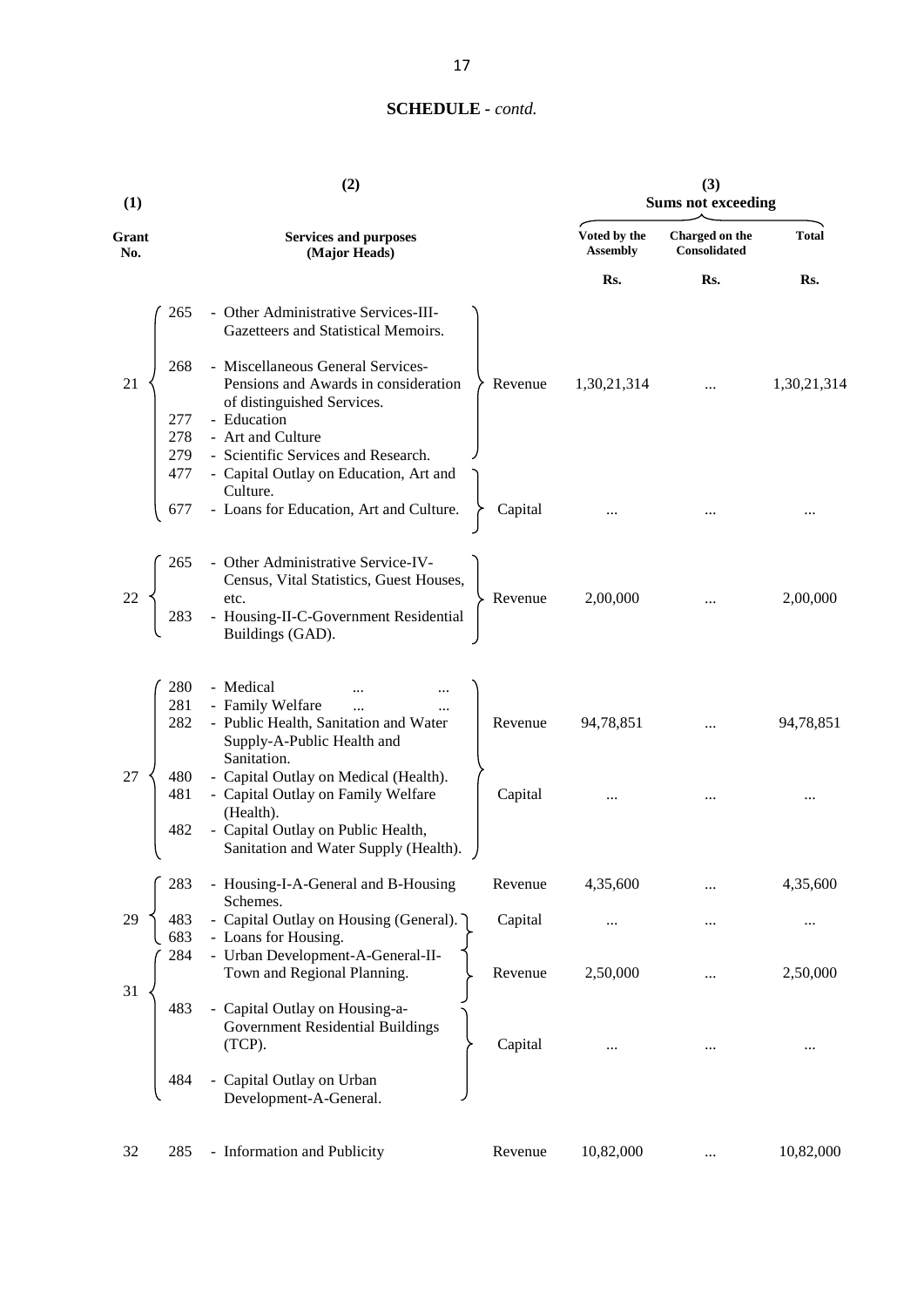**SCHEDULE** - *contd.*

| (1) Grant No. | (2) Services and purposes (Major Heads) | | (3) Sums not exceeding Voted by the Assembly | Charged on the Consolidated | Total |
|---|---|---|---|---|---|
| | | | Rs. | Rs. | Rs. |
| 21 | 265 - Other Administrative Services-III-Gazetteers and Statistical Memoirs.<br>268 - Miscellaneous General Services-Pensions and Awards in consideration of distinguished Services.<br>277 - Education<br>278 - Art and Culture<br>279 - Scientific Services and Research. | Revenue | 1,30,21,314 | ... | 1,30,21,314 |
| | 477 - Capital Outlay on Education, Art and Culture.<br>677 - Loans for Education, Art and Culture. | Capital | ... | ... | ... |
| 22 | 265 - Other Administrative Service-IV-Census, Vital Statistics, Guest Houses, etc.<br>283 - Housing-II-C-Government Residential Buildings (GAD). | Revenue | 2,00,000 | ... | 2,00,000 |
| 27 | 280 - Medical ... ...<br>281 - Family Welfare ... ...<br>282 - Public Health, Sanitation and Water Supply-A-Public Health and Sanitation. | Revenue | 94,78,851 | ... | 94,78,851 |
| | 480 - Capital Outlay on Medical (Health).<br>481 - Capital Outlay on Family Welfare (Health).<br>482 - Capital Outlay on Public Health, Sanitation and Water Supply (Health). | Capital | ... | ... | ... |
| 29 | 283 - Housing-I-A-General and B-Housing Schemes. | Revenue | 4,35,600 | ... | 4,35,600 |
| | 483 - Capital Outlay on Housing (General).<br>683 - Loans for Housing. | Capital | ... | ... | ... |
| 31 | 284 - Urban Development-A-General-II-Town and Regional Planning. | Revenue | 2,50,000 | ... | 2,50,000 |
| | 483 - Capital Outlay on Housing-a-Government Residential Buildings (TCP).<br>484 - Capital Outlay on Urban Development-A-General. | Capital | ... | ... | ... |
| 32 | 285 - Information and Publicity | Revenue | 10,82,000 | ... | 10,82,000 |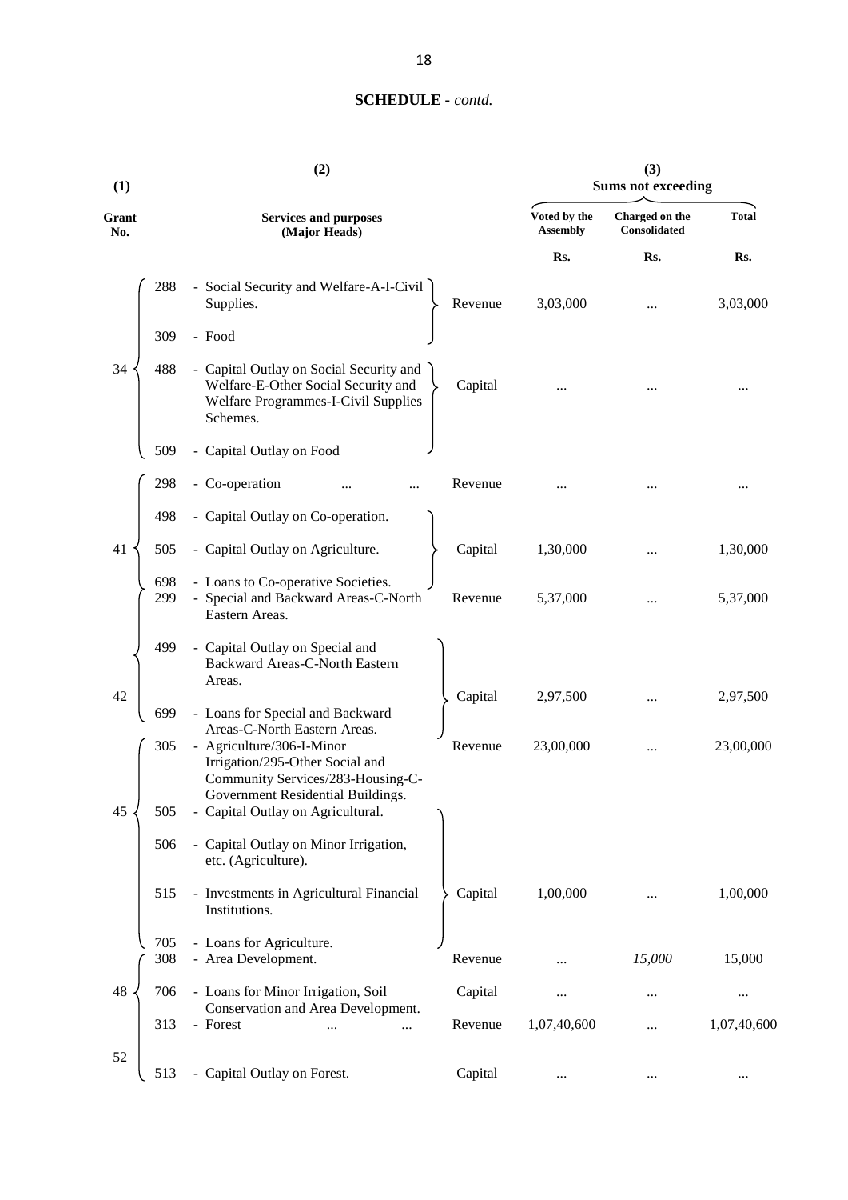**SCHEDULE** - *contd.*

| (1) Grant No. | | (2) Services and purposes (Major Heads) | | (3) Sums not exceeding Voted by the Assembly | Charged on the Consolidated | Total |
|---|---|---|---|---|---|---|
| | | | | Rs. | Rs. | Rs. |
| 34 | 288 | - Social Security and Welfare-A-I-Civil Supplies. | Revenue | 3,03,000 | ... | 3,03,000 |
| | 309 | - Food | | | | |
| | 488 | - Capital Outlay on Social Security and Welfare-E-Other Social Security and Welfare Programmes-I-Civil Supplies Schemes. | Capital | ... | ... | ... |
| | 509 | - Capital Outlay on Food | | | | |
| 41 | 298 | - Co-operation ... ... | Revenue | ... | ... | ... |
| | 498 | - Capital Outlay on Co-operation. | Capital | 1,30,000 | ... | 1,30,000 |
| | 505 | - Capital Outlay on Agriculture. | | | | |
| | 698 | - Loans to Co-operative Societies. | | | | |
| 42 | 299 | - Special and Backward Areas-C-North Eastern Areas. | Revenue | 5,37,000 | ... | 5,37,000 |
| | 499 | - Capital Outlay on Special and Backward Areas-C-North Eastern Areas. | Capital | 2,97,500 | ... | 2,97,500 |
| | 699 | - Loans for Special and Backward Areas-C-North Eastern Areas. | | | | |
| 45 | 305 | - Agriculture/306-I-Minor Irrigation/295-Other Social and Community Services/283-Housing-C-Government Residential Buildings. | Revenue | 23,00,000 | ... | 23,00,000 |
| | 505 | - Capital Outlay on Agricultural. | Capital | 1,00,000 | ... | 1,00,000 |
| | 506 | - Capital Outlay on Minor Irrigation, etc. (Agriculture). | | | | |
| | 515 | - Investments in Agricultural Financial Institutions. | | | | |
| | 705 | - Loans for Agriculture. | | | | |
| 48 | 308 | - Area Development. | Revenue | ... | *15,000* | 15,000 |
| | 706 | - Loans for Minor Irrigation, Soil Conservation and Area Development. | Capital | ... | ... | ... |
| 52 | 313 | - Forest ... ... | Revenue | 1,07,40,600 | ... | 1,07,40,600 |
| | 513 | - Capital Outlay on Forest. | Capital | ... | ... | ... |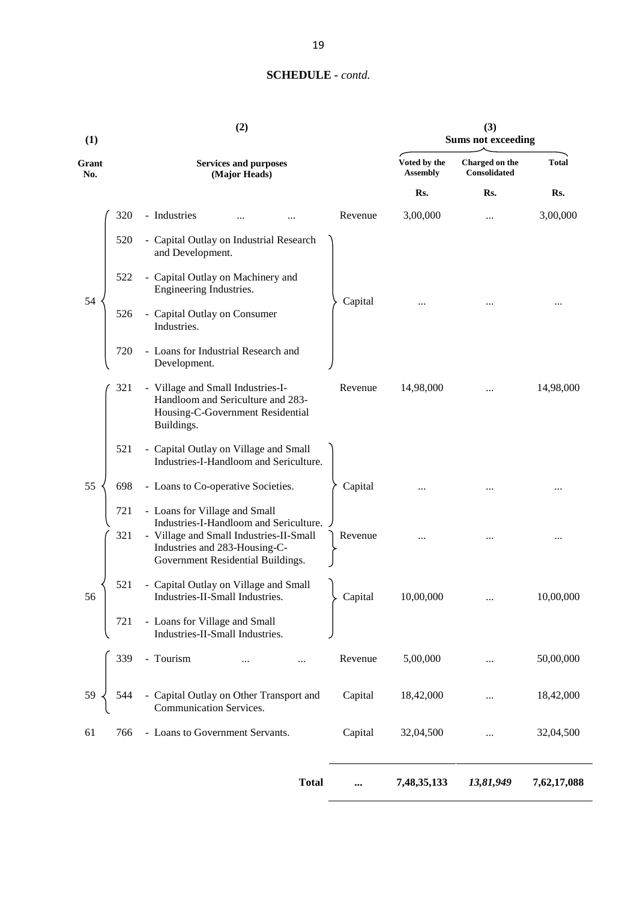**SCHEDULE** - *contd.*

| (1) Grant No. | | (2) Services and purposes (Major Heads) | | (3) Sums not exceeding | | |
|---|---|---|---|---|---|---|
| | | | | Voted by the Assembly | Charged on the Consolidated | Total |
| | | | | Rs. | Rs. | Rs. |
| 54 | 320 | - Industries ... ... | Revenue | 3,00,000 | ... | 3,00,000 |
| | 520 | - Capital Outlay on Industrial Research and Development. | Capital | ... | ... | ... |
| | 522 | - Capital Outlay on Machinery and Engineering Industries. | | | | |
| | 526 | - Capital Outlay on Consumer Industries. | | | | |
| | 720 | - Loans for Industrial Research and Development. | | | | |
| 55 | 321 | - Village and Small Industries-I-Handloom and Sericulture and 283-Housing-C-Government Residential Buildings. | Revenue | 14,98,000 | ... | 14,98,000 |
| | 521 | - Capital Outlay on Village and Small Industries-I-Handloom and Sericulture. | Capital | ... | ... | ... |
| | 698 | - Loans to Co-operative Societies. | | | | |
| | 721 | - Loans for Village and Small Industries-I-Handloom and Sericulture. | | | | |
| 56 | 321 | - Village and Small Industries-II-Small Industries and 283-Housing-C-Government Residential Buildings. | Revenue | ... | ... | ... |
| | 521 | - Capital Outlay on Village and Small Industries-II-Small Industries. | Capital | 10,00,000 | ... | 10,00,000 |
| | 721 | - Loans for Village and Small Industries-II-Small Industries. | | | | |
| 59 | 339 | - Tourism ... ... | Revenue | 5,00,000 | ... | 50,00,000 |
| | 544 | - Capital Outlay on Other Transport and Communication Services. | Capital | 18,42,000 | ... | 18,42,000 |
| 61 | 766 | - Loans to Government Servants. | Capital | 32,04,500 | ... | 32,04,500 |
| | | **Total** | **...** | **7,48,35,133** | ***13,81,949*** | **7,62,17,088** |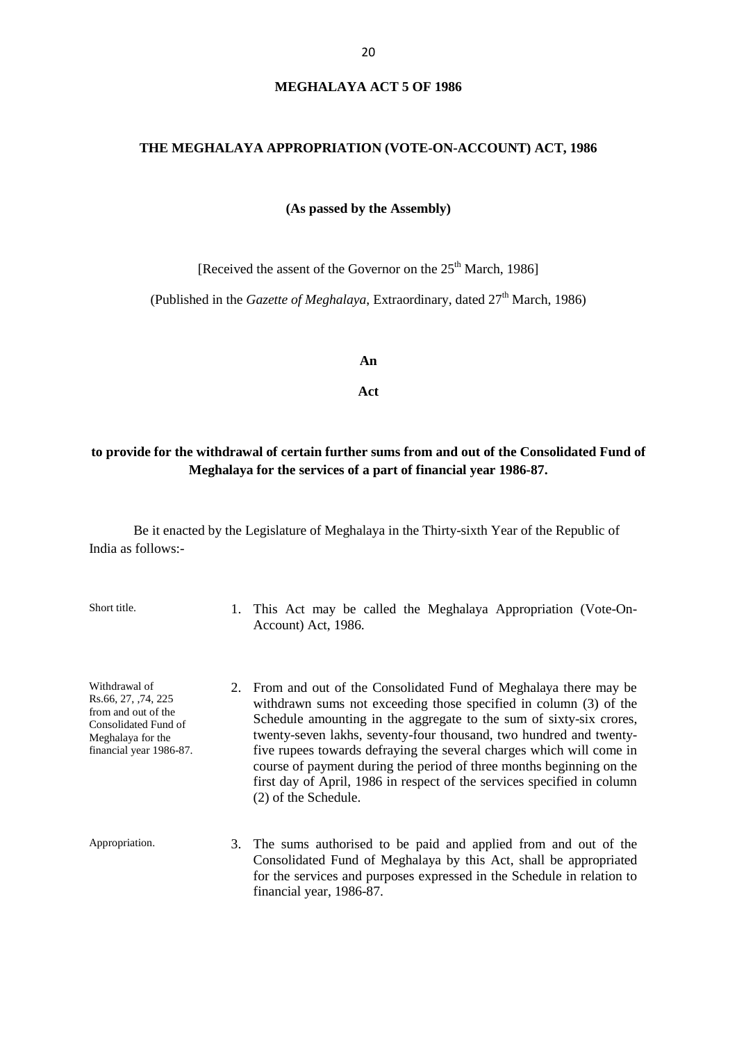# MEGHALAYA ACT 5 OF 1986

## THE MEGHALAYA APPROPRIATION (VOTE-ON-ACCOUNT) ACT, 1986

**(As passed by the Assembly)**

[Received the assent of the Governor on the 25th March, 1986]

(Published in the *Gazette of Meghalaya*, Extraordinary, dated 27th March, 1986)

**An**

**Act**

**to provide for the withdrawal of certain further sums from and out of the Consolidated Fund of Meghalaya for the services of a part of financial year 1986-87.**

Be it enacted by the Legislature of Meghalaya in the Thirty-sixth Year of the Republic of India as follows:-

Short title.

1. This Act may be called the Meghalaya Appropriation (Vote-On-Account) Act, 1986.

Withdrawal of Rs.66, 27, ,74, 225 from and out of the Consolidated Fund of Meghalaya for the financial year 1986-87.

2. From and out of the Consolidated Fund of Meghalaya there may be withdrawn sums not exceeding those specified in column (3) of the Schedule amounting in the aggregate to the sum of sixty-six crores, twenty-seven lakhs, seventy-four thousand, two hundred and twenty-five rupees towards defraying the several charges which will come in course of payment during the period of three months beginning on the first day of April, 1986 in respect of the services specified in column (2) of the Schedule.

Appropriation.

3. The sums authorised to be paid and applied from and out of the Consolidated Fund of Meghalaya by this Act, shall be appropriated for the services and purposes expressed in the Schedule in relation to financial year, 1986-87.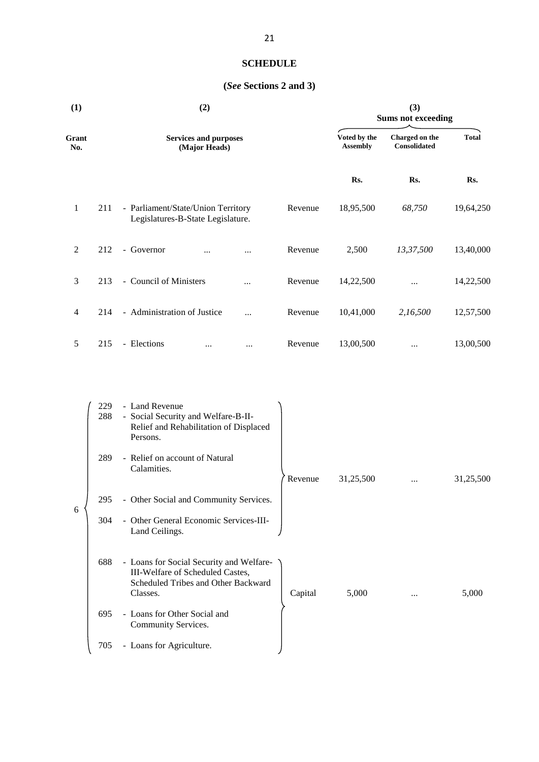**SCHEDULE**

**(*See* Sections 2 and 3)**

| (1) | | (2) | | (3) Sums not exceeding | | |
|---|---|---|---|---|---|---|
| Grant No. | | Services and purposes (Major Heads) | | Voted by the Assembly | Charged on the Consolidated | Total |
| | | | | Rs. | Rs. | Rs. |
| 1 | 211 | - Parliament/State/Union Territory Legislatures-B-State Legislature. | Revenue | 18,95,500 | *68,750* | 19,64,250 |
| 2 | 212 | - Governor ... ... | Revenue | 2,500 | *13,37,500* | 13,40,000 |
| 3 | 213 | - Council of Ministers ... | Revenue | 14,22,500 | ... | 14,22,500 |
| 4 | 214 | - Administration of Justice ... | Revenue | 10,41,000 | *2,16,500* | 12,57,500 |
| 5 | 215 | - Elections ... ... | Revenue | 13,00,500 | ... | 13,00,500 |
| 6 | 229 | - Land Revenue | Revenue | 31,25,500 | ... | 31,25,500 |
| | 288 | - Social Security and Welfare-B-II-Relief and Rehabilitation of Displaced Persons. | | | | |
| | 289 | - Relief on account of Natural Calamities. | | | | |
| | 295 | - Other Social and Community Services. | | | | |
| | 304 | - Other General Economic Services-III-Land Ceilings. | | | | |
| | 688 | - Loans for Social Security and Welfare-III-Welfare of Scheduled Castes, Scheduled Tribes and Other Backward Classes. | Capital | 5,000 | ... | 5,000 |
| | 695 | - Loans for Other Social and Community Services. | | | | |
| | 705 | - Loans for Agriculture. | | | | |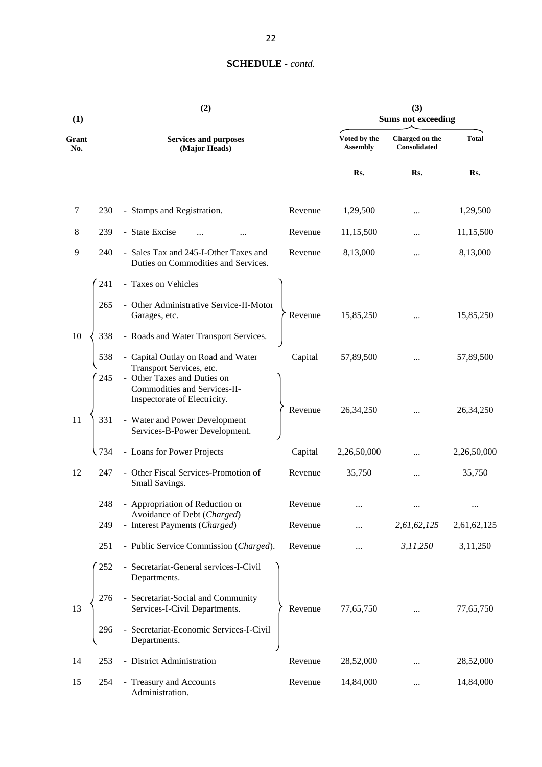## SCHEDULE - *contd.*

| (1) | (2) | | | (3) Sums not exceeding | | |
|---|---|---|---|---|---|---|
| Grant No. | Services and purposes (Major Heads) | | | Voted by the Assembly | Charged on the Consolidated | Total |
| | | | | Rs. | Rs. | Rs. |
| 7 | 230 | - Stamps and Registration. | Revenue | 1,29,500 | ... | 1,29,500 |
| 8 | 239 | - State Excise ... ... | Revenue | 11,15,500 | ... | 11,15,500 |
| 9 | 240 | - Sales Tax and 245-I-Other Taxes and Duties on Commodities and Services. | Revenue | 8,13,000 | ... | 8,13,000 |
| 10 | 241 | - Taxes on Vehicles | Revenue | 15,85,250 | ... | 15,85,250 |
| | 265 | - Other Administrative Service-II-Motor Garages, etc. | | | | |
| | 338 | - Roads and Water Transport Services. | | | | |
| | 538 | - Capital Outlay on Road and Water Transport Services, etc. | Capital | 57,89,500 | ... | 57,89,500 |
| 11 | 245 | - Other Taxes and Duties on Commodities and Services-II-Inspectorate of Electricity. | Revenue | 26,34,250 | ... | 26,34,250 |
| | 331 | - Water and Power Development Services-B-Power Development. | | | | |
| | 734 | - Loans for Power Projects | Capital | 2,26,50,000 | ... | 2,26,50,000 |
| 12 | 247 | - Other Fiscal Services-Promotion of Small Savings. | Revenue | 35,750 | ... | 35,750 |
| | 248 | - Appropriation of Reduction or Avoidance of Debt (*Charged*) | Revenue | ... | ... | ... |
| | 249 | - Interest Payments (*Charged*) | Revenue | ... | *2,61,62,125* | 2,61,62,125 |
| | 251 | - Public Service Commission (*Charged*). | Revenue | ... | *3,11,250* | 3,11,250 |
| 13 | 252 | - Secretariat-General services-I-Civil Departments. | Revenue | 77,65,750 | ... | 77,65,750 |
| | 276 | - Secretariat-Social and Community Services-I-Civil Departments. | | | | |
| | 296 | - Secretariat-Economic Services-I-Civil Departments. | | | | |
| 14 | 253 | - District Administration | Revenue | 28,52,000 | ... | 28,52,000 |
| 15 | 254 | - Treasury and Accounts Administration. | Revenue | 14,84,000 | ... | 14,84,000 |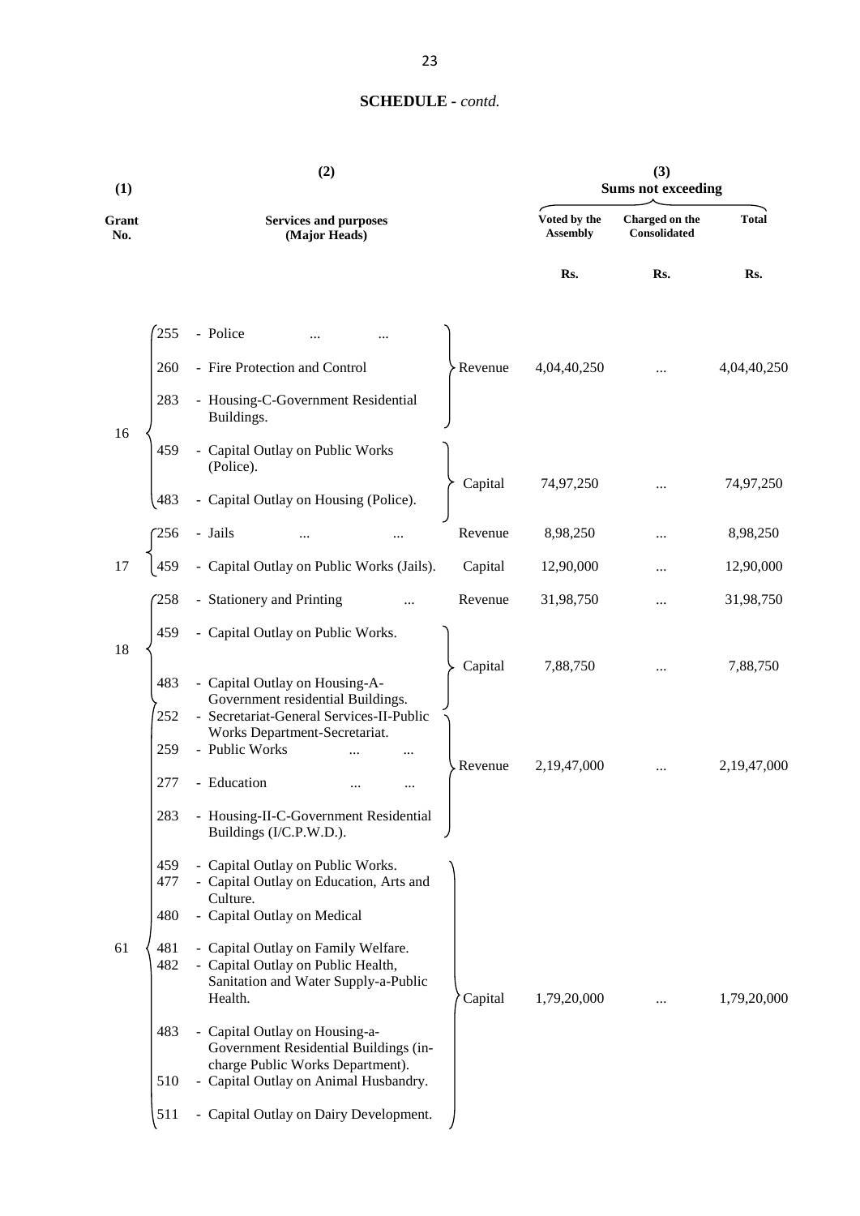## SCHEDULE - *contd.*

| (1) Grant No. | | (2) Services and purposes (Major Heads) | | (3) Sums not exceeding Voted by the Assembly | Charged on the Consolidated | Total |
|---|---|---|---|---|---|---|
| | | | | Rs. | Rs. | Rs. |
| 16 | 255 | - Police ... ... | Revenue | 4,04,40,250 | ... | 4,04,40,250 |
| | 260 | - Fire Protection and Control | | | | |
| | 283 | - Housing-C-Government Residential Buildings. | | | | |
| | 459 | - Capital Outlay on Public Works (Police). | Capital | 74,97,250 | ... | 74,97,250 |
| | 483 | - Capital Outlay on Housing (Police). | | | | |
| 17 | 256 | - Jails ... ... | Revenue | 8,98,250 | ... | 8,98,250 |
| | 459 | - Capital Outlay on Public Works (Jails). | Capital | 12,90,000 | ... | 12,90,000 |
| 18 | 258 | - Stationery and Printing ... | Revenue | 31,98,750 | ... | 31,98,750 |
| | 459 | - Capital Outlay on Public Works. | Capital | 7,88,750 | ... | 7,88,750 |
| | 483 | - Capital Outlay on Housing-A-Government residential Buildings. | | | | |
| 61 | 252 | - Secretariat-General Services-II-Public Works Department-Secretariat. | Revenue | 2,19,47,000 | ... | 2,19,47,000 |
| | 259 | - Public Works ... ... | | | | |
| | 277 | - Education ... ... | | | | |
| | 283 | - Housing-II-C-Government Residential Buildings (I/C.P.W.D.). | | | | |
| | 459 | - Capital Outlay on Public Works. | Capital | 1,79,20,000 | ... | 1,79,20,000 |
| | 477 | - Capital Outlay on Education, Arts and Culture. | | | | |
| | 480 | - Capital Outlay on Medical | | | | |
| | 481 | - Capital Outlay on Family Welfare. | | | | |
| | 482 | - Capital Outlay on Public Health, Sanitation and Water Supply-a-Public Health. | | | | |
| | 483 | - Capital Outlay on Housing-a-Government Residential Buildings (in-charge Public Works Department). | | | | |
| | 510 | - Capital Outlay on Animal Husbandry. | | | | |
| | 511 | - Capital Outlay on Dairy Development. | | | | |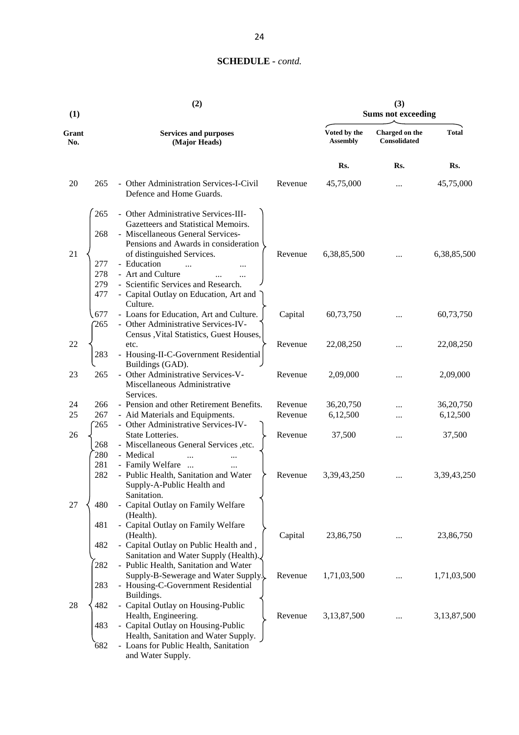## SCHEDULE - *contd.*

| (1) Grant No. | (2) Services and purposes (Major Heads) | | | (3) Sums not exceeding Voted by the Assembly | Charged on the Consolidated | Total |
|---|---|---|---|---|---|---|
| | | | | Rs. | Rs. | Rs. |
| 20 | 265 | - Other Administration Services-I-Civil Defence and Home Guards. | Revenue | 45,75,000 | ... | 45,75,000 |
| 21 | 265<br>268<br>277<br>278<br>279 | - Other Administrative Services-III-Gazetteers and Statistical Memoirs.<br>- Miscellaneous General Services-Pensions and Awards in consideration of distinguished Services.<br>- Education ... ...<br>- Art and Culture ... ...<br>- Scientific Services and Research. | Revenue | 6,38,85,500 | ... | 6,38,85,500 |
| | 477<br>677 | - Capital Outlay on Education, Art and Culture.<br>- Loans for Education, Art and Culture. | Capital | 60,73,750 | ... | 60,73,750 |
| 22 | 265<br>283 | - Other Administrative Services-IV-Census ,Vital Statistics, Guest Houses, etc.<br>- Housing-II-C-Government Residential Buildings (GAD). | Revenue | 22,08,250 | ... | 22,08,250 |
| 23 | 265 | - Other Administrative Services-V-Miscellaneous Administrative Services. | Revenue | 2,09,000 | ... | 2,09,000 |
| 24 | 266 | - Pension and other Retirement Benefits. | Revenue | 36,20,750 | ... | 36,20,750 |
| 25 | 267 | - Aid Materials and Equipments. | Revenue | 6,12,500 | ... | 6,12,500 |
| 26 | 265<br>268 | - Other Administrative Services-IV-State Lotteries.<br>- Miscellaneous General Services ,etc. | Revenue | 37,500 | ... | 37,500 |
| 27 | 280<br>281<br>282 | - Medical ... ...<br>- Family Welfare ... ...<br>- Public Health, Sanitation and Water Supply-A-Public Health and Sanitation. | Revenue | 3,39,43,250 | ... | 3,39,43,250 |
| | 480<br>481<br>482 | - Capital Outlay on Family Welfare (Health).<br>- Capital Outlay on Family Welfare (Health).<br>- Capital Outlay on Public Health and , Sanitation and Water Supply (Health). | Capital | 23,86,750 | ... | 23,86,750 |
| 28 | 282<br>283 | - Public Health, Sanitation and Water Supply-B-Sewerage and Water Supply.<br>- Housing-C-Government Residential Buildings. | Revenue | 1,71,03,500 | ... | 1,71,03,500 |
| | 482<br>483<br>682 | - Capital Outlay on Housing-Public Health, Engineering.<br>- Capital Outlay on Housing-Public Health, Sanitation and Water Supply.<br>- Loans for Public Health, Sanitation and Water Supply. | Revenue | 3,13,87,500 | ... | 3,13,87,500 |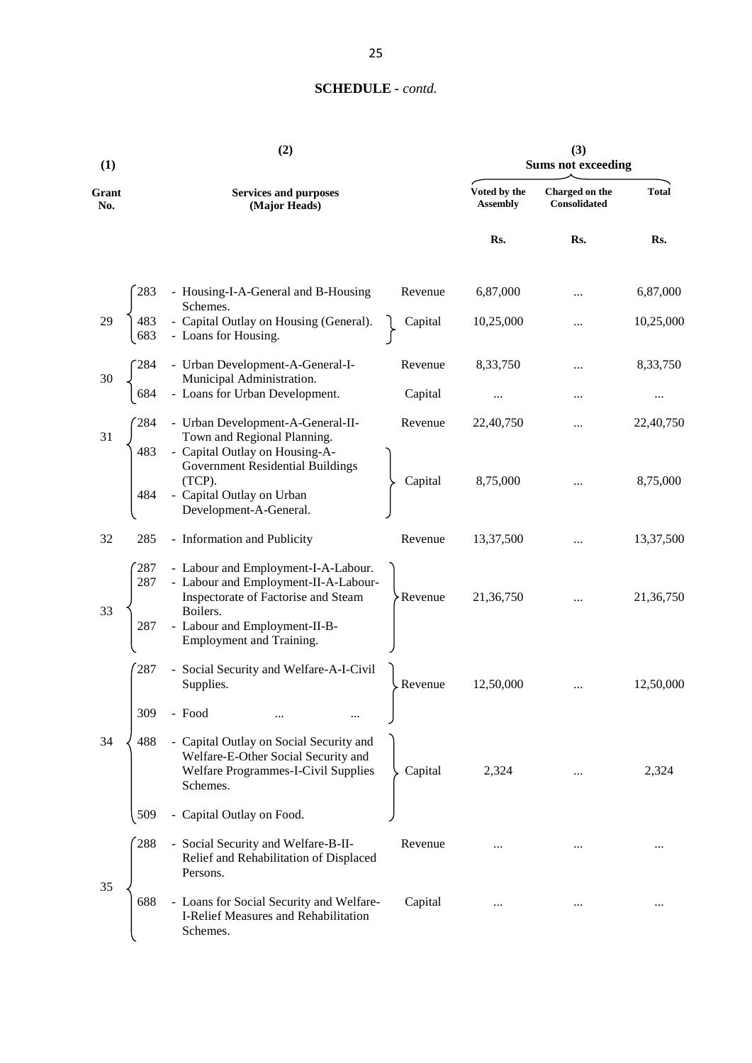**SCHEDULE** - *contd.*

| (1) Grant No. | (2) Services and purposes (Major Heads) | | | (3) Sums not exceeding Voted by the Assembly | Charged on the Consolidated | Total |
|---|---|---|---|---|---|---|
| | | | | Rs. | Rs. | Rs. |
| 29 | 283 | - Housing-I-A-General and B-Housing Schemes. | Revenue | 6,87,000 | ... | 6,87,000 |
| | 483 | - Capital Outlay on Housing (General). | Capital | 10,25,000 | ... | 10,25,000 |
| | 683 | - Loans for Housing. | | | | |
| 30 | 284 | - Urban Development-A-General-I-Municipal Administration. | Revenue | 8,33,750 | ... | 8,33,750 |
| | 684 | - Loans for Urban Development. | Capital | ... | ... | ... |
| 31 | 284 | - Urban Development-A-General-II-Town and Regional Planning. | Revenue | 22,40,750 | ... | 22,40,750 |
| | 483 | - Capital Outlay on Housing-A-Government Residential Buildings (TCP). | Capital | 8,75,000 | ... | 8,75,000 |
| | 484 | - Capital Outlay on Urban Development-A-General. | | | | |
| 32 | 285 | - Information and Publicity | Revenue | 13,37,500 | ... | 13,37,500 |
| 33 | 287 | - Labour and Employment-I-A-Labour. | Revenue | 21,36,750 | ... | 21,36,750 |
| | 287 | - Labour and Employment-II-A-Labour-Inspectorate of Factorise and Steam Boilers. | | | | |
| | 287 | - Labour and Employment-II-B-Employment and Training. | | | | |
| 34 | 287 | - Social Security and Welfare-A-I-Civil Supplies. | Revenue | 12,50,000 | ... | 12,50,000 |
| | 309 | - Food ... ... | | | | |
| | 488 | - Capital Outlay on Social Security and Welfare-E-Other Social Security and Welfare Programmes-I-Civil Supplies Schemes. | Capital | 2,324 | ... | 2,324 |
| | 509 | - Capital Outlay on Food. | | | | |
| 35 | 288 | - Social Security and Welfare-B-II-Relief and Rehabilitation of Displaced Persons. | Revenue | ... | ... | ... |
| | 688 | - Loans for Social Security and Welfare-I-Relief Measures and Rehabilitation Schemes. | Capital | ... | ... | ... |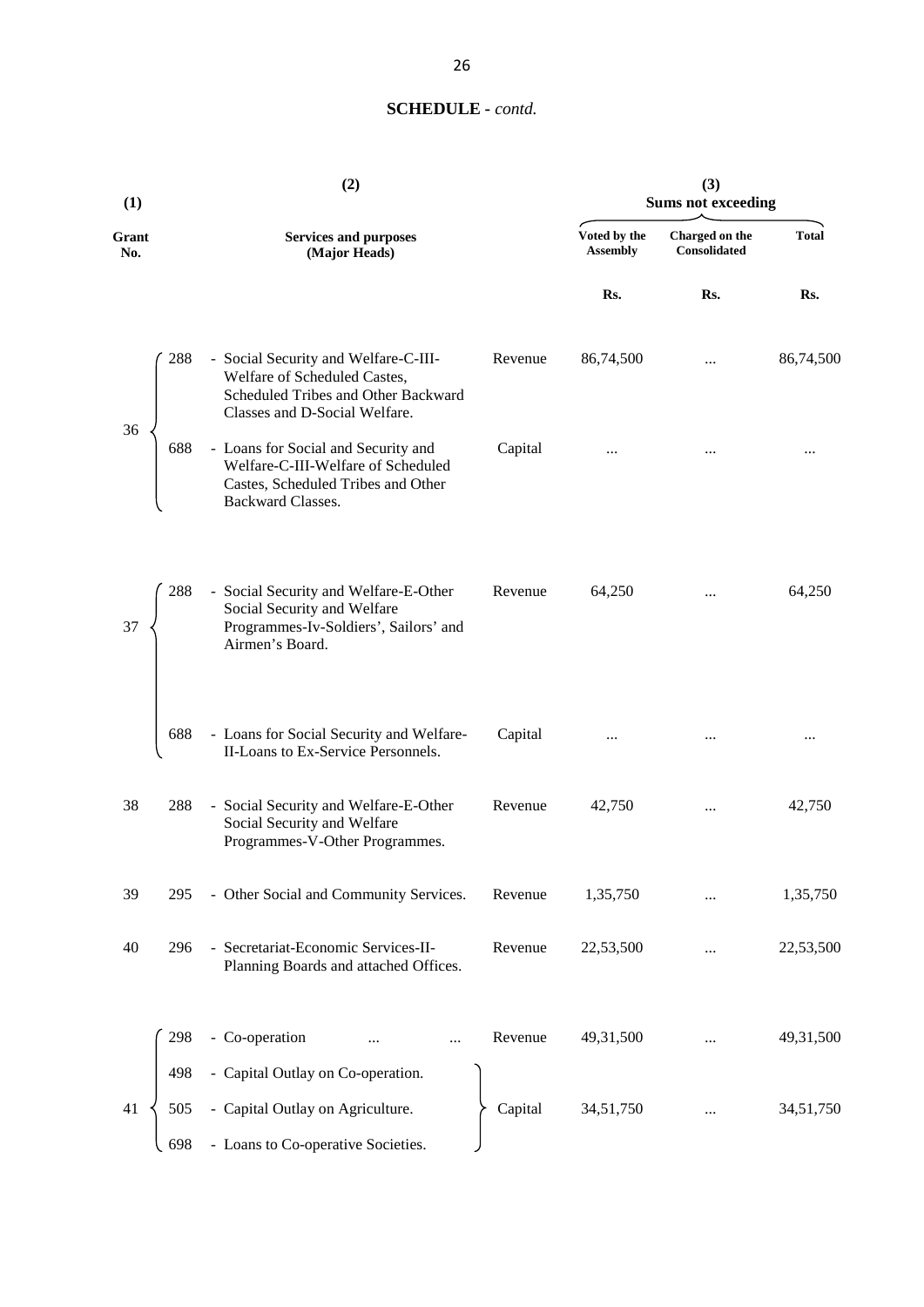**SCHEDULE** - *contd.*

| (1) Grant No. | | (2) Services and purposes (Major Heads) | | (3) Sums not exceeding | | |
|---|---|---|---|---|---|---|
| | | | | Voted by the Assembly | Charged on the Consolidated | Total |
| | | | | Rs. | Rs. | Rs. |
| 36 | 288 | - Social Security and Welfare-C-III-Welfare of Scheduled Castes, Scheduled Tribes and Other Backward Classes and D-Social Welfare. | Revenue | 86,74,500 | ... | 86,74,500 |
| | 688 | - Loans for Social and Security and Welfare-C-III-Welfare of Scheduled Castes, Scheduled Tribes and Other Backward Classes. | Capital | ... | ... | ... |
| 37 | 288 | - Social Security and Welfare-E-Other Social Security and Welfare Programmes-Iv-Soldiers', Sailors' and Airmen's Board. | Revenue | 64,250 | ... | 64,250 |
| | 688 | - Loans for Social Security and Welfare-II-Loans to Ex-Service Personnels. | Capital | ... | ... | ... |
| 38 | 288 | - Social Security and Welfare-E-Other Social Security and Welfare Programmes-V-Other Programmes. | Revenue | 42,750 | ... | 42,750 |
| 39 | 295 | - Other Social and Community Services. | Revenue | 1,35,750 | ... | 1,35,750 |
| 40 | 296 | - Secretariat-Economic Services-II-Planning Boards and attached Offices. | Revenue | 22,53,500 | ... | 22,53,500 |
| 41 | 298 | - Co-operation ... ... | Revenue | 49,31,500 | ... | 49,31,500 |
| | 498 | - Capital Outlay on Co-operation. | | | | |
| | 505 | - Capital Outlay on Agriculture. | Capital | 34,51,750 | ... | 34,51,750 |
| | 698 | - Loans to Co-operative Societies. | | | | |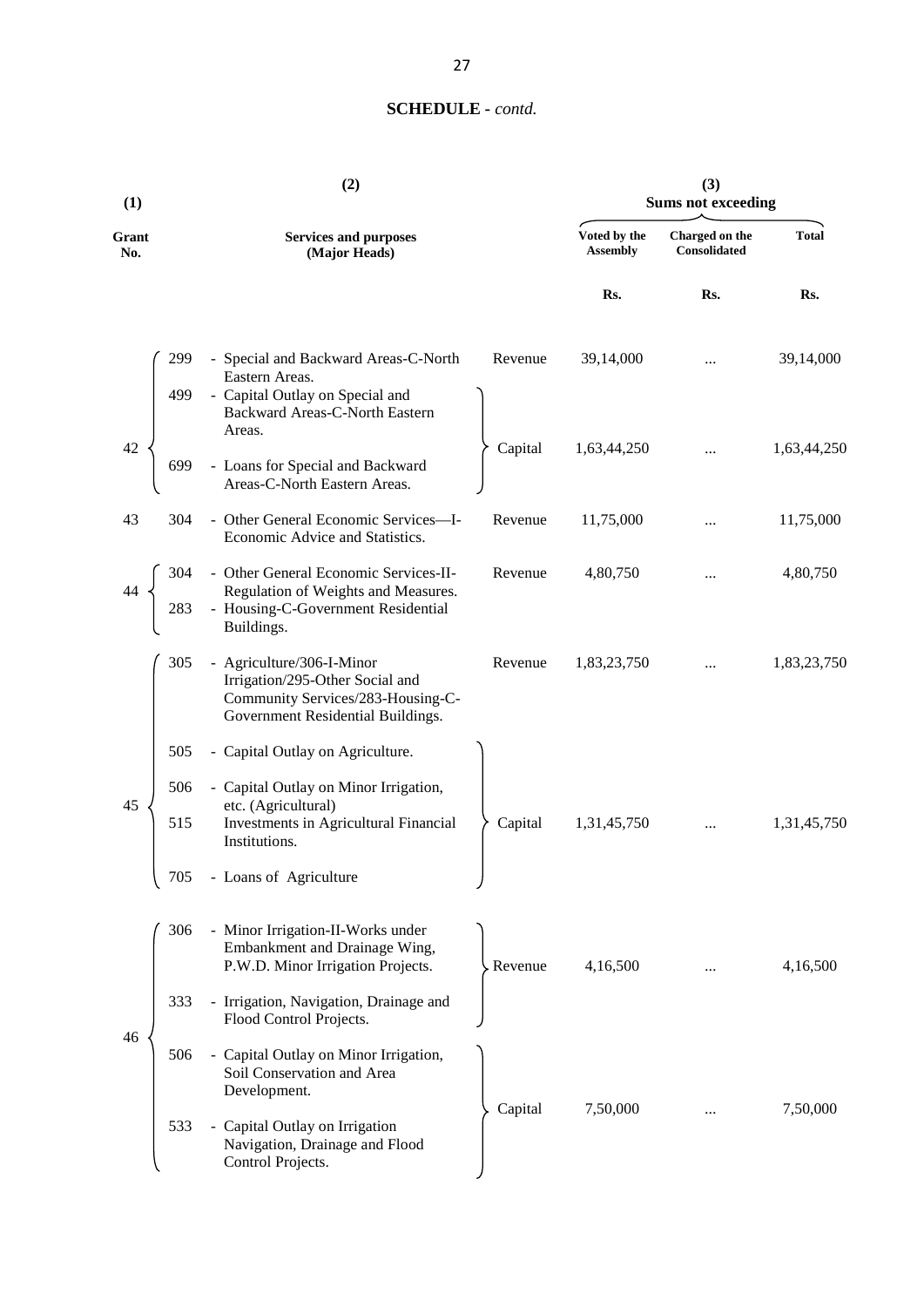**SCHEDULE** - *contd.*

| (1) Grant No. | | (2) Services and purposes (Major Heads) | | (3) Sums not exceeding Voted by the Assembly | Charged on the Consolidated | Total |
|---|---|---|---|---|---|---|
| | | | | Rs. | Rs. | Rs. |
| 42 | 299 | - Special and Backward Areas-C-North Eastern Areas. | Revenue | 39,14,000 | ... | 39,14,000 |
| | 499 | - Capital Outlay on Special and Backward Areas-C-North Eastern Areas. | Capital | 1,63,44,250 | ... | 1,63,44,250 |
| | 699 | - Loans for Special and Backward Areas-C-North Eastern Areas. | | | | |
| 43 | 304 | - Other General Economic Services—I-Economic Advice and Statistics. | Revenue | 11,75,000 | ... | 11,75,000 |
| 44 | 304 | - Other General Economic Services-II-Regulation of Weights and Measures. | Revenue | 4,80,750 | ... | 4,80,750 |
| | 283 | - Housing-C-Government Residential Buildings. | | | | |
| 45 | 305 | - Agriculture/306-I-Minor Irrigation/295-Other Social and Community Services/283-Housing-C-Government Residential Buildings. | Revenue | 1,83,23,750 | ... | 1,83,23,750 |
| | 505 | - Capital Outlay on Agriculture. | Capital | 1,31,45,750 | ... | 1,31,45,750 |
| | 506 | - Capital Outlay on Minor Irrigation, etc. (Agricultural) | | | | |
| | 515 | Investments in Agricultural Financial Institutions. | | | | |
| | 705 | - Loans of Agriculture | | | | |
| 46 | 306 | - Minor Irrigation-II-Works under Embankment and Drainage Wing, P.W.D. Minor Irrigation Projects. | Revenue | 4,16,500 | ... | 4,16,500 |
| | 333 | - Irrigation, Navigation, Drainage and Flood Control Projects. | | | | |
| | 506 | - Capital Outlay on Minor Irrigation, Soil Conservation and Area Development. | Capital | 7,50,000 | ... | 7,50,000 |
| | 533 | - Capital Outlay on Irrigation Navigation, Drainage and Flood Control Projects. | | | | |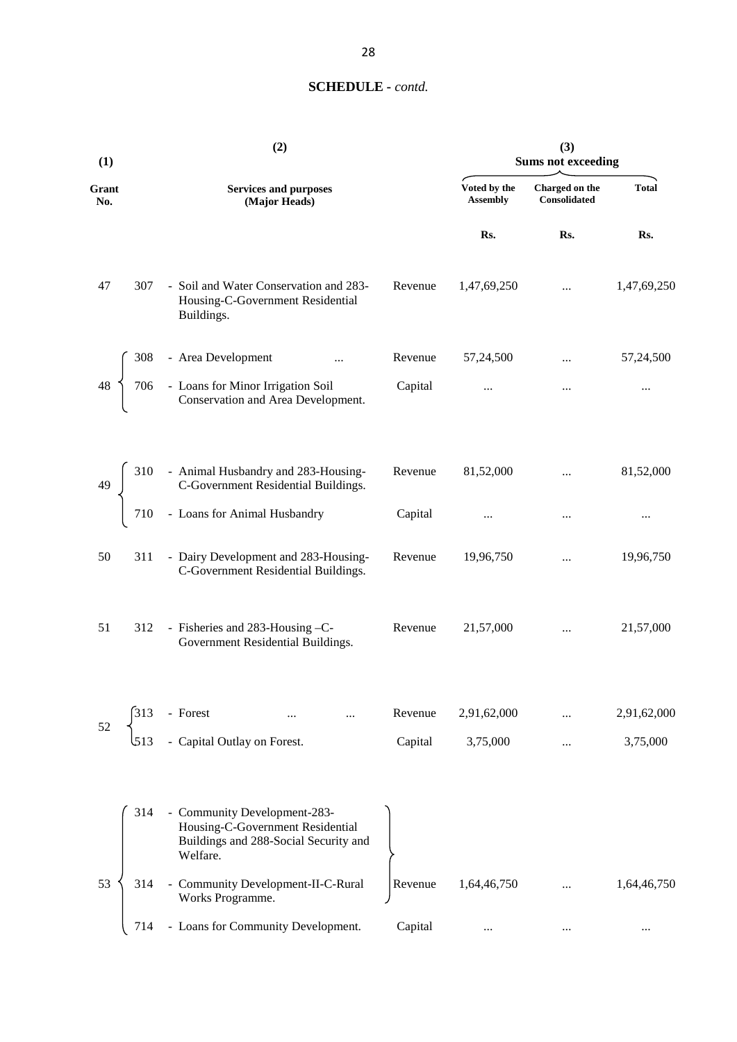## SCHEDULE - *contd.*

| (1) Grant No. | | (2) Services and purposes (Major Heads) | | (3) Sums not exceeding Voted by the Assembly | Charged on the Consolidated | Total |
|---|---|---|---|---|---|---|
| | | | | Rs. | Rs. | Rs. |
| 47 | 307 | - Soil and Water Conservation and 283-Housing-C-Government Residential Buildings. | Revenue | 1,47,69,250 | ... | 1,47,69,250 |
| 48 | 308 | - Area Development ... | Revenue | 57,24,500 | ... | 57,24,500 |
| | 706 | - Loans for Minor Irrigation Soil Conservation and Area Development. | Capital | ... | ... | ... |
| 49 | 310 | - Animal Husbandry and 283-Housing-C-Government Residential Buildings. | Revenue | 81,52,000 | ... | 81,52,000 |
| | 710 | - Loans for Animal Husbandry | Capital | ... | ... | ... |
| 50 | 311 | - Dairy Development and 283-Housing-C-Government Residential Buildings. | Revenue | 19,96,750 | ... | 19,96,750 |
| 51 | 312 | - Fisheries and 283-Housing –C-Government Residential Buildings. | Revenue | 21,57,000 | ... | 21,57,000 |
| 52 | 313 | - Forest ... ... | Revenue | 2,91,62,000 | ... | 2,91,62,000 |
| | 513 | - Capital Outlay on Forest. | Capital | 3,75,000 | ... | 3,75,000 |
| 53 | 314 | - Community Development-283-Housing-C-Government Residential Buildings and 288-Social Security and Welfare. | Revenue | 1,64,46,750 | ... | 1,64,46,750 |
| | 314 | - Community Development-II-C-Rural Works Programme. | | | | |
| | 714 | - Loans for Community Development. | Capital | ... | ... | ... |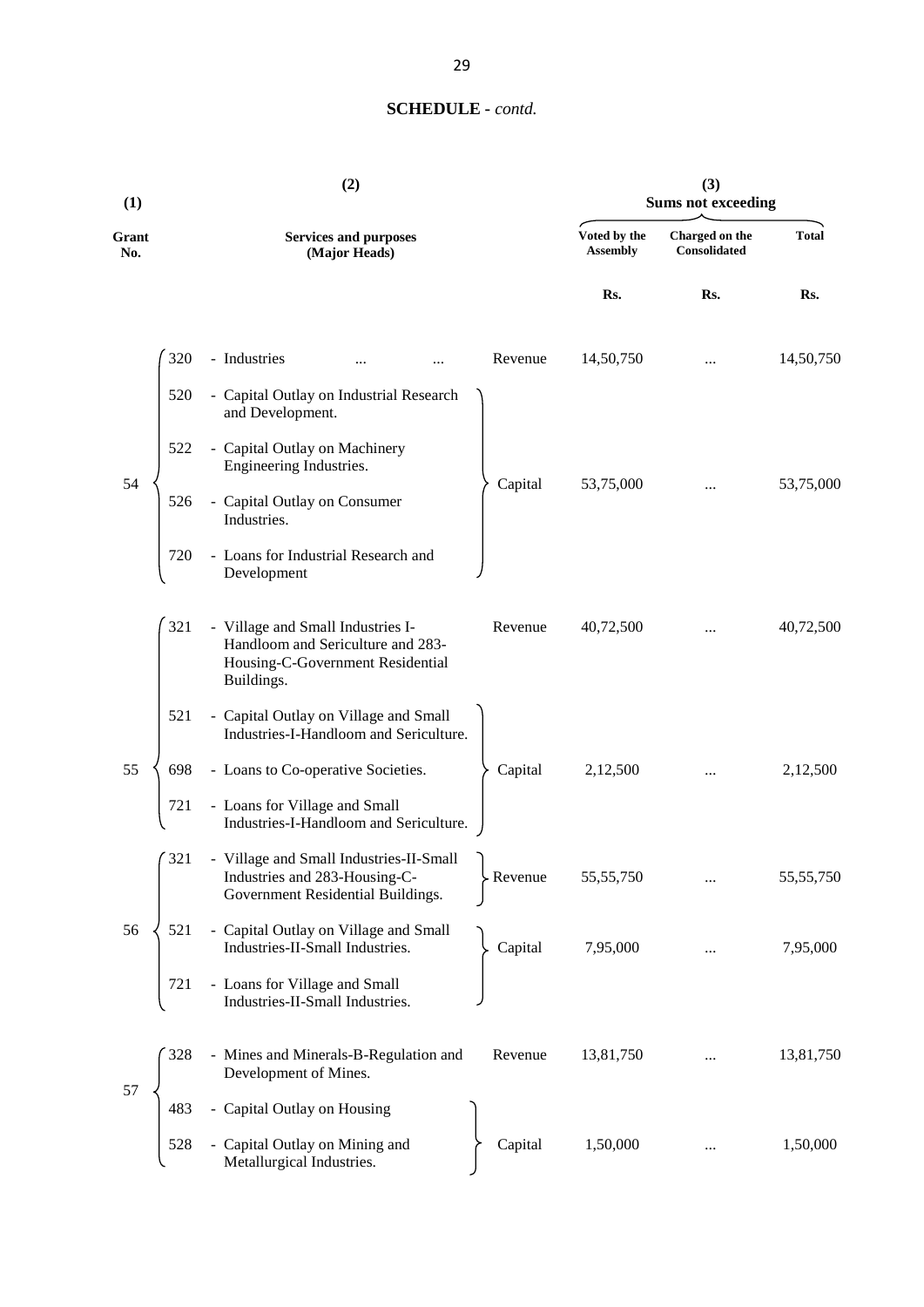**SCHEDULE -** *contd.*

| (1) Grant No. | (2) Services and purposes (Major Heads) | | (3) Sums not exceeding Voted by the Assembly | Charged on the Consolidated | Total |
|---|---|---|---|---|---|
| | | | Rs. | Rs. | Rs. |
| 54 | 320 - Industries ... ... | Revenue | 14,50,750 | ... | 14,50,750 |
| | 520 - Capital Outlay on Industrial Research and Development.<br>522 - Capital Outlay on Machinery Engineering Industries.<br>526 - Capital Outlay on Consumer Industries.<br>720 - Loans for Industrial Research and Development | Capital | 53,75,000 | ... | 53,75,000 |
| 55 | 321 - Village and Small Industries I-Handloom and Sericulture and 283-Housing-C-Government Residential Buildings. | Revenue | 40,72,500 | ... | 40,72,500 |
| | 521 - Capital Outlay on Village and Small Industries-I-Handloom and Sericulture.<br>698 - Loans to Co-operative Societies.<br>721 - Loans for Village and Small Industries-I-Handloom and Sericulture. | Capital | 2,12,500 | ... | 2,12,500 |
| 56 | 321 - Village and Small Industries-II-Small Industries and 283-Housing-C-Government Residential Buildings. | Revenue | 55,55,750 | ... | 55,55,750 |
| | 521 - Capital Outlay on Village and Small Industries-II-Small Industries.<br>721 - Loans for Village and Small Industries-II-Small Industries. | Capital | 7,95,000 | ... | 7,95,000 |
| 57 | 328 - Mines and Minerals-B-Regulation and Development of Mines. | Revenue | 13,81,750 | ... | 13,81,750 |
| | 483 - Capital Outlay on Housing<br>528 - Capital Outlay on Mining and Metallurgical Industries. | Capital | 1,50,000 | ... | 1,50,000 |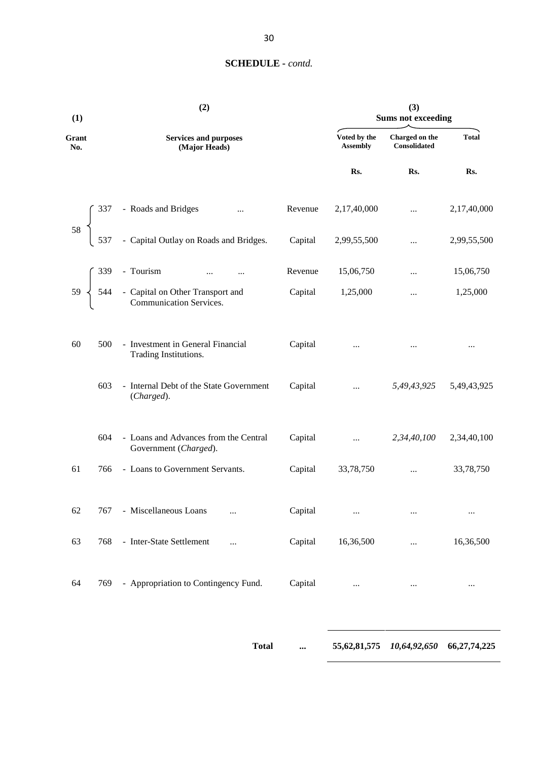## SCHEDULE - *contd.*

| (1) Grant No. | | (2) Services and purposes (Major Heads) | | (3) Sums not exceeding | | |
|---|---|---|---|---|---|---|
| | | | | Voted by the Assembly | Charged on the Consolidated | Total |
| | | | | Rs. | Rs. | Rs. |
| 58 | 337 | - Roads and Bridges ... | Revenue | 2,17,40,000 | ... | 2,17,40,000 |
| | 537 | - Capital Outlay on Roads and Bridges. | Capital | 2,99,55,500 | ... | 2,99,55,500 |
| 59 | 339 | - Tourism ... ... | Revenue | 15,06,750 | ... | 15,06,750 |
| | 544 | - Capital on Other Transport and Communication Services. | Capital | 1,25,000 | ... | 1,25,000 |
| 60 | 500 | - Investment in General Financial Trading Institutions. | Capital | ... | ... | ... |
| | 603 | - Internal Debt of the State Government (*Charged*). | Capital | ... | *5,49,43,925* | 5,49,43,925 |
| | 604 | - Loans and Advances from the Central Government (*Charged*). | Capital | ... | *2,34,40,100* | 2,34,40,100 |
| 61 | 766 | - Loans to Government Servants. | Capital | 33,78,750 | ... | 33,78,750 |
| 62 | 767 | - Miscellaneous Loans ... | Capital | ... | ... | ... |
| 63 | 768 | - Inter-State Settlement ... | Capital | 16,36,500 | ... | 16,36,500 |
| 64 | 769 | - Appropriation to Contingency Fund. | Capital | ... | ... | ... |
| | | **Total** | **...** | **55,62,81,575** | ***10,64,92,650*** | **66,27,74,225** |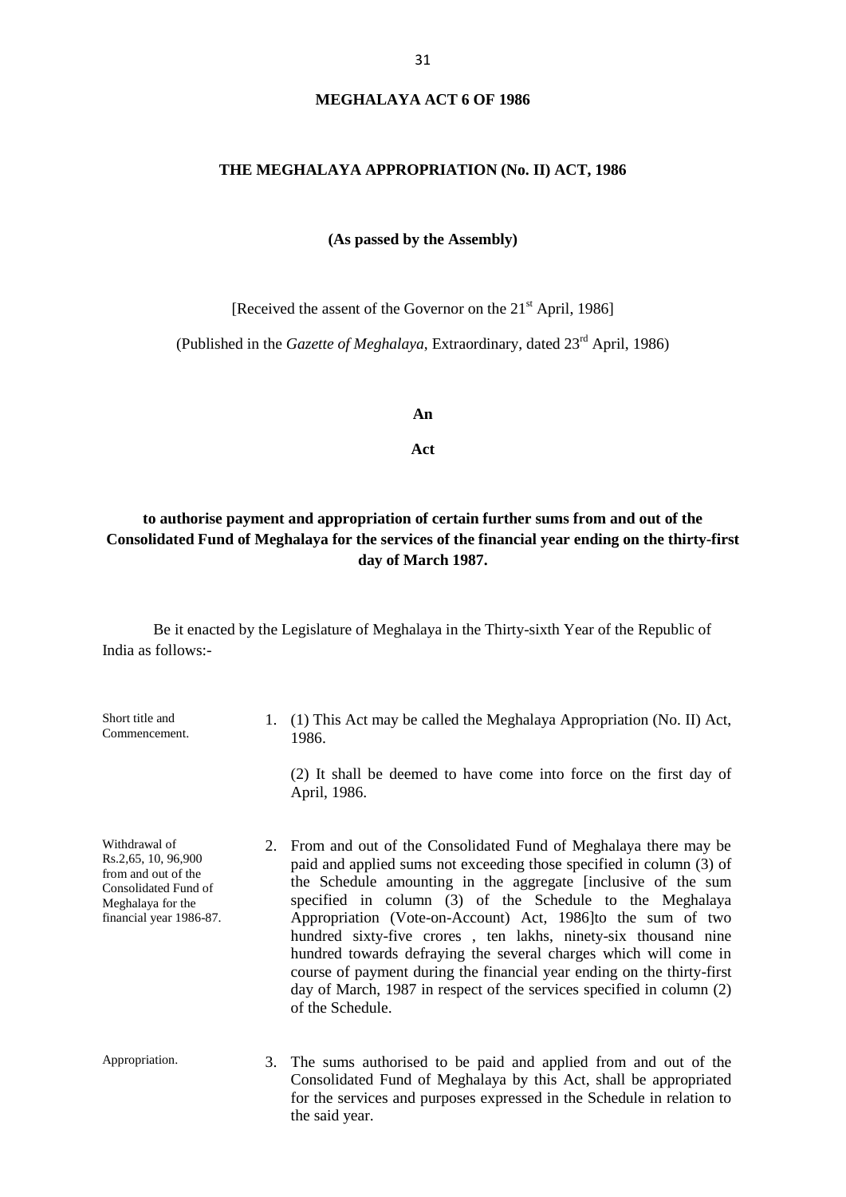# MEGHALAYA ACT 6 OF 1986

## THE MEGHALAYA APPROPRIATION (No. II) ACT, 1986

**(As passed by the Assembly)**

[Received the assent of the Governor on the 21st April, 1986]

(Published in the *Gazette of Meghalaya*, Extraordinary, dated 23rd April, 1986)

**An**

**Act**

**to authorise payment and appropriation of certain further sums from and out of the Consolidated Fund of Meghalaya for the services of the financial year ending on the thirty-first day of March 1987.**

Be it enacted by the Legislature of Meghalaya in the Thirty-sixth Year of the Republic of India as follows:-

Short title and Commencement.

1. (1) This Act may be called the Meghalaya Appropriation (No. II) Act, 1986.

   (2) It shall be deemed to have come into force on the first day of April, 1986.

Withdrawal of Rs.2,65, 10, 96,900 from and out of the Consolidated Fund of Meghalaya for the financial year 1986-87.

2. From and out of the Consolidated Fund of Meghalaya there may be paid and applied sums not exceeding those specified in column (3) of the Schedule amounting in the aggregate [inclusive of the sum specified in column (3) of the Schedule to the Meghalaya Appropriation (Vote-on-Account) Act, 1986]to the sum of two hundred sixty-five crores , ten lakhs, ninety-six thousand nine hundred towards defraying the several charges which will come in course of payment during the financial year ending on the thirty-first day of March, 1987 in respect of the services specified in column (2) of the Schedule.

Appropriation.

3. The sums authorised to be paid and applied from and out of the Consolidated Fund of Meghalaya by this Act, shall be appropriated for the services and purposes expressed in the Schedule in relation to the said year.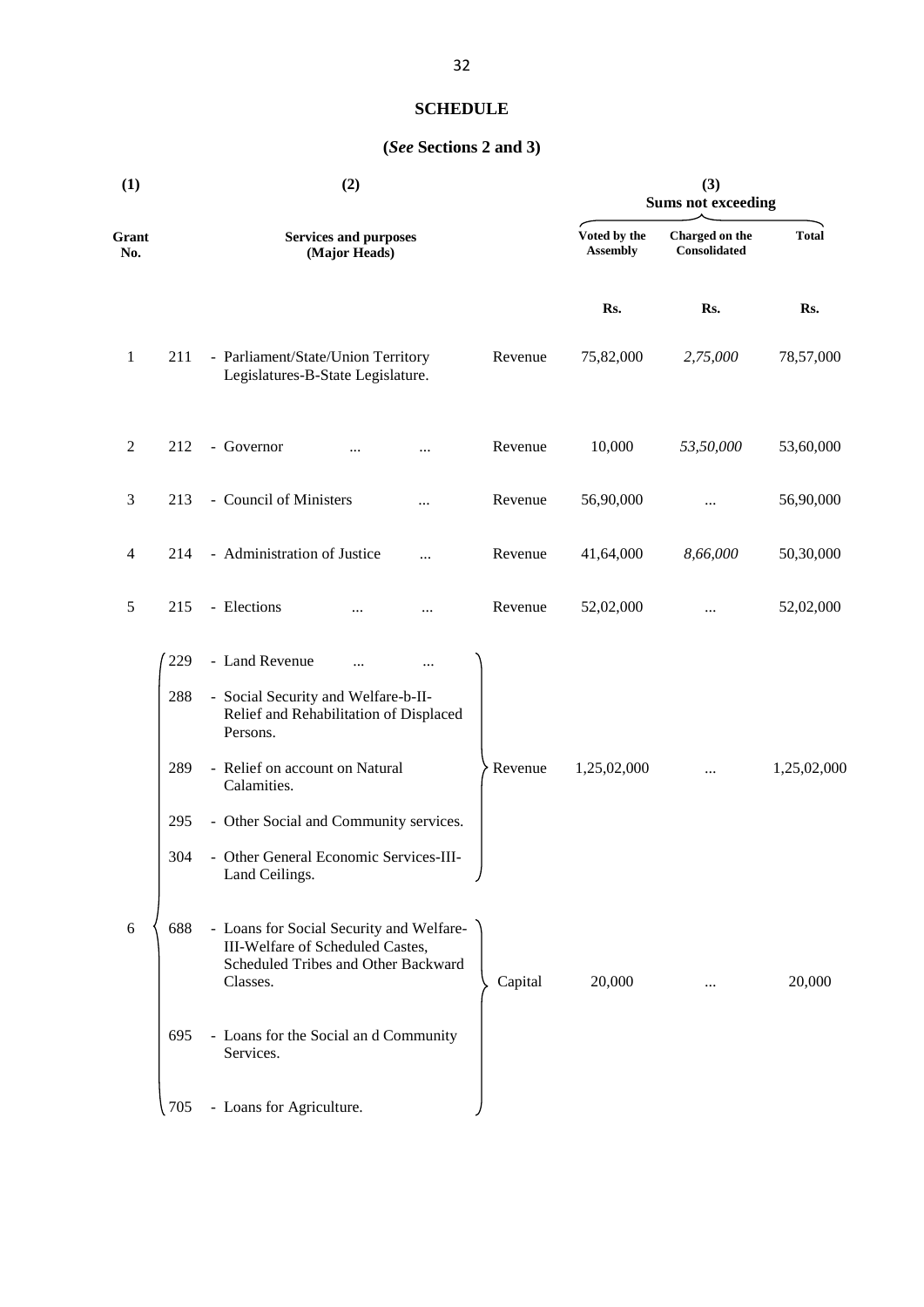## SCHEDULE

**(*See* Sections 2 and 3)**

| (1) | | (2) | | (3) Sums not exceeding | | |
|---|---|---|---|---|---|---|
| Grant No. | | Services and purposes (Major Heads) | | Voted by the Assembly | Charged on the Consolidated | Total |
| | | | | Rs. | Rs. | Rs. |
| 1 | 211 | - Parliament/State/Union Territory Legislatures-B-State Legislature. | Revenue | 75,82,000 | *2,75,000* | 78,57,000 |
| 2 | 212 | - Governor ... ... | Revenue | 10,000 | *53,50,000* | 53,60,000 |
| 3 | 213 | - Council of Ministers ... | Revenue | 56,90,000 | ... | 56,90,000 |
| 4 | 214 | - Administration of Justice ... | Revenue | 41,64,000 | *8,66,000* | 50,30,000 |
| 5 | 215 | - Elections ... ... | Revenue | 52,02,000 | ... | 52,02,000 |
| 6 | 229 | - Land Revenue ... ... | Revenue | 1,25,02,000 | ... | 1,25,02,000 |
| | 288 | - Social Security and Welfare-b-II-Relief and Rehabilitation of Displaced Persons. | | | | |
| | 289 | - Relief on account on Natural Calamities. | | | | |
| | 295 | - Other Social and Community services. | | | | |
| | 304 | - Other General Economic Services-III-Land Ceilings. | | | | |
| | 688 | - Loans for Social Security and Welfare-III-Welfare of Scheduled Castes, Scheduled Tribes and Other Backward Classes. | Capital | 20,000 | ... | 20,000 |
| | 695 | - Loans for the Social an d Community Services. | | | | |
| | 705 | - Loans for Agriculture. | | | | |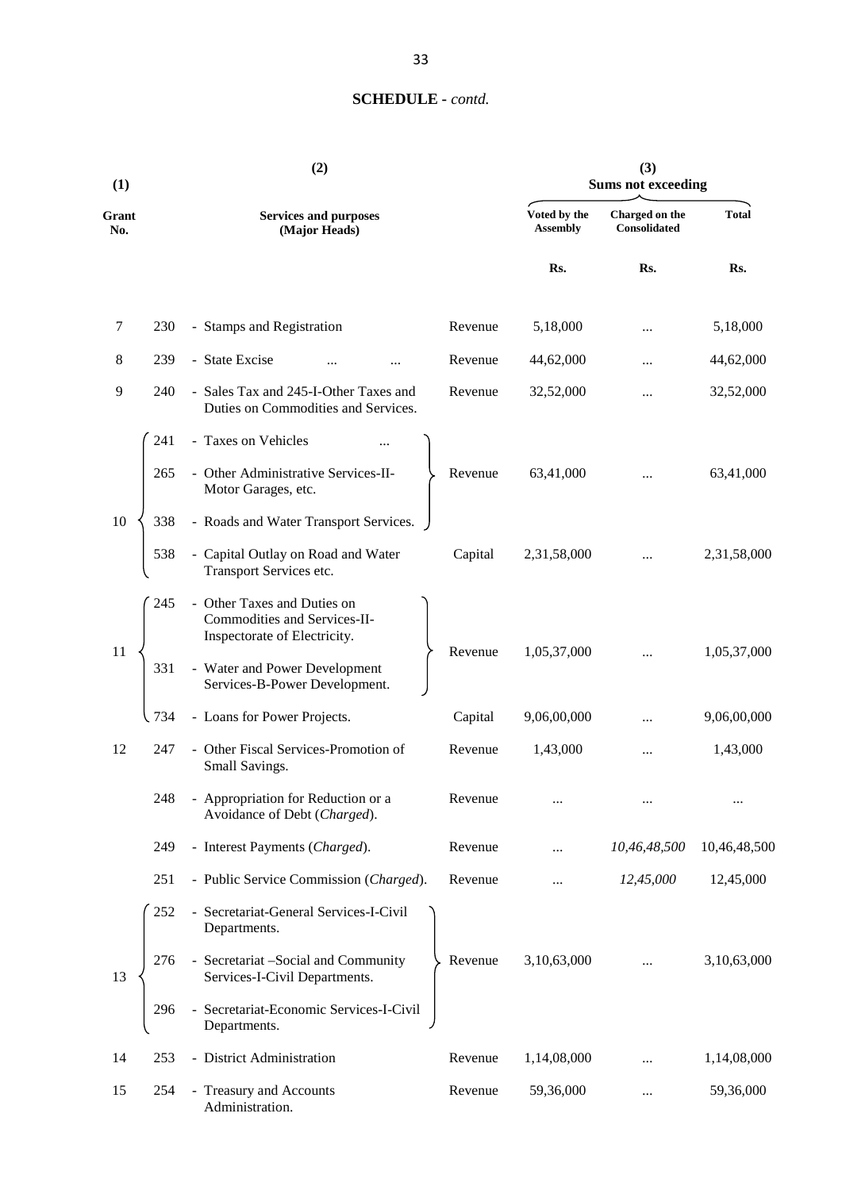## SCHEDULE - *contd.*

| (1) Grant No. | | (2) Services and purposes (Major Heads) | | (3) Sums not exceeding Voted by the Assembly | Charged on the Consolidated | Total |
|---|---|---|---|---|---|---|
| | | | | Rs. | Rs. | Rs. |
| 7 | 230 | - Stamps and Registration | Revenue | 5,18,000 | ... | 5,18,000 |
| 8 | 239 | - State Excise ... ... | Revenue | 44,62,000 | ... | 44,62,000 |
| 9 | 240 | - Sales Tax and 245-I-Other Taxes and Duties on Commodities and Services. | Revenue | 32,52,000 | ... | 32,52,000 |
| 10 | 241 | - Taxes on Vehicles ... | Revenue | 63,41,000 | ... | 63,41,000 |
| | 265 | - Other Administrative Services-II-Motor Garages, etc. | | | | |
| | 338 | - Roads and Water Transport Services. | | | | |
| | 538 | - Capital Outlay on Road and Water Transport Services etc. | Capital | 2,31,58,000 | ... | 2,31,58,000 |
| 11 | 245 | - Other Taxes and Duties on Commodities and Services-II-Inspectorate of Electricity. | Revenue | 1,05,37,000 | ... | 1,05,37,000 |
| | 331 | - Water and Power Development Services-B-Power Development. | | | | |
| | 734 | - Loans for Power Projects. | Capital | 9,06,00,000 | ... | 9,06,00,000 |
| 12 | 247 | - Other Fiscal Services-Promotion of Small Savings. | Revenue | 1,43,000 | ... | 1,43,000 |
| | 248 | - Appropriation for Reduction or a Avoidance of Debt (*Charged*). | Revenue | ... | ... | ... |
| | 249 | - Interest Payments (*Charged*). | Revenue | ... | *10,46,48,500* | 10,46,48,500 |
| | 251 | - Public Service Commission (*Charged*). | Revenue | ... | *12,45,000* | 12,45,000 |
| 13 | 252 | - Secretariat-General Services-I-Civil Departments. | Revenue | 3,10,63,000 | ... | 3,10,63,000 |
| | 276 | - Secretariat –Social and Community Services-I-Civil Departments. | | | | |
| | 296 | - Secretariat-Economic Services-I-Civil Departments. | | | | |
| 14 | 253 | - District Administration | Revenue | 1,14,08,000 | ... | 1,14,08,000 |
| 15 | 254 | - Treasury and Accounts Administration. | Revenue | 59,36,000 | ... | 59,36,000 |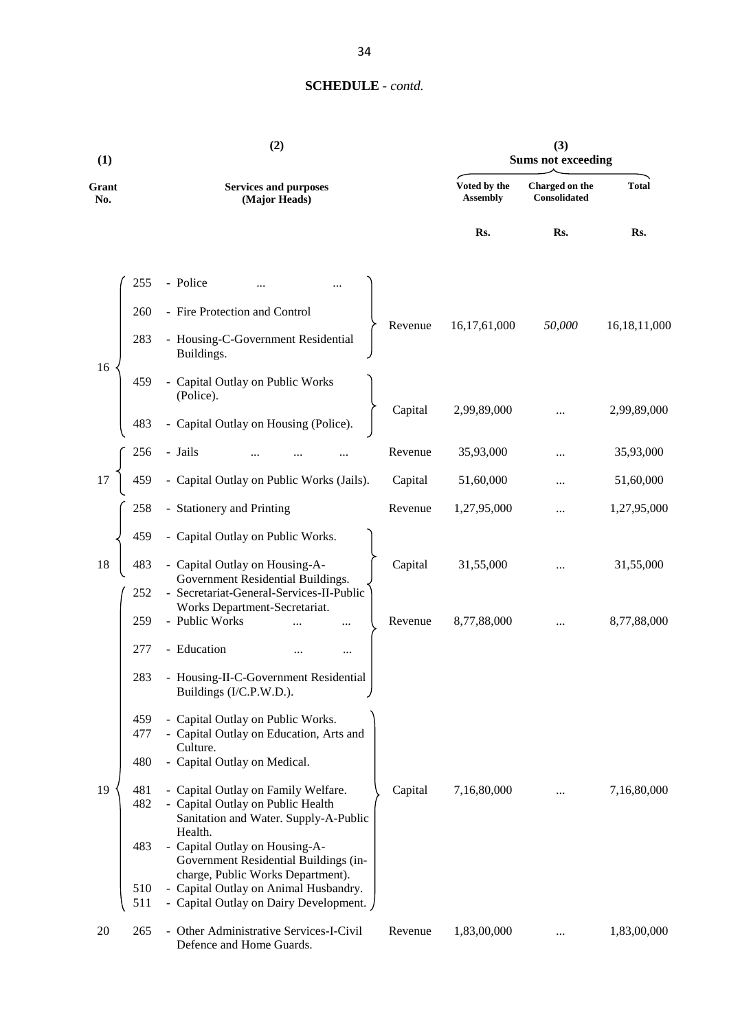## SCHEDULE - *contd.*

| (1) Grant No. | | (2) Services and purposes (Major Heads) | | (3) Sums not exceeding Voted by the Assembly | Charged on the Consolidated | Total |
|---|---|---|---|---|---|---|
| | | | | Rs. | Rs. | Rs. |
| 16 | 255 | - Police ... ... | Revenue | 16,17,61,000 | *50,000* | 16,18,11,000 |
| | 260 | - Fire Protection and Control | | | | |
| | 283 | - Housing-C-Government Residential Buildings. | | | | |
| | 459 | - Capital Outlay on Public Works (Police). | Capital | 2,99,89,000 | ... | 2,99,89,000 |
| | 483 | - Capital Outlay on Housing (Police). | | | | |
| 17 | 256 | - Jails ... ... ... | Revenue | 35,93,000 | ... | 35,93,000 |
| | 459 | - Capital Outlay on Public Works (Jails). | Capital | 51,60,000 | ... | 51,60,000 |
| 18 | 258 | - Stationery and Printing | Revenue | 1,27,95,000 | ... | 1,27,95,000 |
| | 459 | - Capital Outlay on Public Works. | Capital | 31,55,000 | ... | 31,55,000 |
| | 483 | - Capital Outlay on Housing-A-Government Residential Buildings. | | | | |
| 19 | 252 | - Secretariat-General-Services-II-Public Works Department-Secretariat. | Revenue | 8,77,88,000 | ... | 8,77,88,000 |
| | 259 | - Public Works ... ... | | | | |
| | 277 | - Education ... ... | | | | |
| | 283 | - Housing-II-C-Government Residential Buildings (I/C.P.W.D.). | | | | |
| | 459 | - Capital Outlay on Public Works. | Capital | 7,16,80,000 | ... | 7,16,80,000 |
| | 477 | - Capital Outlay on Education, Arts and Culture. | | | | |
| | 480 | - Capital Outlay on Medical. | | | | |
| | 481 | - Capital Outlay on Family Welfare. | | | | |
| | 482 | - Capital Outlay on Public Health Sanitation and Water. Supply-A-Public Health. | | | | |
| | 483 | - Capital Outlay on Housing-A-Government Residential Buildings (in-charge, Public Works Department). | | | | |
| | 510 | - Capital Outlay on Animal Husbandry. | | | | |
| | 511 | - Capital Outlay on Dairy Development. | | | | |
| 20 | 265 | - Other Administrative Services-I-Civil Defence and Home Guards. | Revenue | 1,83,00,000 | ... | 1,83,00,000 |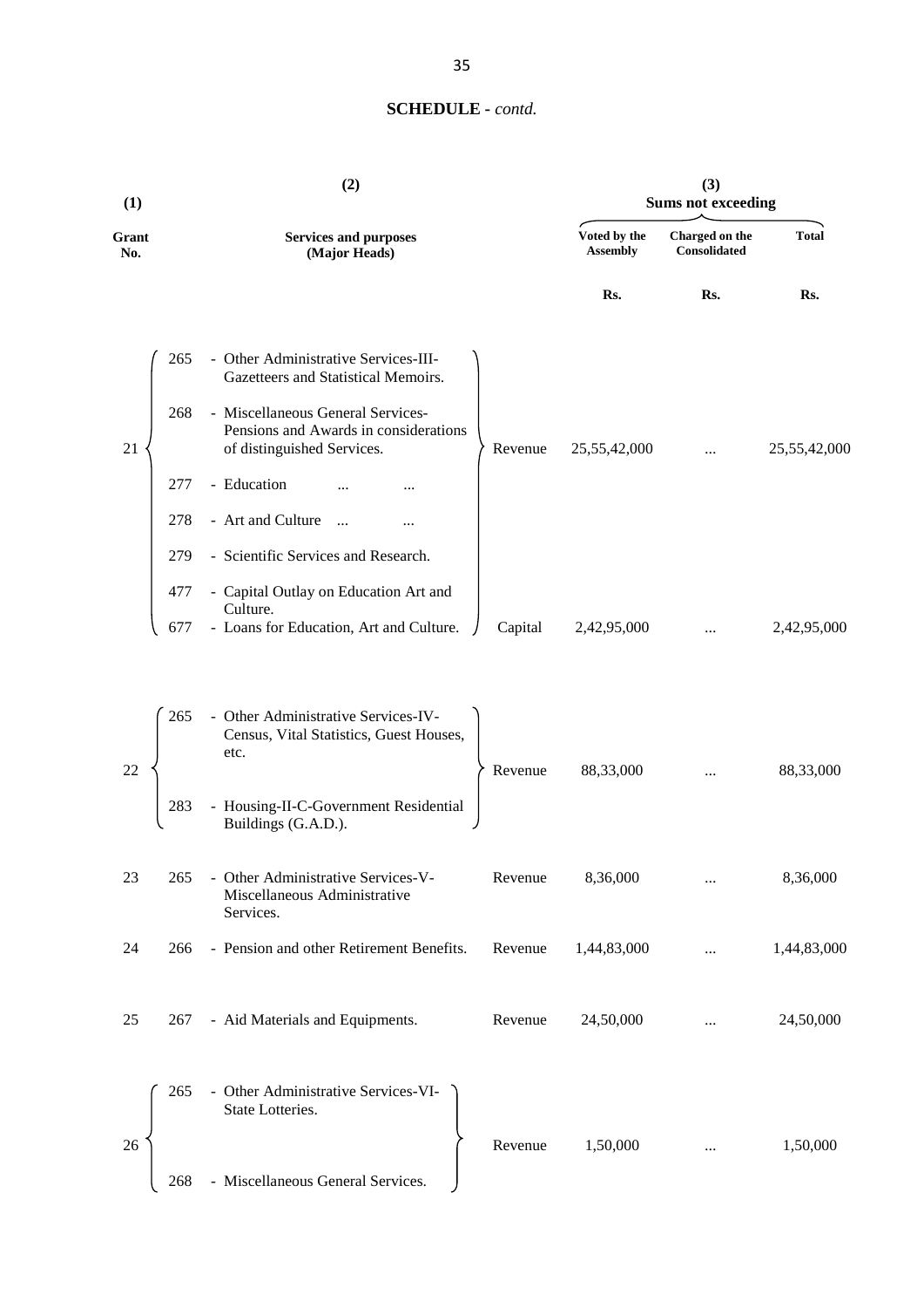**SCHEDULE -** *contd.*

| (1) Grant No. | (2) Services and purposes (Major Heads) | | | (3) Sums not exceeding Voted by the Assembly | Charged on the Consolidated | Total |
|---|---|---|---|---|---|---|
| | | | | Rs. | Rs. | Rs. |
| 21 | 265 | - Other Administrative Services-III-Gazetteers and Statistical Memoirs. | | | | |
| | 268 | - Miscellaneous General Services-Pensions and Awards in considerations of distinguished Services. | | | | |
| | 277 | - Education ... ... | Revenue | 25,55,42,000 | ... | 25,55,42,000 |
| | 278 | - Art and Culture ... ... | | | | |
| | 279 | - Scientific Services and Research. | | | | |
| | 477 | - Capital Outlay on Education Art and Culture. | | | | |
| | 677 | - Loans for Education, Art and Culture. | Capital | 2,42,95,000 | ... | 2,42,95,000 |
| 22 | 265 | - Other Administrative Services-IV-Census, Vital Statistics, Guest Houses, etc. | Revenue | 88,33,000 | ... | 88,33,000 |
| | 283 | - Housing-II-C-Government Residential Buildings (G.A.D.). | | | | |
| 23 | 265 | - Other Administrative Services-V-Miscellaneous Administrative Services. | Revenue | 8,36,000 | ... | 8,36,000 |
| 24 | 266 | - Pension and other Retirement Benefits. | Revenue | 1,44,83,000 | ... | 1,44,83,000 |
| 25 | 267 | - Aid Materials and Equipments. | Revenue | 24,50,000 | ... | 24,50,000 |
| 26 | 265 | - Other Administrative Services-VI-State Lotteries. | Revenue | 1,50,000 | ... | 1,50,000 |
| | 268 | - Miscellaneous General Services. | | | | |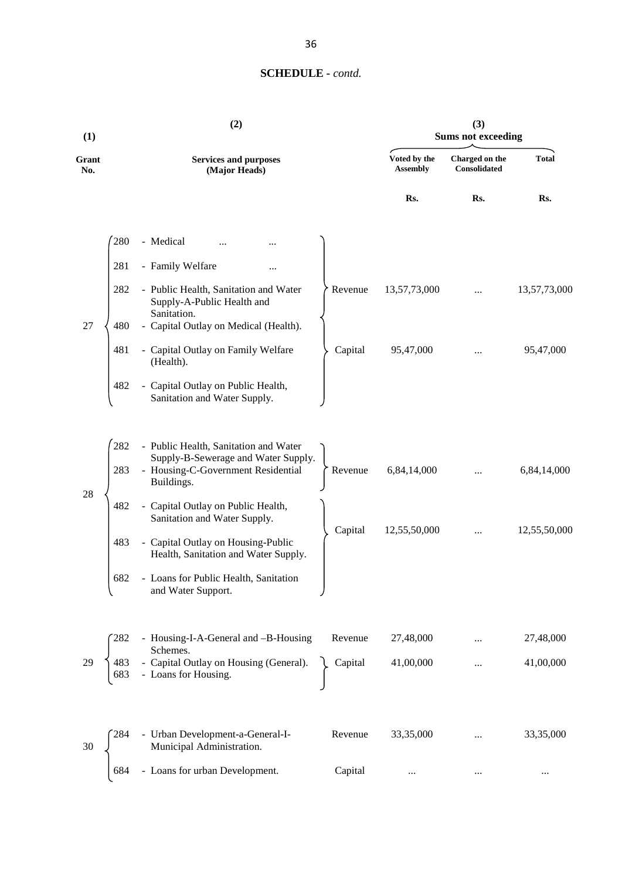## SCHEDULE - *contd.*

| (1) Grant No. | | (2) Services and purposes (Major Heads) | | (3) Sums not exceeding | | |
|---|---|---|---|---|---|---|
| | | | | Voted by the Assembly | Charged on the Consolidated | Total |
| | | | | Rs. | Rs. | Rs. |
| 27 | 280 | - Medical ... ... | Revenue | 13,57,73,000 | ... | 13,57,73,000 |
| | 281 | - Family Welfare ... | | | | |
| | 282 | - Public Health, Sanitation and Water Supply-A-Public Health and Sanitation. | | | | |
| | 480 | - Capital Outlay on Medical (Health). | Capital | 95,47,000 | ... | 95,47,000 |
| | 481 | - Capital Outlay on Family Welfare (Health). | | | | |
| | 482 | - Capital Outlay on Public Health, Sanitation and Water Supply. | | | | |
| 28 | 282 | - Public Health, Sanitation and Water Supply-B-Sewerage and Water Supply. | Revenue | 6,84,14,000 | ... | 6,84,14,000 |
| | 283 | - Housing-C-Government Residential Buildings. | | | | |
| | 482 | - Capital Outlay on Public Health, Sanitation and Water Supply. | Capital | 12,55,50,000 | ... | 12,55,50,000 |
| | 483 | - Capital Outlay on Housing-Public Health, Sanitation and Water Supply. | | | | |
| | 682 | - Loans for Public Health, Sanitation and Water Support. | | | | |
| 29 | 282 | - Housing-I-A-General and –B-Housing Schemes. | Revenue | 27,48,000 | ... | 27,48,000 |
| | 483 | - Capital Outlay on Housing (General). | Capital | 41,00,000 | ... | 41,00,000 |
| | 683 | - Loans for Housing. | | | | |
| 30 | 284 | - Urban Development-a-General-I-Municipal Administration. | Revenue | 33,35,000 | ... | 33,35,000 |
| | 684 | - Loans for urban Development. | Capital | ... | ... | ... |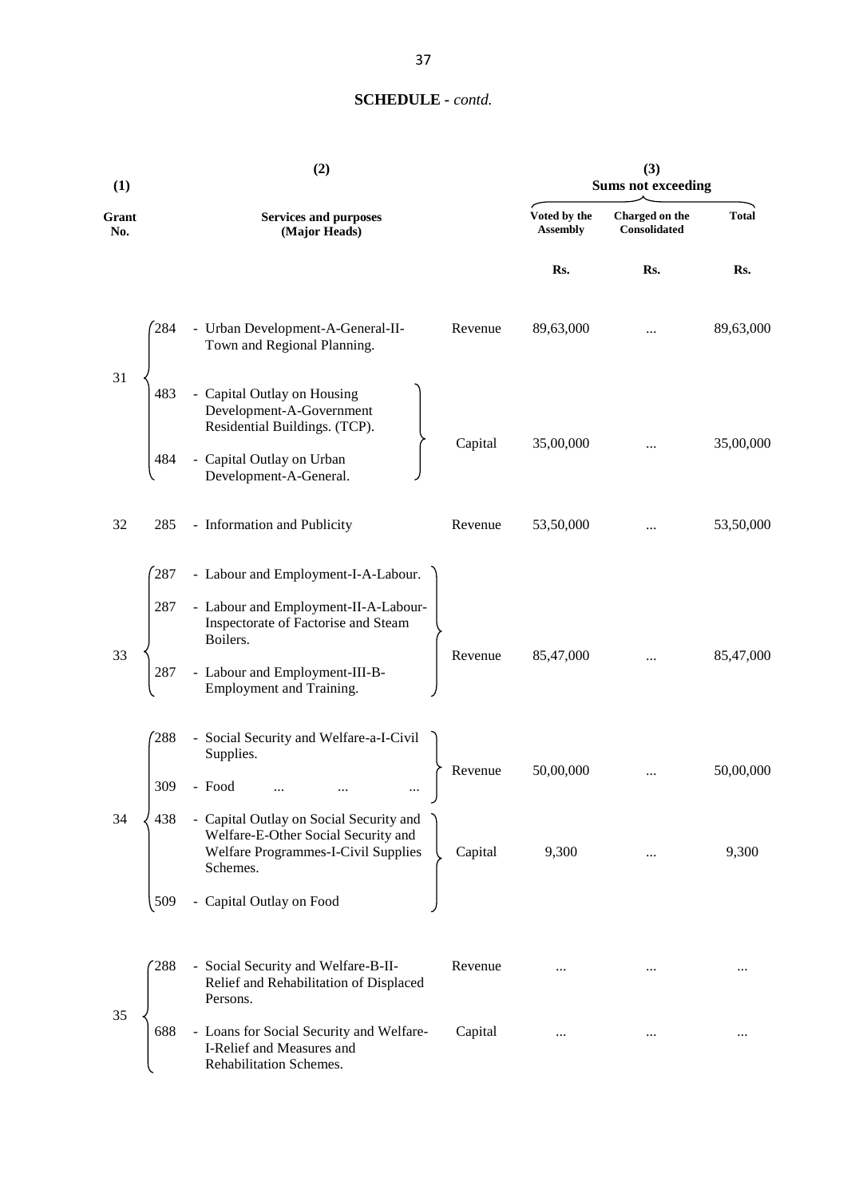## SCHEDULE - *contd.*

| (1) Grant No. | (2) Services and purposes (Major Heads) | | | (3) Sums not exceeding Voted by the Assembly | Charged on the Consolidated | Total |
|---|---|---|---|---|---|---|
| | | | | Rs. | Rs. | Rs. |
| 31 | 284 | - Urban Development-A-General-II-Town and Regional Planning. | Revenue | 89,63,000 | ... | 89,63,000 |
| | 483 | - Capital Outlay on Housing Development-A-Government Residential Buildings. (TCP). | Capital | 35,00,000 | ... | 35,00,000 |
| | 484 | - Capital Outlay on Urban Development-A-General. | | | | |
| 32 | 285 | - Information and Publicity | Revenue | 53,50,000 | ... | 53,50,000 |
| 33 | 287 | - Labour and Employment-I-A-Labour. | Revenue | 85,47,000 | ... | 85,47,000 |
| | 287 | - Labour and Employment-II-A-Labour-Inspectorate of Factorise and Steam Boilers. | | | | |
| | 287 | - Labour and Employment-III-B-Employment and Training. | | | | |
| 34 | 288 | - Social Security and Welfare-a-I-Civil Supplies. | Revenue | 50,00,000 | ... | 50,00,000 |
| | 309 | - Food ... ... ... | | | | |
| | 438 | - Capital Outlay on Social Security and Welfare-E-Other Social Security and Welfare Programmes-I-Civil Supplies Schemes. | Capital | 9,300 | ... | 9,300 |
| | 509 | - Capital Outlay on Food | | | | |
| 35 | 288 | - Social Security and Welfare-B-II-Relief and Rehabilitation of Displaced Persons. | Revenue | ... | ... | ... |
| | 688 | - Loans for Social Security and Welfare-I-Relief and Measures and Rehabilitation Schemes. | Capital | ... | ... | ... |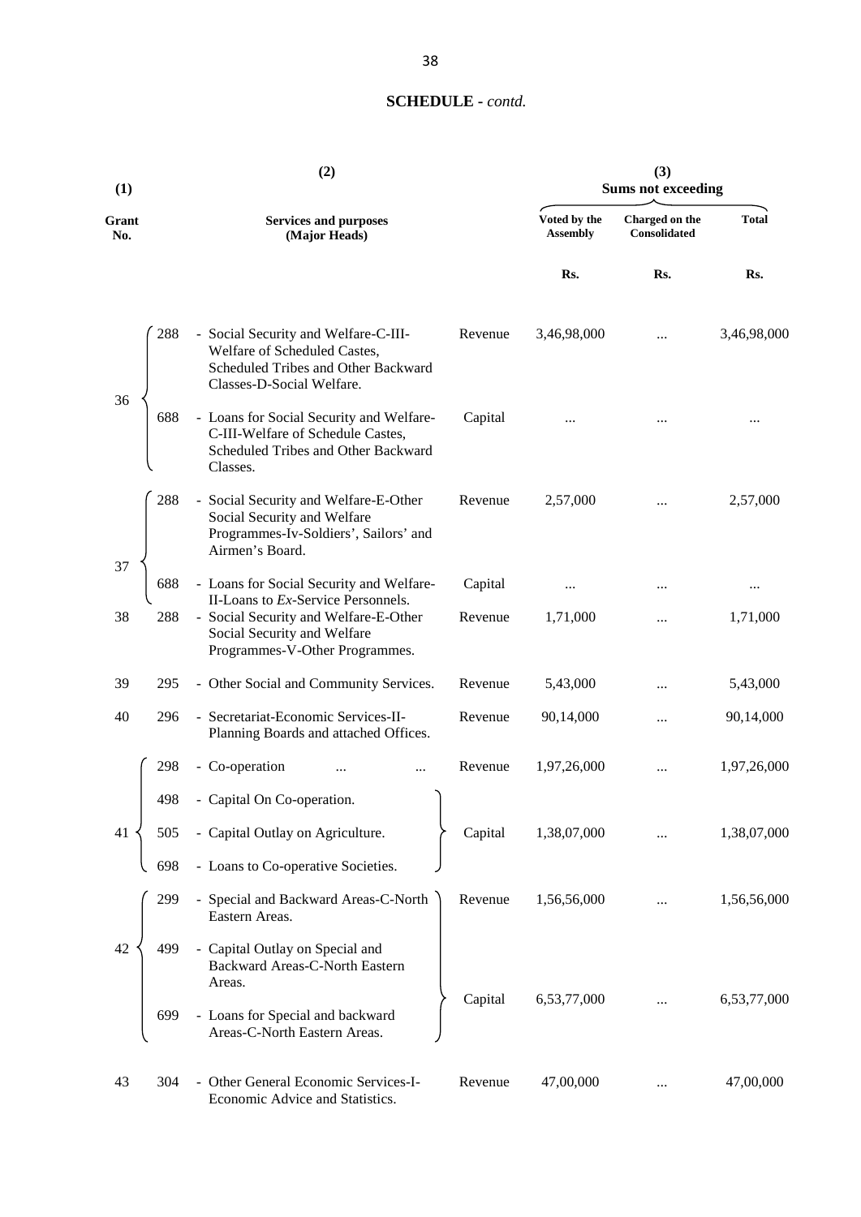**SCHEDULE** - *contd.*

| (1) Grant No. | | (2) Services and purposes (Major Heads) | | (3) Sums not exceeding Voted by the Assembly | Charged on the Consolidated | Total |
|---|---|---|---|---|---|---|
| | | | | Rs. | Rs. | Rs. |
| 36 | 288 | - Social Security and Welfare-C-III-Welfare of Scheduled Castes, Scheduled Tribes and Other Backward Classes-D-Social Welfare. | Revenue | 3,46,98,000 | ... | 3,46,98,000 |
| | 688 | - Loans for Social Security and Welfare-C-III-Welfare of Schedule Castes, Scheduled Tribes and Other Backward Classes. | Capital | ... | ... | ... |
| 37 | 288 | - Social Security and Welfare-E-Other Social Security and Welfare Programmes-Iv-Soldiers', Sailors' and Airmen's Board. | Revenue | 2,57,000 | ... | 2,57,000 |
| | 688 | - Loans for Social Security and Welfare-II-Loans to *Ex*-Service Personnels. | Capital | ... | ... | ... |
| 38 | 288 | - Social Security and Welfare-E-Other Social Security and Welfare Programmes-V-Other Programmes. | Revenue | 1,71,000 | ... | 1,71,000 |
| 39 | 295 | - Other Social and Community Services. | Revenue | 5,43,000 | ... | 5,43,000 |
| 40 | 296 | - Secretariat-Economic Services-II-Planning Boards and attached Offices. | Revenue | 90,14,000 | ... | 90,14,000 |
| 41 | 298 | - Co-operation ... ... | Revenue | 1,97,26,000 | ... | 1,97,26,000 |
| | 498 | - Capital On Co-operation. | | | | |
| | 505 | - Capital Outlay on Agriculture. | Capital | 1,38,07,000 | ... | 1,38,07,000 |
| | 698 | - Loans to Co-operative Societies. | | | | |
| 42 | 299 | - Special and Backward Areas-C-North Eastern Areas. | Revenue | 1,56,56,000 | ... | 1,56,56,000 |
| | 499 | - Capital Outlay on Special and Backward Areas-C-North Eastern Areas. | | | | |
| | 699 | - Loans for Special and backward Areas-C-North Eastern Areas. | Capital | 6,53,77,000 | ... | 6,53,77,000 |
| 43 | 304 | - Other General Economic Services-I-Economic Advice and Statistics. | Revenue | 47,00,000 | ... | 47,00,000 |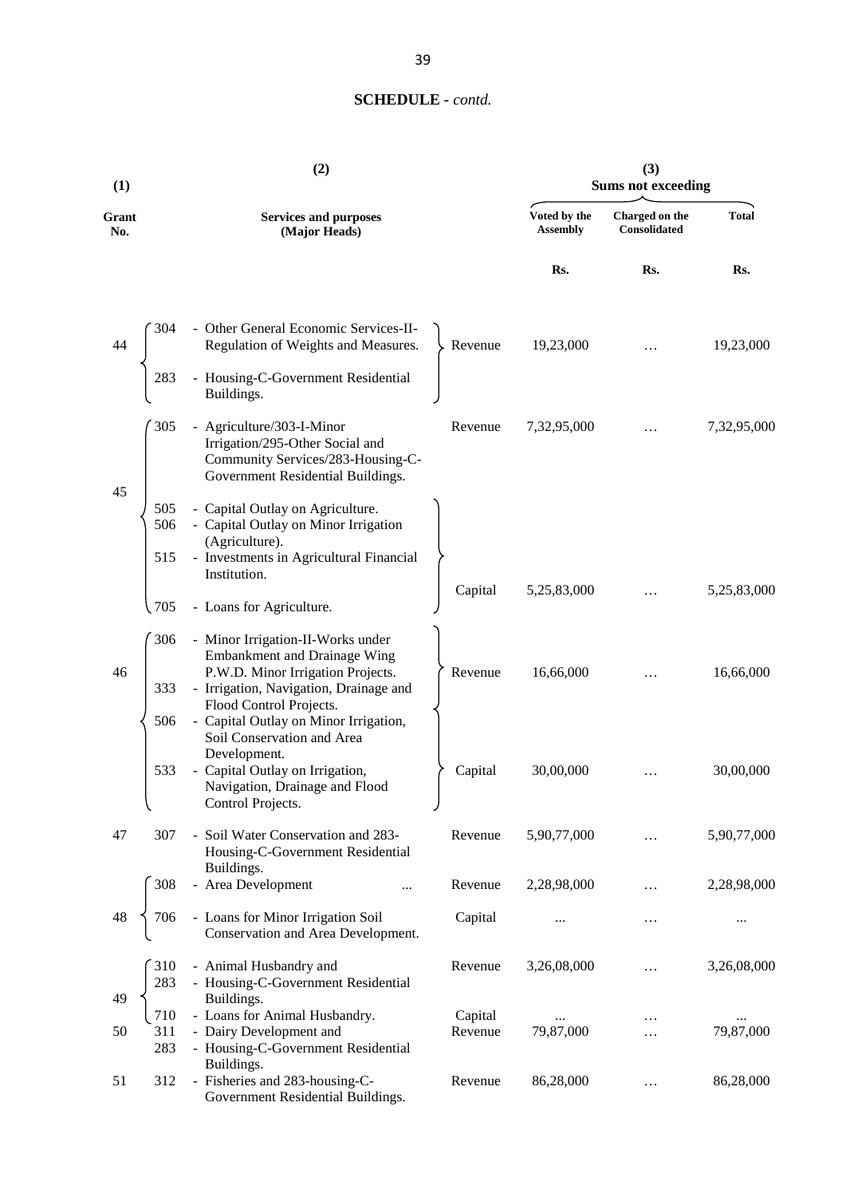## SCHEDULE - *contd.*

| (1) | (2) | | (3) Sums not exceeding | | |
|---|---|---|---|---|---|
| Grant No. | Services and purposes (Major Heads) | | Voted by the Assembly | Charged on the Consolidated | Total |
| | | | Rs. | Rs. | Rs. |
| 44 | 304 - Other General Economic Services-II-Regulation of Weights and Measures.<br>283 - Housing-C-Government Residential Buildings. | Revenue | 19,23,000 | … | 19,23,000 |
| 45 | 305 - Agriculture/303-I-Minor Irrigation/295-Other Social and Community Services/283-Housing-C-Government Residential Buildings. | Revenue | 7,32,95,000 | … | 7,32,95,000 |
| | 505 - Capital Outlay on Agriculture.<br>506 - Capital Outlay on Minor Irrigation (Agriculture).<br>515 - Investments in Agricultural Financial Institution.<br>705 - Loans for Agriculture. | Capital | 5,25,83,000 | … | 5,25,83,000 |
| 46 | 306 - Minor Irrigation-II-Works under Embankment and Drainage Wing P.W.D. Minor Irrigation Projects.<br>333 - Irrigation, Navigation, Drainage and Flood Control Projects. | Revenue | 16,66,000 | … | 16,66,000 |
| | 506 - Capital Outlay on Minor Irrigation, Soil Conservation and Area Development.<br>533 - Capital Outlay on Irrigation, Navigation, Drainage and Flood Control Projects. | Capital | 30,00,000 | … | 30,00,000 |
| 47 | 307 - Soil Water Conservation and 283-Housing-C-Government Residential Buildings. | Revenue | 5,90,77,000 | … | 5,90,77,000 |
| 48 | 308 - Area Development ... | Revenue | 2,28,98,000 | … | 2,28,98,000 |
| | 706 - Loans for Minor Irrigation Soil Conservation and Area Development. | Capital | ... | … | ... |
| 49 | 310 - Animal Husbandry and<br>283 - Housing-C-Government Residential Buildings. | Revenue | 3,26,08,000 | … | 3,26,08,000 |
| | 710 - Loans for Animal Husbandry. | Capital | ... | … | ... |
| 50 | 311 - Dairy Development and<br>283 - Housing-C-Government Residential Buildings. | Revenue | 79,87,000 | … | 79,87,000 |
| 51 | 312 - Fisheries and 283-housing-C-Government Residential Buildings. | Revenue | 86,28,000 | … | 86,28,000 |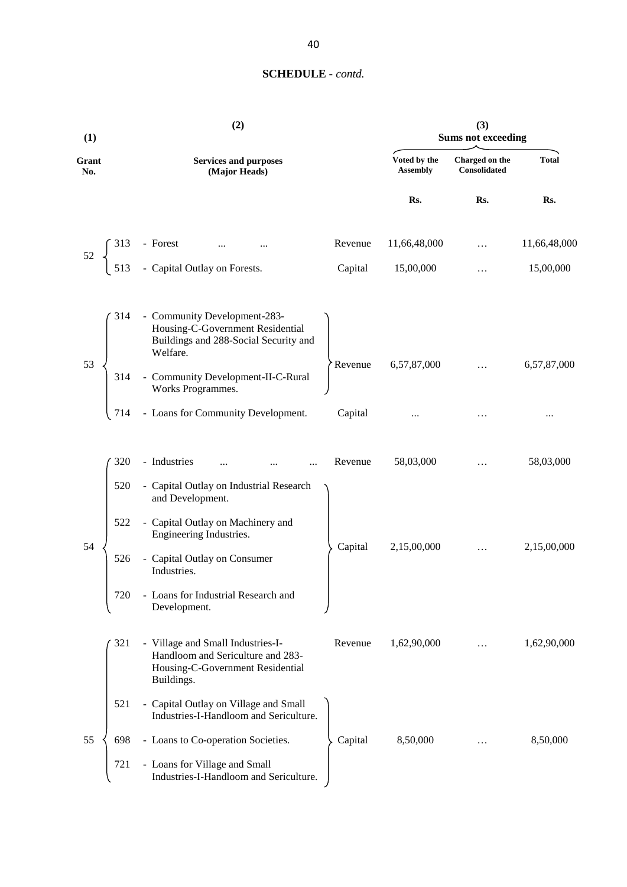## SCHEDULE - *contd.*

| (1) Grant No. | (2) Services and purposes (Major Heads) | | | (3) Sums not exceeding Voted by the Assembly | Charged on the Consolidated | Total |
|---|---|---|---|---|---|---|
| | | | | Rs. | Rs. | Rs. |
| 52 | 313 | - Forest ... ... | Revenue | 11,66,48,000 | ... | 11,66,48,000 |
| | 513 | - Capital Outlay on Forests. | Capital | 15,00,000 | ... | 15,00,000 |
| 53 | 314 | - Community Development-283-Housing-C-Government Residential Buildings and 288-Social Security and Welfare. | Revenue | 6,57,87,000 | ... | 6,57,87,000 |
| | 314 | - Community Development-II-C-Rural Works Programmes. | | | | |
| | 714 | - Loans for Community Development. | Capital | ... | ... | ... |
| 54 | 320 | - Industries ... ... ... | Revenue | 58,03,000 | ... | 58,03,000 |
| | 520 | - Capital Outlay on Industrial Research and Development. | Capital | 2,15,00,000 | ... | 2,15,00,000 |
| | 522 | - Capital Outlay on Machinery and Engineering Industries. | | | | |
| | 526 | - Capital Outlay on Consumer Industries. | | | | |
| | 720 | - Loans for Industrial Research and Development. | | | | |
| 55 | 321 | - Village and Small Industries-I-Handloom and Sericulture and 283-Housing-C-Government Residential Buildings. | Revenue | 1,62,90,000 | ... | 1,62,90,000 |
| | 521 | - Capital Outlay on Village and Small Industries-I-Handloom and Sericulture. | Capital | 8,50,000 | ... | 8,50,000 |
| | 698 | - Loans to Co-operation Societies. | | | | |
| | 721 | - Loans for Village and Small Industries-I-Handloom and Sericulture. | | | | |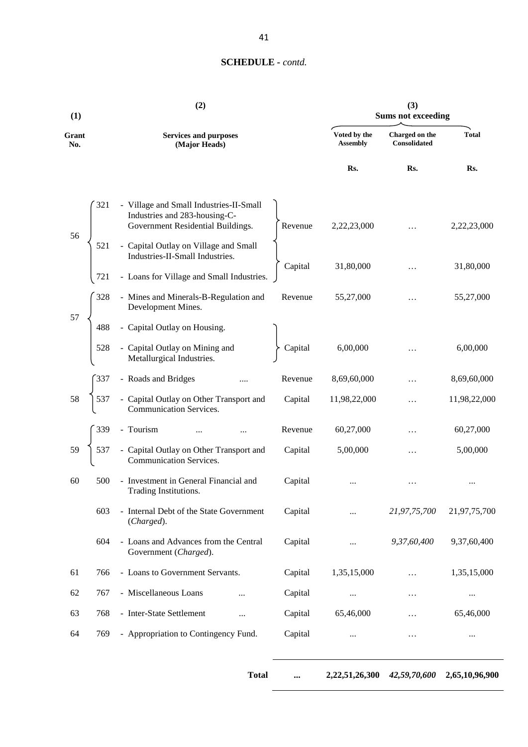## SCHEDULE - *contd.*

| (1) Grant No. | | (2) Services and purposes (Major Heads) | | (3) Sums not exceeding | | |
|---|---|---|---|---|---|---|
| | | | | Voted by the Assembly | Charged on the Consolidated | Total |
| | | | | Rs. | Rs. | Rs. |
| 56 | 321 | - Village and Small Industries-II-Small Industries and 283-housing-C-Government Residential Buildings. | Revenue | 2,22,23,000 | … | 2,22,23,000 |
| | 521 | - Capital Outlay on Village and Small Industries-II-Small Industries. | Capital | 31,80,000 | … | 31,80,000 |
| | 721 | - Loans for Village and Small Industries. | | | | |
| 57 | 328 | - Mines and Minerals-B-Regulation and Development Mines. | Revenue | 55,27,000 | … | 55,27,000 |
| | 488 | - Capital Outlay on Housing. | Capital | 6,00,000 | … | 6,00,000 |
| | 528 | - Capital Outlay on Mining and Metallurgical Industries. | | | | |
| 58 | 337 | - Roads and Bridges .... | Revenue | 8,69,60,000 | … | 8,69,60,000 |
| | 537 | - Capital Outlay on Other Transport and Communication Services. | Capital | 11,98,22,000 | … | 11,98,22,000 |
| 59 | 339 | - Tourism ... ... | Revenue | 60,27,000 | … | 60,27,000 |
| | 537 | - Capital Outlay on Other Transport and Communication Services. | Capital | 5,00,000 | … | 5,00,000 |
| 60 | 500 | - Investment in General Financial and Trading Institutions. | Capital | ... | … | ... |
| | 603 | - Internal Debt of the State Government (*Charged*). | Capital | ... | *21,97,75,700* | 21,97,75,700 |
| | 604 | - Loans and Advances from the Central Government (*Charged*). | Capital | ... | *9,37,60,400* | 9,37,60,400 |
| 61 | 766 | - Loans to Government Servants. | Capital | 1,35,15,000 | … | 1,35,15,000 |
| 62 | 767 | - Miscellaneous Loans ... | Capital | ... | … | ... |
| 63 | 768 | - Inter-State Settlement ... | Capital | 65,46,000 | … | 65,46,000 |
| 64 | 769 | - Appropriation to Contingency Fund. | Capital | ... | … | ... |
| | | **Total** | **...** | **2,22,51,26,300** | ***42,59,70,600*** | **2,65,10,96,900** |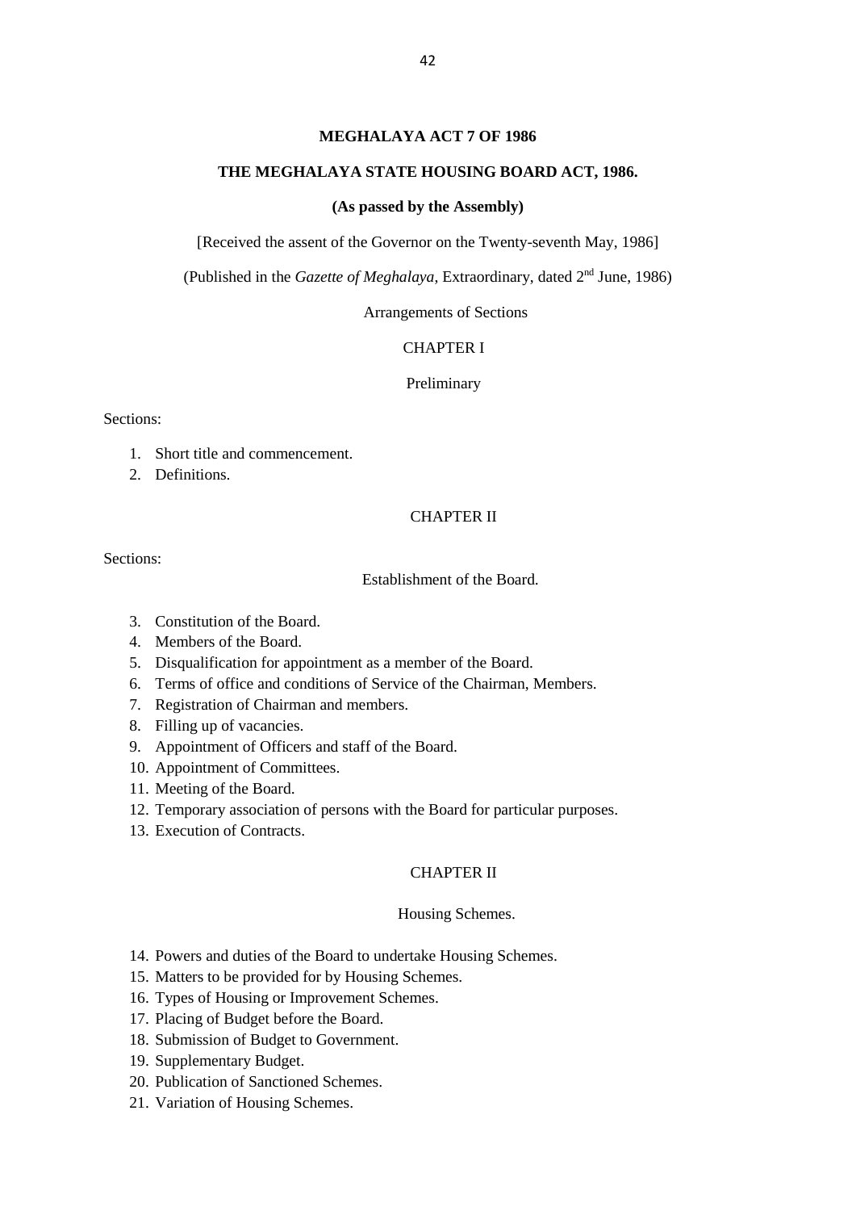# MEGHALAYA ACT 7 OF 1986

## THE MEGHALAYA STATE HOUSING BOARD ACT, 1986.

**(As passed by the Assembly)**

[Received the assent of the Governor on the Twenty-seventh May, 1986]

(Published in the *Gazette of Meghalaya*, Extraordinary, dated 2nd June, 1986)

Arrangements of Sections

CHAPTER I

Preliminary

Sections:

1. Short title and commencement.
2. Definitions.

CHAPTER II

Sections:

Establishment of the Board.

3. Constitution of the Board.
4. Members of the Board.
5. Disqualification for appointment as a member of the Board.
6. Terms of office and conditions of Service of the Chairman, Members.
7. Registration of Chairman and members.
8. Filling up of vacancies.
9. Appointment of Officers and staff of the Board.
10. Appointment of Committees.
11. Meeting of the Board.
12. Temporary association of persons with the Board for particular purposes.
13. Execution of Contracts.

CHAPTER II

Housing Schemes.

14. Powers and duties of the Board to undertake Housing Schemes.
15. Matters to be provided for by Housing Schemes.
16. Types of Housing or Improvement Schemes.
17. Placing of Budget before the Board.
18. Submission of Budget to Government.
19. Supplementary Budget.
20. Publication of Sanctioned Schemes.
21. Variation of Housing Schemes.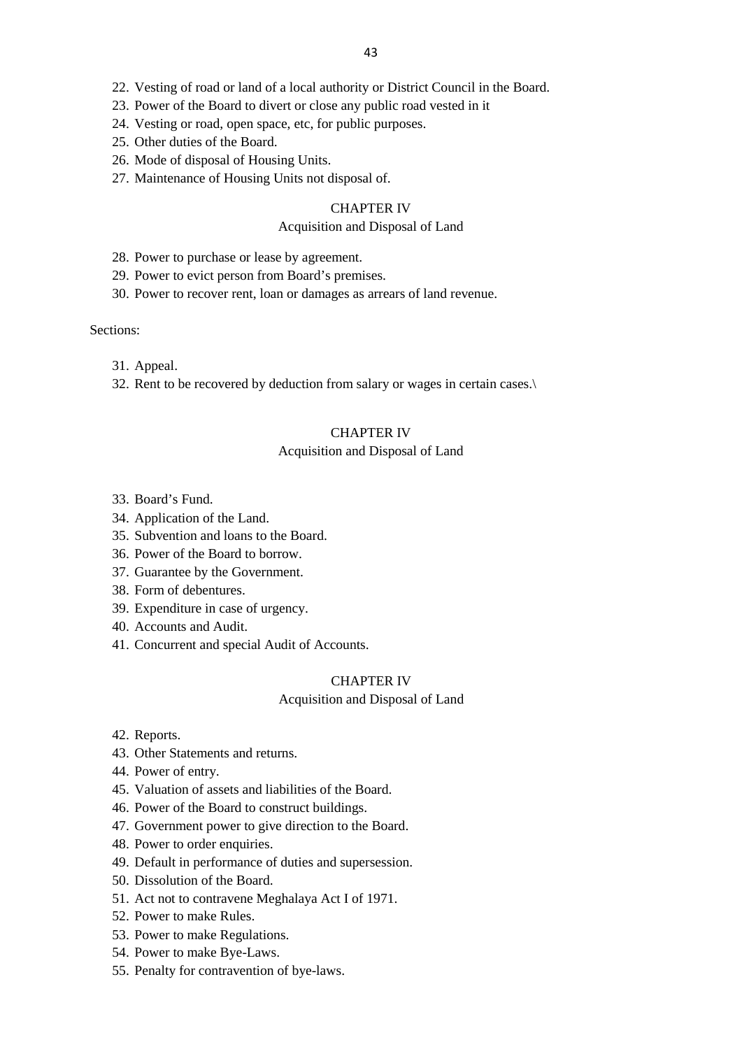22. Vesting of road or land of a local authority or District Council in the Board.
23. Power of the Board to divert or close any public road vested in it
24. Vesting or road, open space, etc, for public purposes.
25. Other duties of the Board.
26. Mode of disposal of Housing Units.
27. Maintenance of Housing Units not disposal of.

CHAPTER IV

Acquisition and Disposal of Land

28. Power to purchase or lease by agreement.
29. Power to evict person from Board's premises.
30. Power to recover rent, loan or damages as arrears of land revenue.

Sections:

31. Appeal.
32. Rent to be recovered by deduction from salary or wages in certain cases.\

CHAPTER IV

Acquisition and Disposal of Land

33. Board's Fund.
34. Application of the Land.
35. Subvention and loans to the Board.
36. Power of the Board to borrow.
37. Guarantee by the Government.
38. Form of debentures.
39. Expenditure in case of urgency.
40. Accounts and Audit.
41. Concurrent and special Audit of Accounts.

CHAPTER IV

Acquisition and Disposal of Land

42. Reports.
43. Other Statements and returns.
44. Power of entry.
45. Valuation of assets and liabilities of the Board.
46. Power of the Board to construct buildings.
47. Government power to give direction to the Board.
48. Power to order enquiries.
49. Default in performance of duties and supersession.
50. Dissolution of the Board.
51. Act not to contravene Meghalaya Act I of 1971.
52. Power to make Rules.
53. Power to make Regulations.
54. Power to make Bye-Laws.
55. Penalty for contravention of bye-laws.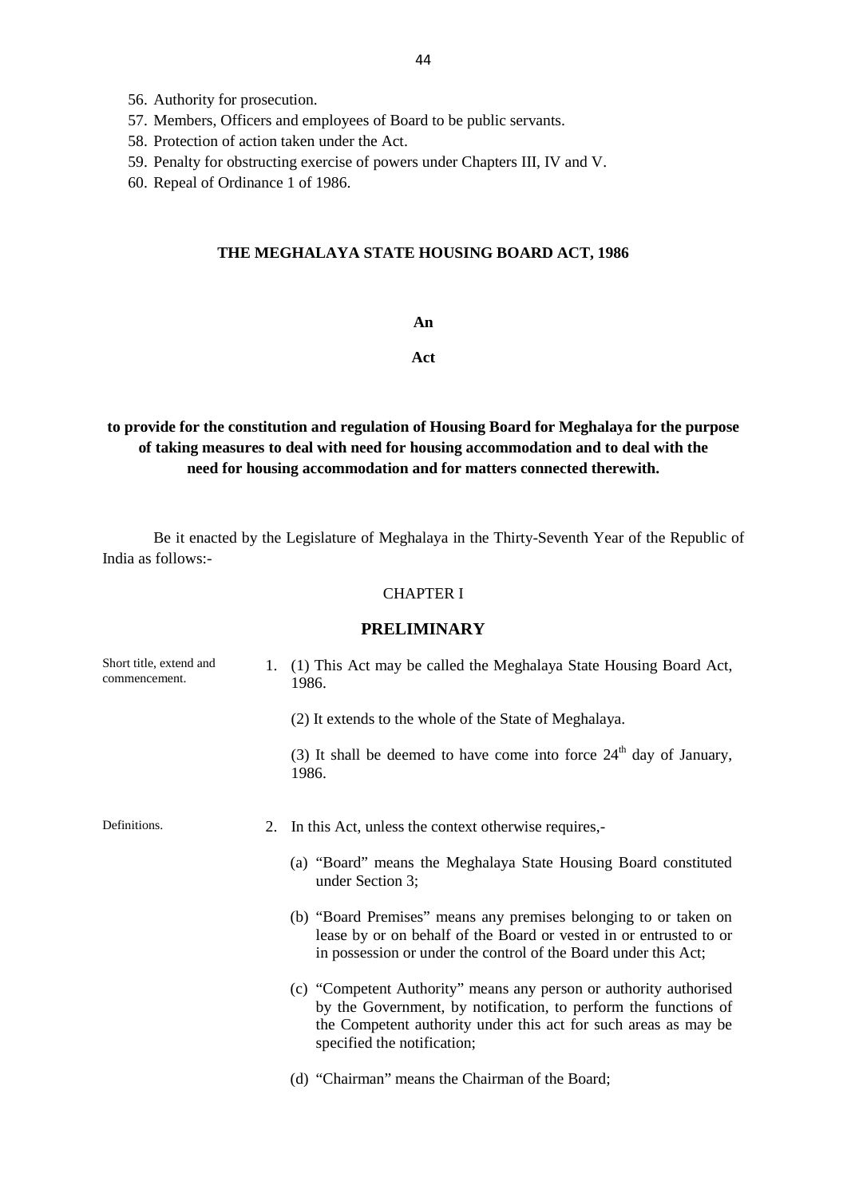56. Authority for prosecution.
57. Members, Officers and employees of Board to be public servants.
58. Protection of action taken under the Act.
59. Penalty for obstructing exercise of powers under Chapters III, IV and V.
60. Repeal of Ordinance 1 of 1986.

# THE MEGHALAYA STATE HOUSING BOARD ACT, 1986

**An**

**Act**

**to provide for the constitution and regulation of Housing Board for Meghalaya for the purpose of taking measures to deal with need for housing accommodation and to deal with the need for housing accommodation and for matters connected therewith.**

Be it enacted by the Legislature of Meghalaya in the Thirty-Seventh Year of the Republic of India as follows:-

## CHAPTER I

## PRELIMINARY

Short title, extend and commencement.

1. (1) This Act may be called the Meghalaya State Housing Board Act, 1986.

   (2) It extends to the whole of the State of Meghalaya.

   (3) It shall be deemed to have come into force 24th day of January, 1986.

Definitions.

2. In this Act, unless the context otherwise requires,-

   (a) "Board" means the Meghalaya State Housing Board constituted under Section 3;

   (b) "Board Premises" means any premises belonging to or taken on lease by or on behalf of the Board or vested in or entrusted to or in possession or under the control of the Board under this Act;

   (c) "Competent Authority" means any person or authority authorised by the Government, by notification, to perform the functions of the Competent authority under this act for such areas as may be specified the notification;

   (d) "Chairman" means the Chairman of the Board;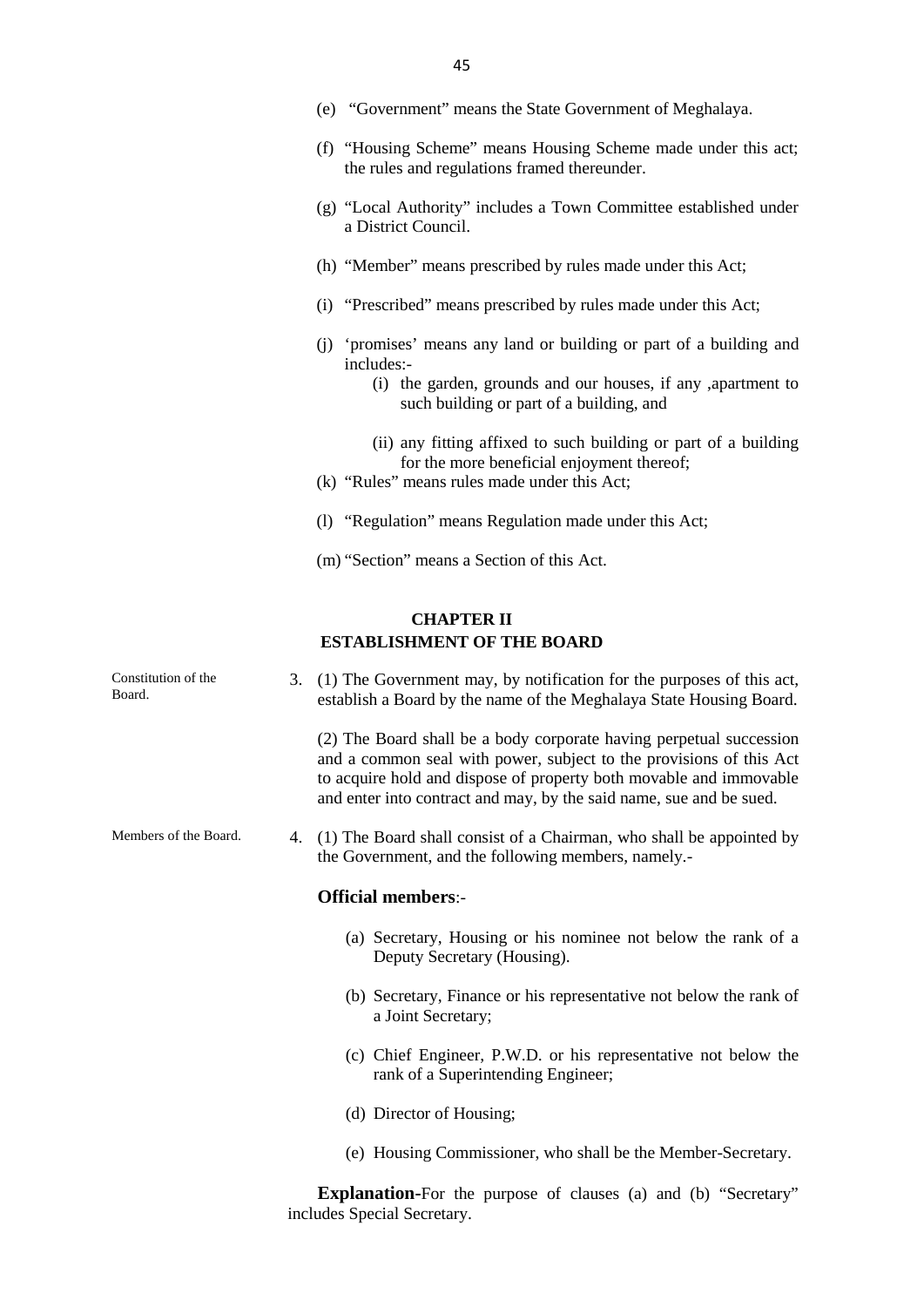(e) "Government" means the State Government of Meghalaya.

(f) "Housing Scheme" means Housing Scheme made under this act; the rules and regulations framed thereunder.

(g) "Local Authority" includes a Town Committee established under a District Council.

(h) "Member" means prescribed by rules made under this Act;

(i) "Prescribed" means prescribed by rules made under this Act;

(j) 'promises' means any land or building or part of a building and includes:-

  (i) the garden, grounds and our houses, if any ,apartment to such building or part of a building, and

  (ii) any fitting affixed to such building or part of a building for the more beneficial enjoyment thereof;

(k) "Rules" means rules made under this Act;

(l) "Regulation" means Regulation made under this Act;

(m) "Section" means a Section of this Act.

## CHAPTER II
## ESTABLISHMENT OF THE BOARD

*Constitution of the Board.*

3. (1) The Government may, by notification for the purposes of this act, establish a Board by the name of the Meghalaya State Housing Board.

(2) The Board shall be a body corporate having perpetual succession and a common seal with power, subject to the provisions of this Act to acquire hold and dispose of property both movable and immovable and enter into contract and may, by the said name, sue and be sued.

*Members of the Board.*

4. (1) The Board shall consist of a Chairman, who shall be appointed by the Government, and the following members, namely.-

**Official members**:-

(a) Secretary, Housing or his nominee not below the rank of a Deputy Secretary (Housing).

(b) Secretary, Finance or his representative not below the rank of a Joint Secretary;

(c) Chief Engineer, P.W.D. or his representative not below the rank of a Superintending Engineer;

(d) Director of Housing;

(e) Housing Commissioner, who shall be the Member-Secretary.

**Explanation**-For the purpose of clauses (a) and (b) "Secretary" includes Special Secretary.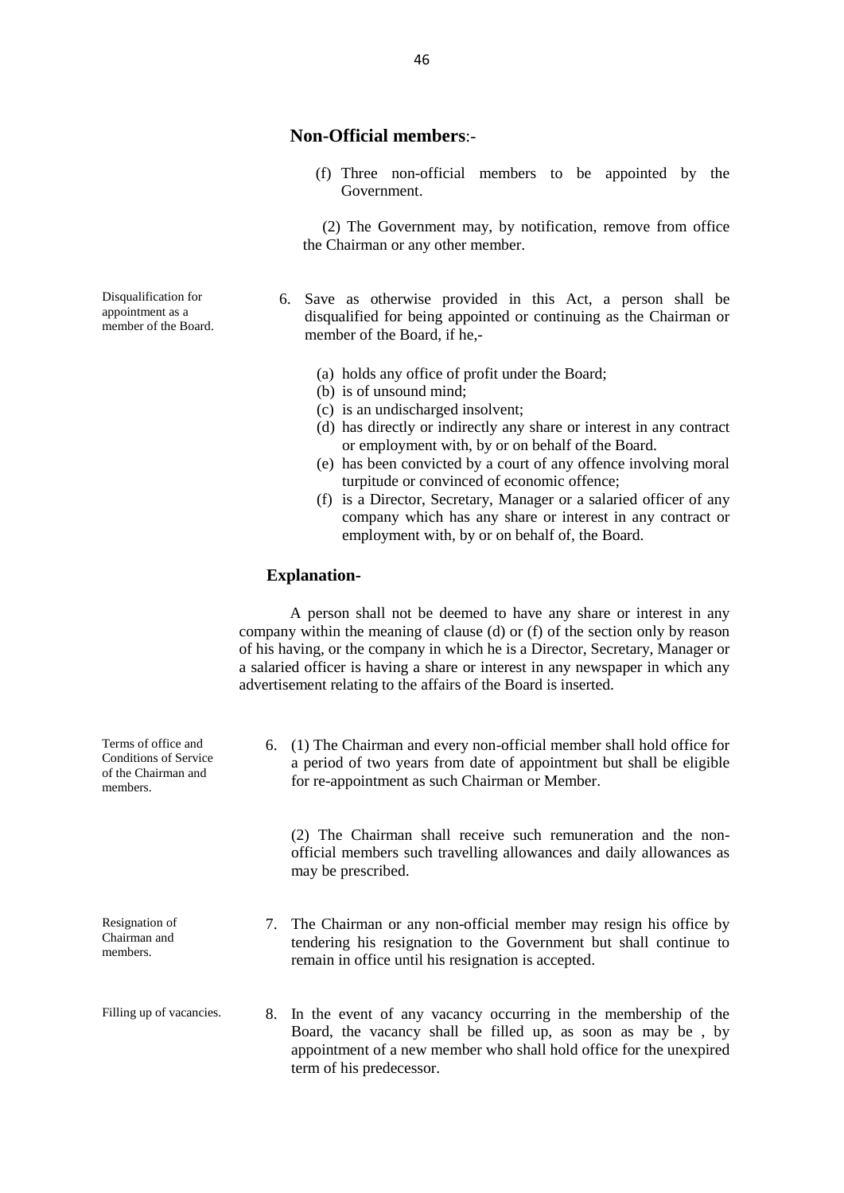**Non-Official members**:-

(f) Three non-official members to be appointed by the Government.

(2) The Government may, by notification, remove from office the Chairman or any other member.

Disqualification for appointment as a member of the Board.

6. Save as otherwise provided in this Act, a person shall be disqualified for being appointed or continuing as the Chairman or member of the Board, if he,-

(a) holds any office of profit under the Board;
(b) is of unsound mind;
(c) is an undischarged insolvent;
(d) has directly or indirectly any share or interest in any contract or employment with, by or on behalf of the Board.
(e) has been convicted by a court of any offence involving moral turpitude or convinced of economic offence;
(f) is a Director, Secretary, Manager or a salaried officer of any company which has any share or interest in any contract or employment with, by or on behalf of, the Board.

**Explanation-**

A person shall not be deemed to have any share or interest in any company within the meaning of clause (d) or (f) of the section only by reason of his having, or the company in which he is a Director, Secretary, Manager or a salaried officer is having a share or interest in any newspaper in which any advertisement relating to the affairs of the Board is inserted.

Terms of office and Conditions of Service of the Chairman and members.

6. (1) The Chairman and every non-official member shall hold office for a period of two years from date of appointment but shall be eligible for re-appointment as such Chairman or Member.

(2) The Chairman shall receive such remuneration and the non-official members such travelling allowances and daily allowances as may be prescribed.

Resignation of Chairman and members.

7. The Chairman or any non-official member may resign his office by tendering his resignation to the Government but shall continue to remain in office until his resignation is accepted.

Filling up of vacancies.

8. In the event of any vacancy occurring in the membership of the Board, the vacancy shall be filled up, as soon as may be , by appointment of a new member who shall hold office for the unexpired term of his predecessor.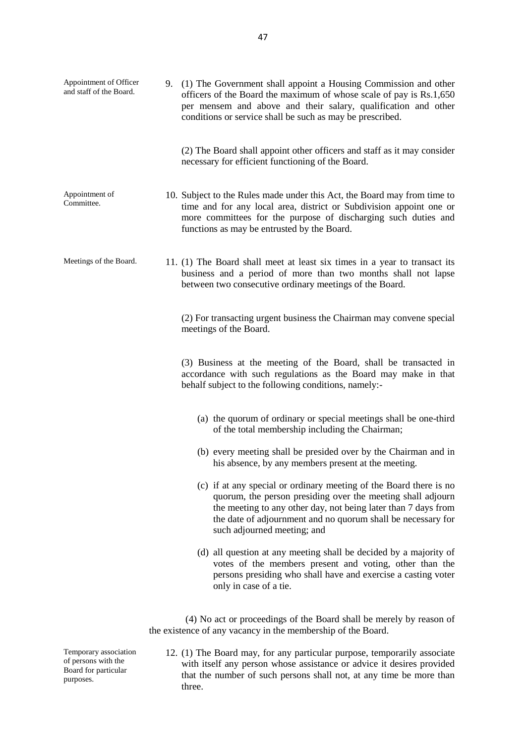Appointment of Officer and staff of the Board.

9. (1) The Government shall appoint a Housing Commission and other officers of the Board the maximum of whose scale of pay is Rs.1,650 per mensem and above and their salary, qualification and other conditions or service shall be such as may be prescribed.

(2) The Board shall appoint other officers and staff as it may consider necessary for efficient functioning of the Board.

Appointment of Committee.

10. Subject to the Rules made under this Act, the Board may from time to time and for any local area, district or Subdivision appoint one or more committees for the purpose of discharging such duties and functions as may be entrusted by the Board.

Meetings of the Board.

11. (1) The Board shall meet at least six times in a year to transact its business and a period of more than two months shall not lapse between two consecutive ordinary meetings of the Board.

(2) For transacting urgent business the Chairman may convene special meetings of the Board.

(3) Business at the meeting of the Board, shall be transacted in accordance with such regulations as the Board may make in that behalf subject to the following conditions, namely:-

(a) the quorum of ordinary or special meetings shall be one-third of the total membership including the Chairman;

(b) every meeting shall be presided over by the Chairman and in his absence, by any members present at the meeting.

(c) if at any special or ordinary meeting of the Board there is no quorum, the person presiding over the meeting shall adjourn the meeting to any other day, not being later than 7 days from the date of adjournment and no quorum shall be necessary for such adjourned meeting; and

(d) all question at any meeting shall be decided by a majority of votes of the members present and voting, other than the persons presiding who shall have and exercise a casting voter only in case of a tie.

(4) No act or proceedings of the Board shall be merely by reason of the existence of any vacancy in the membership of the Board.

Temporary association of persons with the Board for particular purposes.

12. (1) The Board may, for any particular purpose, temporarily associate with itself any person whose assistance or advice it desires provided that the number of such persons shall not, at any time be more than three.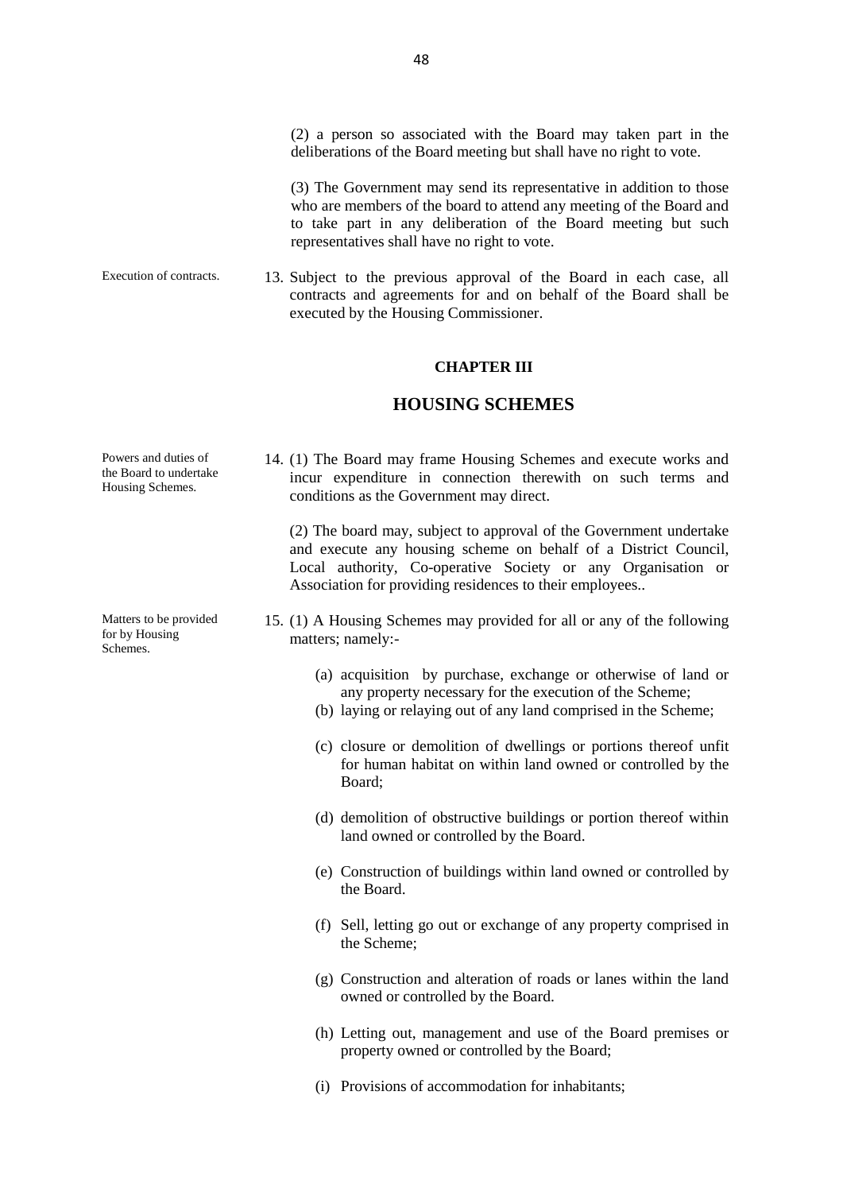(2) a person so associated with the Board may taken part in the deliberations of the Board meeting but shall have no right to vote.

(3) The Government may send its representative in addition to those who are members of the board to attend any meeting of the Board and to take part in any deliberation of the Board meeting but such representatives shall have no right to vote.

Execution of contracts.

13. Subject to the previous approval of the Board in each case, all contracts and agreements for and on behalf of the Board shall be executed by the Housing Commissioner.

**CHAPTER III**

## HOUSING SCHEMES

Powers and duties of the Board to undertake Housing Schemes.

14. (1) The Board may frame Housing Schemes and execute works and incur expenditure in connection therewith on such terms and conditions as the Government may direct.

(2) The board may, subject to approval of the Government undertake and execute any housing scheme on behalf of a District Council, Local authority, Co-operative Society or any Organisation or Association for providing residences to their employees..

Matters to be provided for by Housing Schemes.

15. (1) A Housing Schemes may provided for all or any of the following matters; namely:-

(a) acquisition by purchase, exchange or otherwise of land or any property necessary for the execution of the Scheme;
(b) laying or relaying out of any land comprised in the Scheme;

(c) closure or demolition of dwellings or portions thereof unfit for human habitat on within land owned or controlled by the Board;

(d) demolition of obstructive buildings or portion thereof within land owned or controlled by the Board.

(e) Construction of buildings within land owned or controlled by the Board.

(f) Sell, letting go out or exchange of any property comprised in the Scheme;

(g) Construction and alteration of roads or lanes within the land owned or controlled by the Board.

(h) Letting out, management and use of the Board premises or property owned or controlled by the Board;

(i) Provisions of accommodation for inhabitants;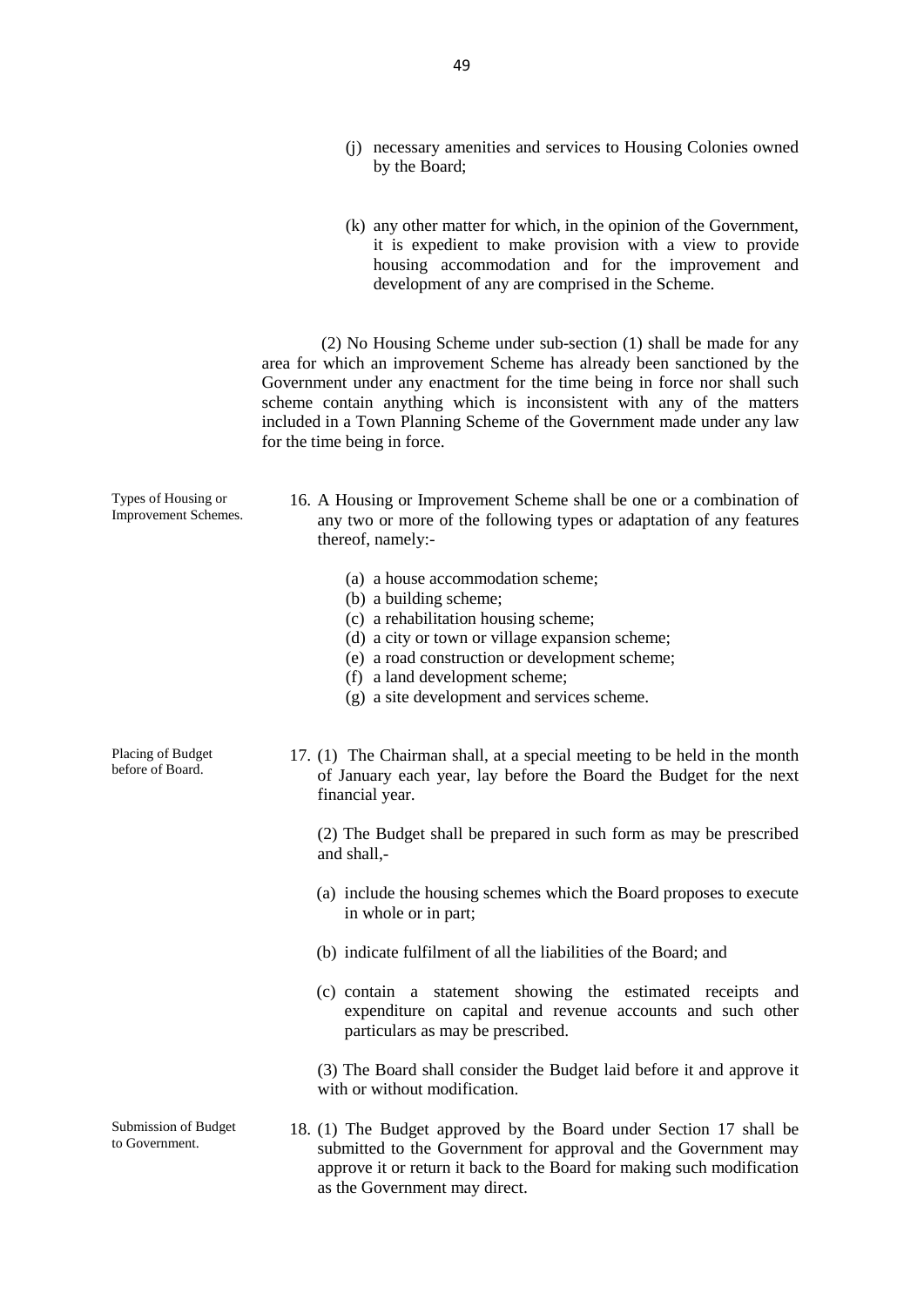(j) necessary amenities and services to Housing Colonies owned by the Board;

(k) any other matter for which, in the opinion of the Government, it is expedient to make provision with a view to provide housing accommodation and for the improvement and development of any are comprised in the Scheme.

(2) No Housing Scheme under sub-section (1) shall be made for any area for which an improvement Scheme has already been sanctioned by the Government under any enactment for the time being in force nor shall such scheme contain anything which is inconsistent with any of the matters included in a Town Planning Scheme of the Government made under any law for the time being in force.

*Types of Housing or Improvement Schemes.*

16. A Housing or Improvement Scheme shall be one or a combination of any two or more of the following types or adaptation of any features thereof, namely:-

(a) a house accommodation scheme;
(b) a building scheme;
(c) a rehabilitation housing scheme;
(d) a city or town or village expansion scheme;
(e) a road construction or development scheme;
(f) a land development scheme;
(g) a site development and services scheme.

*Placing of Budget before of Board.*

17. (1) The Chairman shall, at a special meeting to be held in the month of January each year, lay before the Board the Budget for the next financial year.

(2) The Budget shall be prepared in such form as may be prescribed and shall,-

(a) include the housing schemes which the Board proposes to execute in whole or in part;

(b) indicate fulfilment of all the liabilities of the Board; and

(c) contain a statement showing the estimated receipts and expenditure on capital and revenue accounts and such other particulars as may be prescribed.

(3) The Board shall consider the Budget laid before it and approve it with or without modification.

*Submission of Budget to Government.*

18. (1) The Budget approved by the Board under Section 17 shall be submitted to the Government for approval and the Government may approve it or return it back to the Board for making such modification as the Government may direct.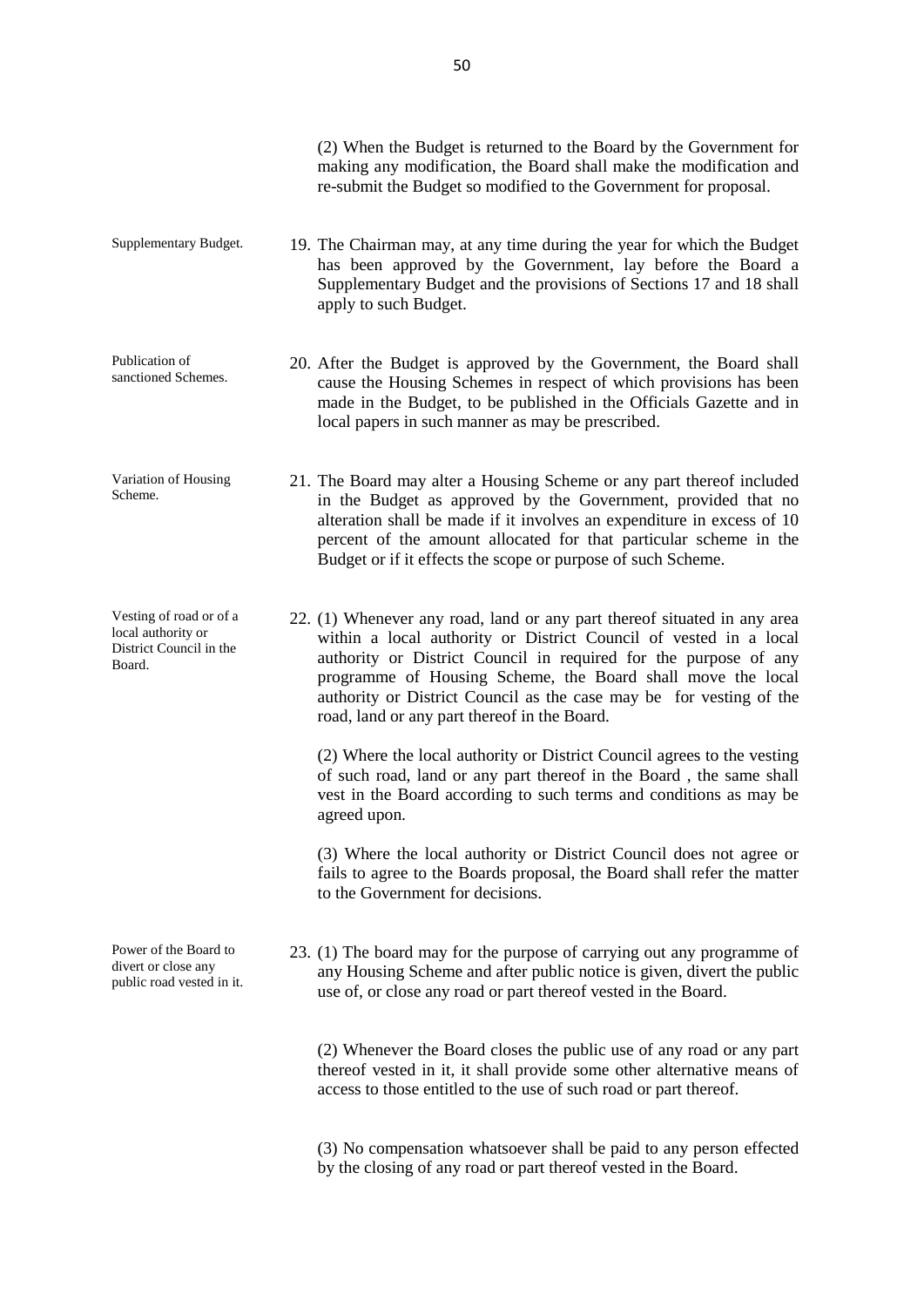(2) When the Budget is returned to the Board by the Government for making any modification, the Board shall make the modification and re-submit the Budget so modified to the Government for proposal.

**Supplementary Budget.**

19. The Chairman may, at any time during the year for which the Budget has been approved by the Government, lay before the Board a Supplementary Budget and the provisions of Sections 17 and 18 shall apply to such Budget.

**Publication of sanctioned Schemes.**

20. After the Budget is approved by the Government, the Board shall cause the Housing Schemes in respect of which provisions has been made in the Budget, to be published in the Officials Gazette and in local papers in such manner as may be prescribed.

**Variation of Housing Scheme.**

21. The Board may alter a Housing Scheme or any part thereof included in the Budget as approved by the Government, provided that no alteration shall be made if it involves an expenditure in excess of 10 percent of the amount allocated for that particular scheme in the Budget or if it effects the scope or purpose of such Scheme.

**Vesting of road or of a local authority or District Council in the Board.**

22. (1) Whenever any road, land or any part thereof situated in any area within a local authority or District Council of vested in a local authority or District Council in required for the purpose of any programme of Housing Scheme, the Board shall move the local authority or District Council as the case may be for vesting of the road, land or any part thereof in the Board.

(2) Where the local authority or District Council agrees to the vesting of such road, land or any part thereof in the Board , the same shall vest in the Board according to such terms and conditions as may be agreed upon.

(3) Where the local authority or District Council does not agree or fails to agree to the Boards proposal, the Board shall refer the matter to the Government for decisions.

**Power of the Board to divert or close any public road vested in it.**

23. (1) The board may for the purpose of carrying out any programme of any Housing Scheme and after public notice is given, divert the public use of, or close any road or part thereof vested in the Board.

(2) Whenever the Board closes the public use of any road or any part thereof vested in it, it shall provide some other alternative means of access to those entitled to the use of such road or part thereof.

(3) No compensation whatsoever shall be paid to any person effected by the closing of any road or part thereof vested in the Board.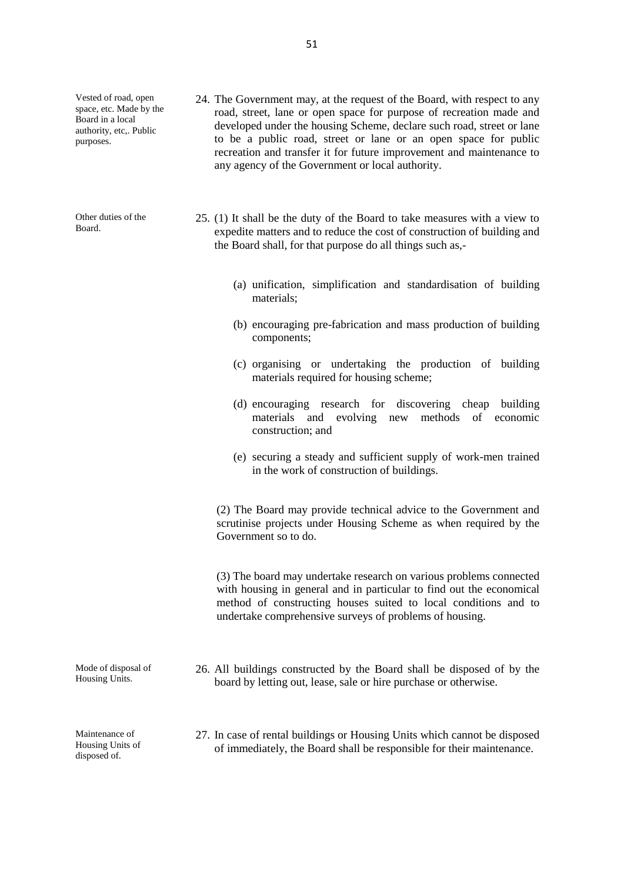Vested of road, open space, etc. Made by the Board in a local authority, etc,. Public purposes.

24. The Government may, at the request of the Board, with respect to any road, street, lane or open space for purpose of recreation made and developed under the housing Scheme, declare such road, street or lane to be a public road, street or lane or an open space for public recreation and transfer it for future improvement and maintenance to any agency of the Government or local authority.

Other duties of the Board.

25. (1) It shall be the duty of the Board to take measures with a view to expedite matters and to reduce the cost of construction of building and the Board shall, for that purpose do all things such as,-

   (a) unification, simplification and standardisation of building materials;

   (b) encouraging pre-fabrication and mass production of building components;

   (c) organising or undertaking the production of building materials required for housing scheme;

   (d) encouraging research for discovering cheap building materials and evolving new methods of economic construction; and

   (e) securing a steady and sufficient supply of work-men trained in the work of construction of buildings.

(2) The Board may provide technical advice to the Government and scrutinise projects under Housing Scheme as when required by the Government so to do.

(3) The board may undertake research on various problems connected with housing in general and in particular to find out the economical method of constructing houses suited to local conditions and to undertake comprehensive surveys of problems of housing.

Mode of disposal of Housing Units.

26. All buildings constructed by the Board shall be disposed of by the board by letting out, lease, sale or hire purchase or otherwise.

Maintenance of Housing Units of disposed of.

27. In case of rental buildings or Housing Units which cannot be disposed of immediately, the Board shall be responsible for their maintenance.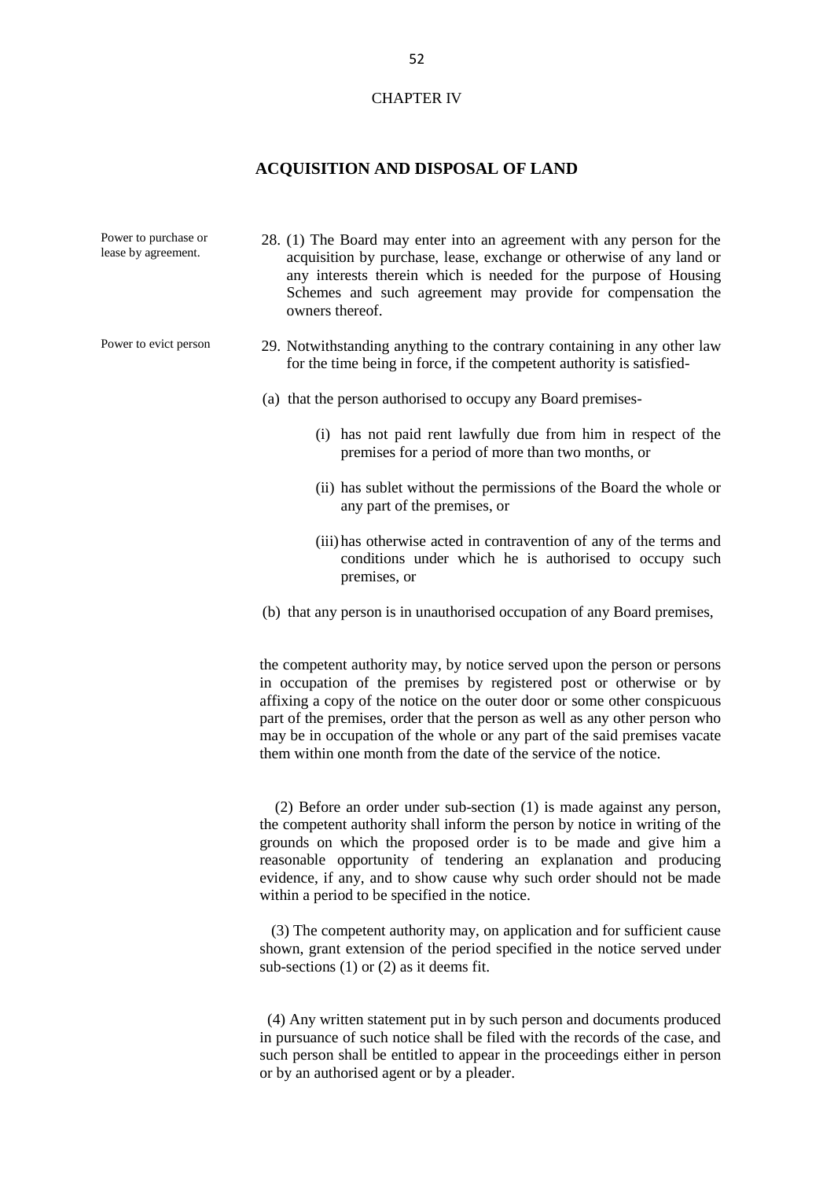## CHAPTER IV

## ACQUISITION AND DISPOSAL OF LAND

Power to purchase or lease by agreement.

28. (1) The Board may enter into an agreement with any person for the acquisition by purchase, lease, exchange or otherwise of any land or any interests therein which is needed for the purpose of Housing Schemes and such agreement may provide for compensation the owners thereof.

Power to evict person

29. Notwithstanding anything to the contrary containing in any other law for the time being in force, if the competent authority is satisfied-

(a) that the person authorised to occupy any Board premises-

(i) has not paid rent lawfully due from him in respect of the premises for a period of more than two months, or

(ii) has sublet without the permissions of the Board the whole or any part of the premises, or

(iii) has otherwise acted in contravention of any of the terms and conditions under which he is authorised to occupy such premises, or

(b) that any person is in unauthorised occupation of any Board premises,

the competent authority may, by notice served upon the person or persons in occupation of the premises by registered post or otherwise or by affixing a copy of the notice on the outer door or some other conspicuous part of the premises, order that the person as well as any other person who may be in occupation of the whole or any part of the said premises vacate them within one month from the date of the service of the notice.

(2) Before an order under sub-section (1) is made against any person, the competent authority shall inform the person by notice in writing of the grounds on which the proposed order is to be made and give him a reasonable opportunity of tendering an explanation and producing evidence, if any, and to show cause why such order should not be made within a period to be specified in the notice.

(3) The competent authority may, on application and for sufficient cause shown, grant extension of the period specified in the notice served under sub-sections (1) or (2) as it deems fit.

(4) Any written statement put in by such person and documents produced in pursuance of such notice shall be filed with the records of the case, and such person shall be entitled to appear in the proceedings either in person or by an authorised agent or by a pleader.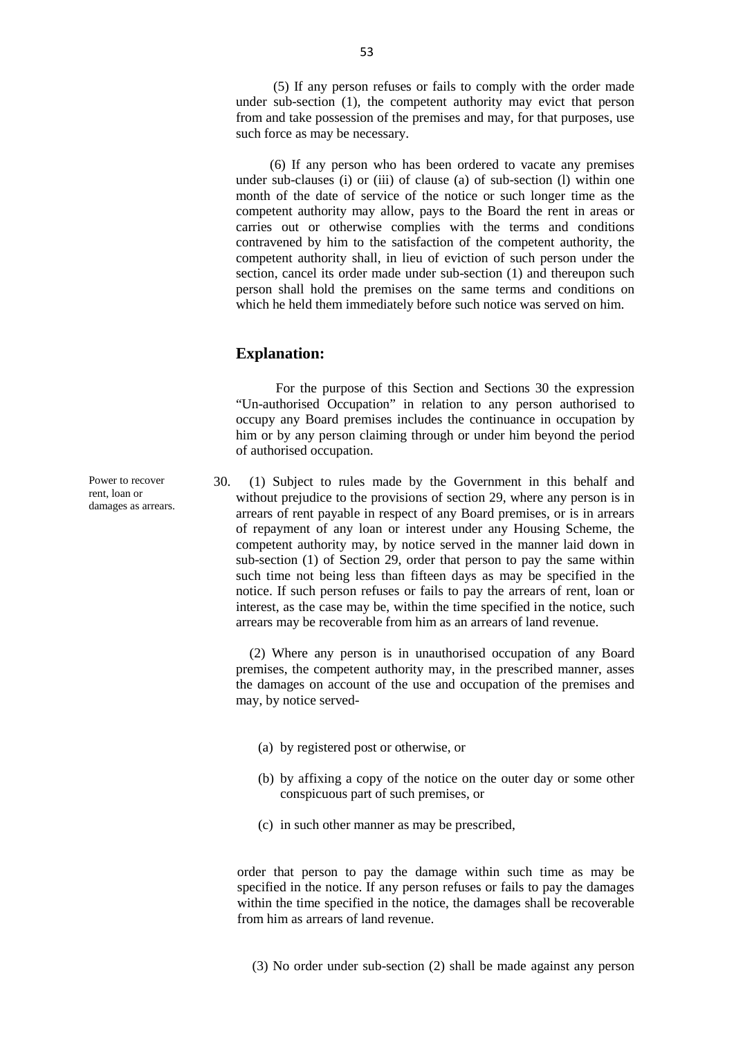(5) If any person refuses or fails to comply with the order made under sub-section (1), the competent authority may evict that person from and take possession of the premises and may, for that purposes, use such force as may be necessary.

(6) If any person who has been ordered to vacate any premises under sub-clauses (i) or (iii) of clause (a) of sub-section (l) within one month of the date of service of the notice or such longer time as the competent authority may allow, pays to the Board the rent in areas or carries out or otherwise complies with the terms and conditions contravened by him to the satisfaction of the competent authority, the competent authority shall, in lieu of eviction of such person under the section, cancel its order made under sub-section (1) and thereupon such person shall hold the premises on the same terms and conditions on which he held them immediately before such notice was served on him.

**Explanation:**

For the purpose of this Section and Sections 30 the expression "Un-authorised Occupation" in relation to any person authorised to occupy any Board premises includes the continuance in occupation by him or by any person claiming through or under him beyond the period of authorised occupation.

*Power to recover rent, loan or damages as arrears.*

30. (1) Subject to rules made by the Government in this behalf and without prejudice to the provisions of section 29, where any person is in arrears of rent payable in respect of any Board premises, or is in arrears of repayment of any loan or interest under any Housing Scheme, the competent authority may, by notice served in the manner laid down in sub-section (1) of Section 29, order that person to pay the same within such time not being less than fifteen days as may be specified in the notice. If such person refuses or fails to pay the arrears of rent, loan or interest, as the case may be, within the time specified in the notice, such arrears may be recoverable from him as an arrears of land revenue.

(2) Where any person is in unauthorised occupation of any Board premises, the competent authority may, in the prescribed manner, asses the damages on account of the use and occupation of the premises and may, by notice served-

(a) by registered post or otherwise, or

(b) by affixing a copy of the notice on the outer day or some other conspicuous part of such premises, or

(c) in such other manner as may be prescribed,

order that person to pay the damage within such time as may be specified in the notice. If any person refuses or fails to pay the damages within the time specified in the notice, the damages shall be recoverable from him as arrears of land revenue.

(3) No order under sub-section (2) shall be made against any person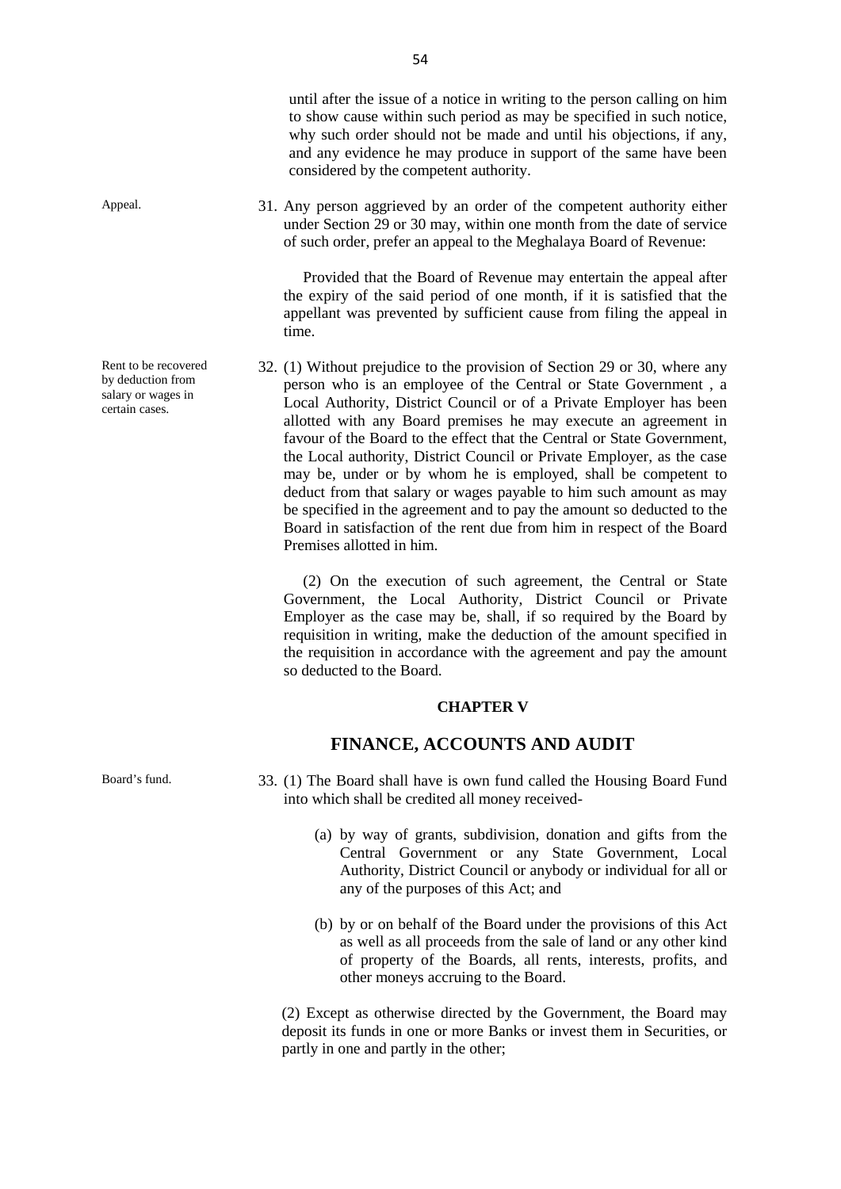until after the issue of a notice in writing to the person calling on him to show cause within such period as may be specified in such notice, why such order should not be made and until his objections, if any, and any evidence he may produce in support of the same have been considered by the competent authority.

Appeal.

31. Any person aggrieved by an order of the competent authority either under Section 29 or 30 may, within one month from the date of service of such order, prefer an appeal to the Meghalaya Board of Revenue:

Provided that the Board of Revenue may entertain the appeal after the expiry of the said period of one month, if it is satisfied that the appellant was prevented by sufficient cause from filing the appeal in time.

Rent to be recovered by deduction from salary or wages in certain cases.

32. (1) Without prejudice to the provision of Section 29 or 30, where any person who is an employee of the Central or State Government , a Local Authority, District Council or of a Private Employer has been allotted with any Board premises he may execute an agreement in favour of the Board to the effect that the Central or State Government, the Local authority, District Council or Private Employer, as the case may be, under or by whom he is employed, shall be competent to deduct from that salary or wages payable to him such amount as may be specified in the agreement and to pay the amount so deducted to the Board in satisfaction of the rent due from him in respect of the Board Premises allotted in him.

(2) On the execution of such agreement, the Central or State Government, the Local Authority, District Council or Private Employer as the case may be, shall, if so required by the Board by requisition in writing, make the deduction of the amount specified in the requisition in accordance with the agreement and pay the amount so deducted to the Board.

**CHAPTER V**

## FINANCE, ACCOUNTS AND AUDIT

Board's fund.

33. (1) The Board shall have is own fund called the Housing Board Fund into which shall be credited all money received-

(a) by way of grants, subdivision, donation and gifts from the Central Government or any State Government, Local Authority, District Council or anybody or individual for all or any of the purposes of this Act; and

(b) by or on behalf of the Board under the provisions of this Act as well as all proceeds from the sale of land or any other kind of property of the Boards, all rents, interests, profits, and other moneys accruing to the Board.

(2) Except as otherwise directed by the Government, the Board may deposit its funds in one or more Banks or invest them in Securities, or partly in one and partly in the other;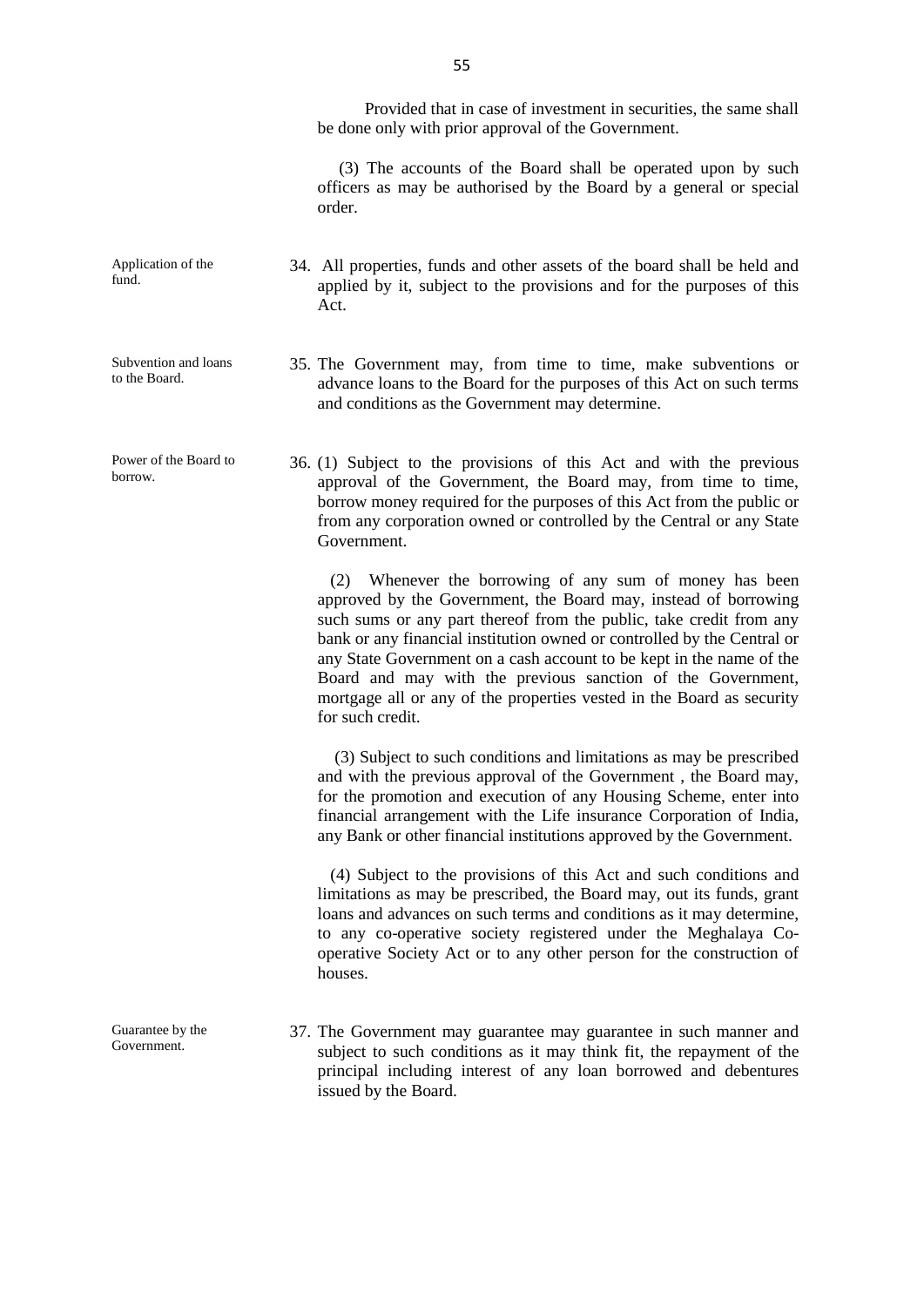Provided that in case of investment in securities, the same shall be done only with prior approval of the Government.

(3) The accounts of the Board shall be operated upon by such officers as may be authorised by the Board by a general or special order.

**Application of the fund.**

34. All properties, funds and other assets of the board shall be held and applied by it, subject to the provisions and for the purposes of this Act.

**Subvention and loans to the Board.**

35. The Government may, from time to time, make subventions or advance loans to the Board for the purposes of this Act on such terms and conditions as the Government may determine.

**Power of the Board to borrow.**

36. (1) Subject to the provisions of this Act and with the previous approval of the Government, the Board may, from time to time, borrow money required for the purposes of this Act from the public or from any corporation owned or controlled by the Central or any State Government.

(2) Whenever the borrowing of any sum of money has been approved by the Government, the Board may, instead of borrowing such sums or any part thereof from the public, take credit from any bank or any financial institution owned or controlled by the Central or any State Government on a cash account to be kept in the name of the Board and may with the previous sanction of the Government, mortgage all or any of the properties vested in the Board as security for such credit.

(3) Subject to such conditions and limitations as may be prescribed and with the previous approval of the Government , the Board may, for the promotion and execution of any Housing Scheme, enter into financial arrangement with the Life insurance Corporation of India, any Bank or other financial institutions approved by the Government.

(4) Subject to the provisions of this Act and such conditions and limitations as may be prescribed, the Board may, out its funds, grant loans and advances on such terms and conditions as it may determine, to any co-operative society registered under the Meghalaya Co-operative Society Act or to any other person for the construction of houses.

**Guarantee by the Government.**

37. The Government may guarantee may guarantee in such manner and subject to such conditions as it may think fit, the repayment of the principal including interest of any loan borrowed and debentures issued by the Board.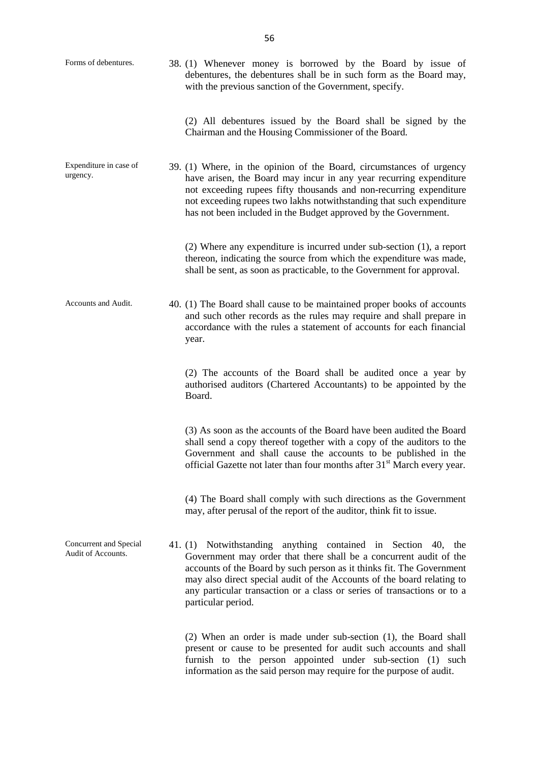**Forms of debentures.**

38. (1) Whenever money is borrowed by the Board by issue of debentures, the debentures shall be in such form as the Board may, with the previous sanction of the Government, specify.

(2) All debentures issued by the Board shall be signed by the Chairman and the Housing Commissioner of the Board.

**Expenditure in case of urgency.**

39. (1) Where, in the opinion of the Board, circumstances of urgency have arisen, the Board may incur in any year recurring expenditure not exceeding rupees fifty thousands and non-recurring expenditure not exceeding rupees two lakhs notwithstanding that such expenditure has not been included in the Budget approved by the Government.

(2) Where any expenditure is incurred under sub-section (1), a report thereon, indicating the source from which the expenditure was made, shall be sent, as soon as practicable, to the Government for approval.

**Accounts and Audit.**

40. (1) The Board shall cause to be maintained proper books of accounts and such other records as the rules may require and shall prepare in accordance with the rules a statement of accounts for each financial year.

(2) The accounts of the Board shall be audited once a year by authorised auditors (Chartered Accountants) to be appointed by the Board.

(3) As soon as the accounts of the Board have been audited the Board shall send a copy thereof together with a copy of the auditors to the Government and shall cause the accounts to be published in the official Gazette not later than four months after 31st March every year.

(4) The Board shall comply with such directions as the Government may, after perusal of the report of the auditor, think fit to issue.

**Concurrent and Special Audit of Accounts.**

41. (1) Notwithstanding anything contained in Section 40, the Government may order that there shall be a concurrent audit of the accounts of the Board by such person as it thinks fit. The Government may also direct special audit of the Accounts of the board relating to any particular transaction or a class or series of transactions or to a particular period.

(2) When an order is made under sub-section (1), the Board shall present or cause to be presented for audit such accounts and shall furnish to the person appointed under sub-section (1) such information as the said person may require for the purpose of audit.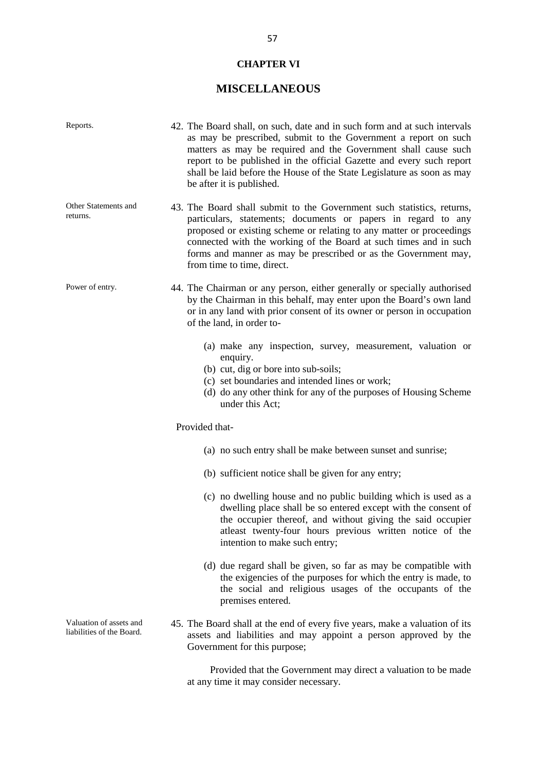## CHAPTER VI

# MISCELLANEOUS

Reports.

42. The Board shall, on such, date and in such form and at such intervals as may be prescribed, submit to the Government a report on such matters as may be required and the Government shall cause such report to be published in the official Gazette and every such report shall be laid before the House of the State Legislature as soon as may be after it is published.

Other Statements and returns.

43. The Board shall submit to the Government such statistics, returns, particulars, statements; documents or papers in regard to any proposed or existing scheme or relating to any matter or proceedings connected with the working of the Board at such times and in such forms and manner as may be prescribed or as the Government may, from time to time, direct.

Power of entry.

44. The Chairman or any person, either generally or specially authorised by the Chairman in this behalf, may enter upon the Board's own land or in any land with prior consent of its owner or person in occupation of the land, in order to-

   (a) make any inspection, survey, measurement, valuation or enquiry.
   (b) cut, dig or bore into sub-soils;
   (c) set boundaries and intended lines or work;
   (d) do any other think for any of the purposes of Housing Scheme under this Act;

Provided that-

   (a) no such entry shall be make between sunset and sunrise;

   (b) sufficient notice shall be given for any entry;

   (c) no dwelling house and no public building which is used as a dwelling place shall be so entered except with the consent of the occupier thereof, and without giving the said occupier atleast twenty-four hours previous written notice of the intention to make such entry;

   (d) due regard shall be given, so far as may be compatible with the exigencies of the purposes for which the entry is made, to the social and religious usages of the occupants of the premises entered.

Valuation of assets and liabilities of the Board.

45. The Board shall at the end of every five years, make a valuation of its assets and liabilities and may appoint a person approved by the Government for this purpose;

Provided that the Government may direct a valuation to be made at any time it may consider necessary.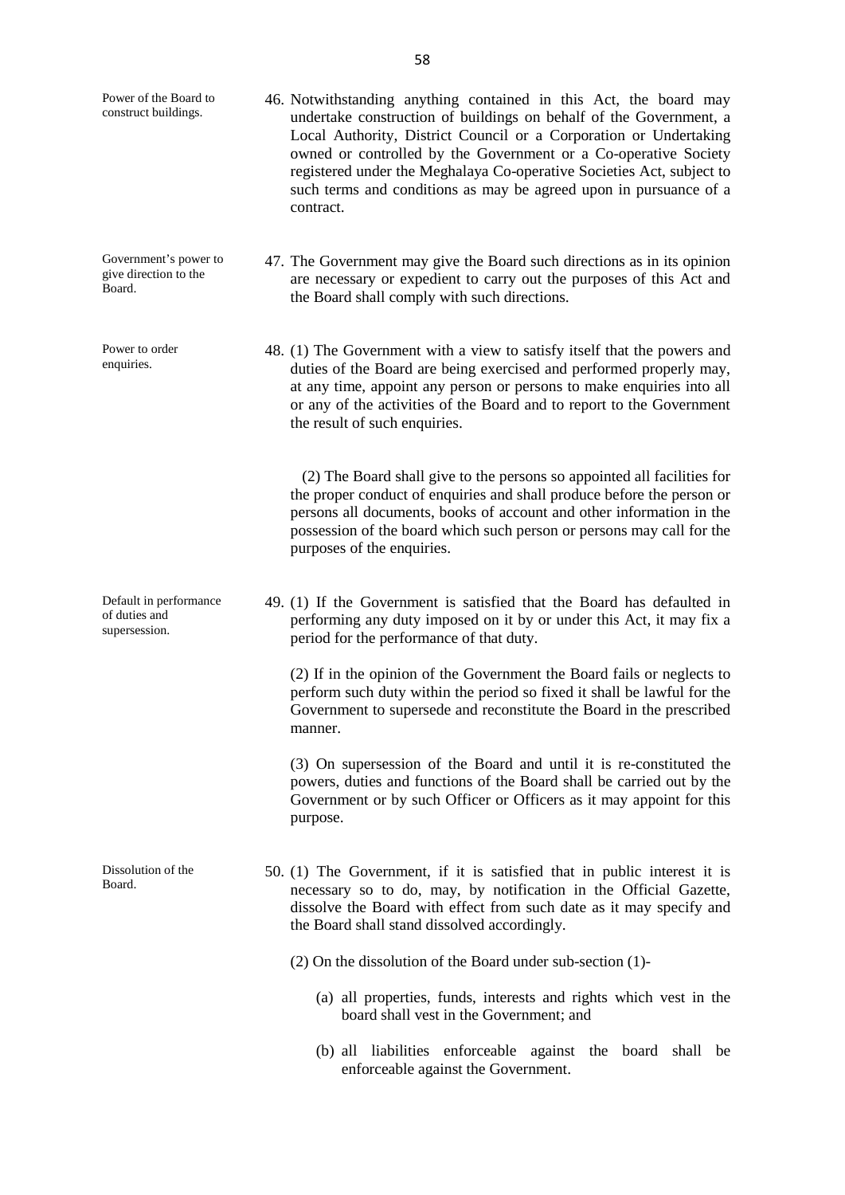**Power of the Board to construct buildings.**

46. Notwithstanding anything contained in this Act, the board may undertake construction of buildings on behalf of the Government, a Local Authority, District Council or a Corporation or Undertaking owned or controlled by the Government or a Co-operative Society registered under the Meghalaya Co-operative Societies Act, subject to such terms and conditions as may be agreed upon in pursuance of a contract.

**Government's power to give direction to the Board.**

47. The Government may give the Board such directions as in its opinion are necessary or expedient to carry out the purposes of this Act and the Board shall comply with such directions.

**Power to order enquiries.**

48. (1) The Government with a view to satisfy itself that the powers and duties of the Board are being exercised and performed properly may, at any time, appoint any person or persons to make enquiries into all or any of the activities of the Board and to report to the Government the result of such enquiries.

(2) The Board shall give to the persons so appointed all facilities for the proper conduct of enquiries and shall produce before the person or persons all documents, books of account and other information in the possession of the board which such person or persons may call for the purposes of the enquiries.

**Default in performance of duties and supersession.**

49. (1) If the Government is satisfied that the Board has defaulted in performing any duty imposed on it by or under this Act, it may fix a period for the performance of that duty.

(2) If in the opinion of the Government the Board fails or neglects to perform such duty within the period so fixed it shall be lawful for the Government to supersede and reconstitute the Board in the prescribed manner.

(3) On supersession of the Board and until it is re-constituted the powers, duties and functions of the Board shall be carried out by the Government or by such Officer or Officers as it may appoint for this purpose.

**Dissolution of the Board.**

50. (1) The Government, if it is satisfied that in public interest it is necessary so to do, may, by notification in the Official Gazette, dissolve the Board with effect from such date as it may specify and the Board shall stand dissolved accordingly.

(2) On the dissolution of the Board under sub-section (1)-

(a) all properties, funds, interests and rights which vest in the board shall vest in the Government; and

(b) all liabilities enforceable against the board shall be enforceable against the Government.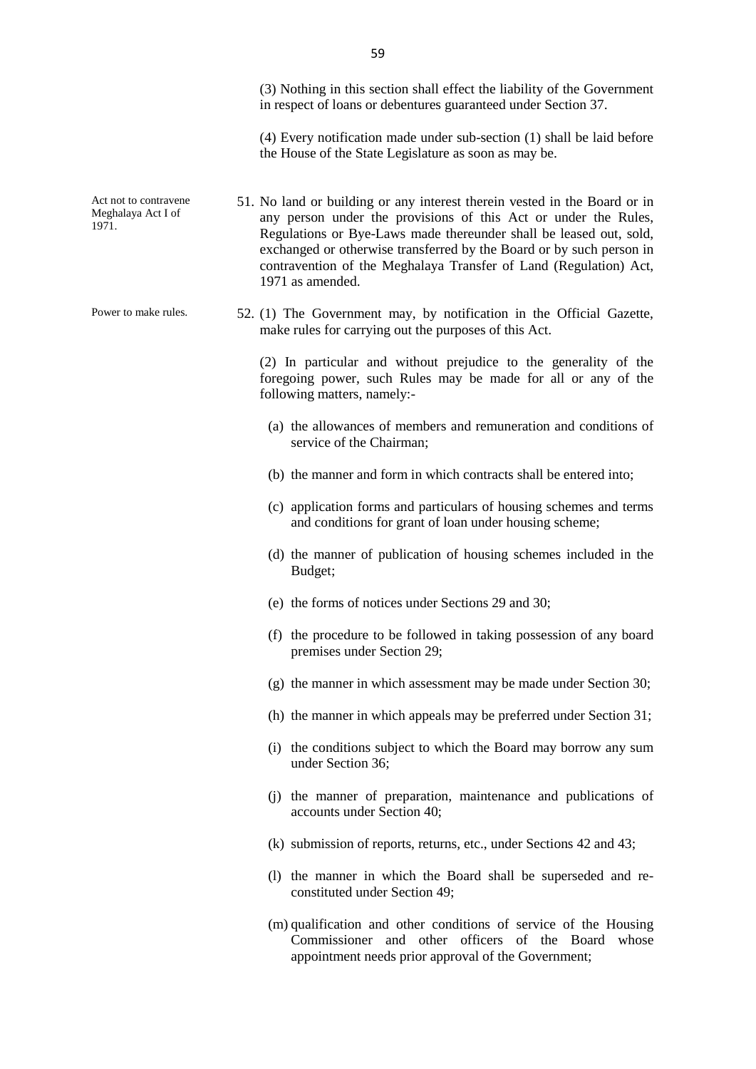(3) Nothing in this section shall effect the liability of the Government in respect of loans or debentures guaranteed under Section 37.

(4) Every notification made under sub-section (1) shall be laid before the House of the State Legislature as soon as may be.

*Act not to contravene Meghalaya Act I of 1971.*

51. No land or building or any interest therein vested in the Board or in any person under the provisions of this Act or under the Rules, Regulations or Bye-Laws made thereunder shall be leased out, sold, exchanged or otherwise transferred by the Board or by such person in contravention of the Meghalaya Transfer of Land (Regulation) Act, 1971 as amended.

*Power to make rules.*

52. (1) The Government may, by notification in the Official Gazette, make rules for carrying out the purposes of this Act.

(2) In particular and without prejudice to the generality of the foregoing power, such Rules may be made for all or any of the following matters, namely:-

(a) the allowances of members and remuneration and conditions of service of the Chairman;

(b) the manner and form in which contracts shall be entered into;

(c) application forms and particulars of housing schemes and terms and conditions for grant of loan under housing scheme;

(d) the manner of publication of housing schemes included in the Budget;

(e) the forms of notices under Sections 29 and 30;

(f) the procedure to be followed in taking possession of any board premises under Section 29;

(g) the manner in which assessment may be made under Section 30;

(h) the manner in which appeals may be preferred under Section 31;

(i) the conditions subject to which the Board may borrow any sum under Section 36;

(j) the manner of preparation, maintenance and publications of accounts under Section 40;

(k) submission of reports, returns, etc., under Sections 42 and 43;

(l) the manner in which the Board shall be superseded and re-constituted under Section 49;

(m) qualification and other conditions of service of the Housing Commissioner and other officers of the Board whose appointment needs prior approval of the Government;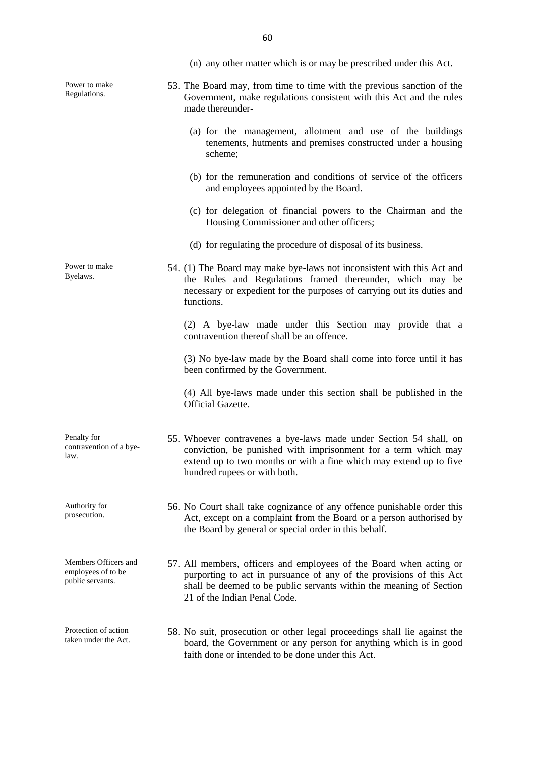(n) any other matter which is or may be prescribed under this Act.

Power to make Regulations.

53. The Board may, from time to time with the previous sanction of the Government, make regulations consistent with this Act and the rules made thereunder-

(a) for the management, allotment and use of the buildings tenements, hutments and premises constructed under a housing scheme;

(b) for the remuneration and conditions of service of the officers and employees appointed by the Board.

(c) for delegation of financial powers to the Chairman and the Housing Commissioner and other officers;

(d) for regulating the procedure of disposal of its business.

Power to make Byelaws.

54. (1) The Board may make bye-laws not inconsistent with this Act and the Rules and Regulations framed thereunder, which may be necessary or expedient for the purposes of carrying out its duties and functions.

(2) A bye-law made under this Section may provide that a contravention thereof shall be an offence.

(3) No bye-law made by the Board shall come into force until it has been confirmed by the Government.

(4) All bye-laws made under this section shall be published in the Official Gazette.

Penalty for contravention of a bye-law.

55. Whoever contravenes a bye-laws made under Section 54 shall, on conviction, be punished with imprisonment for a term which may extend up to two months or with a fine which may extend up to five hundred rupees or with both.

Authority for prosecution.

56. No Court shall take cognizance of any offence punishable order this Act, except on a complaint from the Board or a person authorised by the Board by general or special order in this behalf.

Members Officers and employees of to be public servants.

57. All members, officers and employees of the Board when acting or purporting to act in pursuance of any of the provisions of this Act shall be deemed to be public servants within the meaning of Section 21 of the Indian Penal Code.

Protection of action taken under the Act.

58. No suit, prosecution or other legal proceedings shall lie against the board, the Government or any person for anything which is in good faith done or intended to be done under this Act.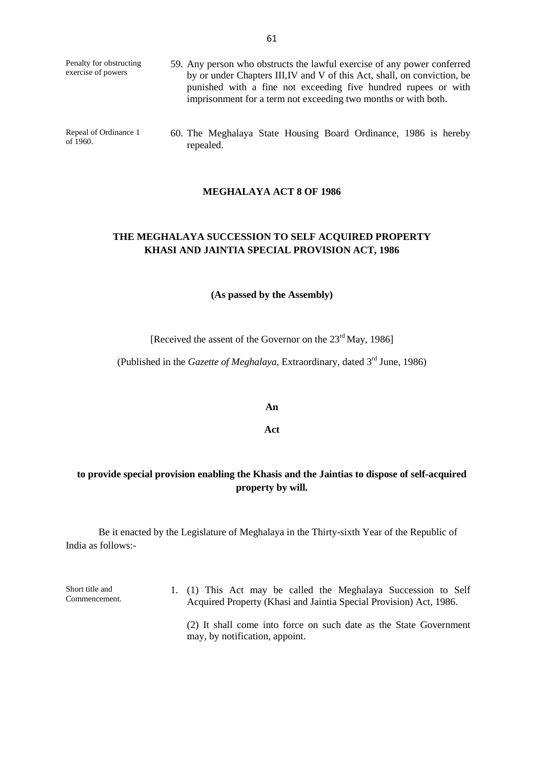Penalty for obstructing exercise of powers

59. Any person who obstructs the lawful exercise of any power conferred by or under Chapters III,IV and V of this Act, shall, on conviction, be punished with a fine not exceeding five hundred rupees or with imprisonment for a term not exceeding two months or with both.

Repeal of Ordinance 1 of 1960.

60. The Meghalaya State Housing Board Ordinance, 1986 is hereby repealed.

## MEGHALAYA ACT 8 OF 1986

## THE MEGHALAYA SUCCESSION TO SELF ACQUIRED PROPERTY KHASI AND JAINTIA SPECIAL PROVISION ACT, 1986

**(As passed by the Assembly)**

[Received the assent of the Governor on the 23rd May, 1986]

(Published in the *Gazette of Meghalaya*, Extraordinary, dated 3rd June, 1986)

**An**

**Act**

**to provide special provision enabling the Khasis and the Jaintias to dispose of self-acquired property by will.**

Be it enacted by the Legislature of Meghalaya in the Thirty-sixth Year of the Republic of India as follows:-

Short title and Commencement.

1. (1) This Act may be called the Meghalaya Succession to Self Acquired Property (Khasi and Jaintia Special Provision) Act, 1986.

   (2) It shall come into force on such date as the State Government may, by notification, appoint.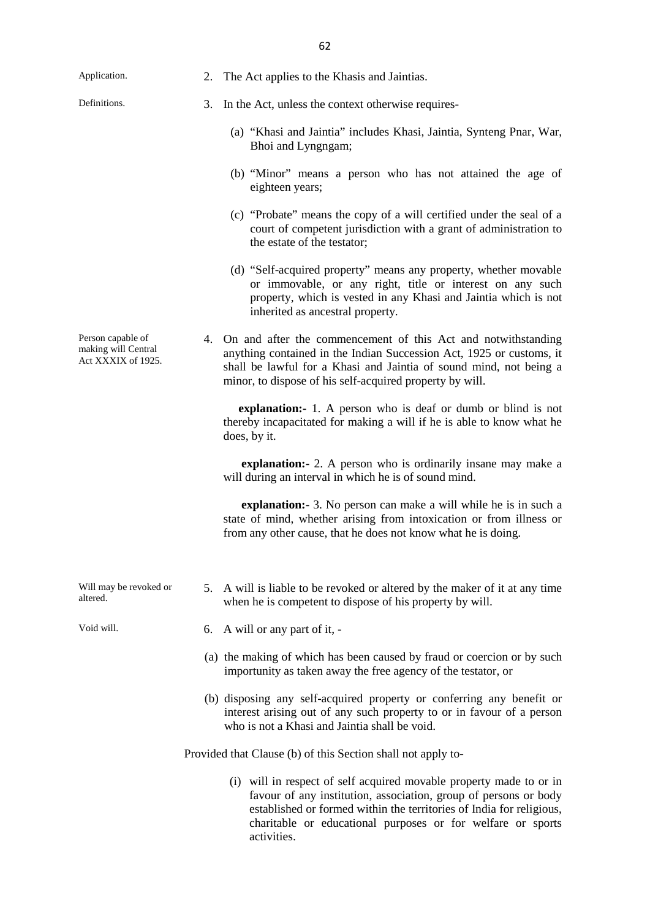Application.

2. The Act applies to the Khasis and Jaintias.

Definitions.

3. In the Act, unless the context otherwise requires-

   (a) "Khasi and Jaintia" includes Khasi, Jaintia, Synteng Pnar, War, Bhoi and Lyngngam;

   (b) "Minor" means a person who has not attained the age of eighteen years;

   (c) "Probate" means the copy of a will certified under the seal of a court of competent jurisdiction with a grant of administration to the estate of the testator;

   (d) "Self-acquired property" means any property, whether movable or immovable, or any right, title or interest on any such property, which is vested in any Khasi and Jaintia which is not inherited as ancestral property.

Person capable of making will Central Act XXXIX of 1925.

4. On and after the commencement of this Act and notwithstanding anything contained in the Indian Succession Act, 1925 or customs, it shall be lawful for a Khasi and Jaintia of sound mind, not being a minor, to dispose of his self-acquired property by will.

   **explanation:-** 1. A person who is deaf or dumb or blind is not thereby incapacitated for making a will if he is able to know what he does, by it.

   **explanation:-** 2. A person who is ordinarily insane may make a will during an interval in which he is of sound mind.

   **explanation:-** 3. No person can make a will while he is in such a state of mind, whether arising from intoxication or from illness or from any other cause, that he does not know what he is doing.

Will may be revoked or altered.

5. A will is liable to be revoked or altered by the maker of it at any time when he is competent to dispose of his property by will.

Void will.

6. A will or any part of it, -

   (a) the making of which has been caused by fraud or coercion or by such importunity as taken away the free agency of the testator, or

   (b) disposing any self-acquired property or conferring any benefit or interest arising out of any such property to or in favour of a person who is not a Khasi and Jaintia shall be void.

Provided that Clause (b) of this Section shall not apply to-

   (i) will in respect of self acquired movable property made to or in favour of any institution, association, group of persons or body established or formed within the territories of India for religious, charitable or educational purposes or for welfare or sports activities.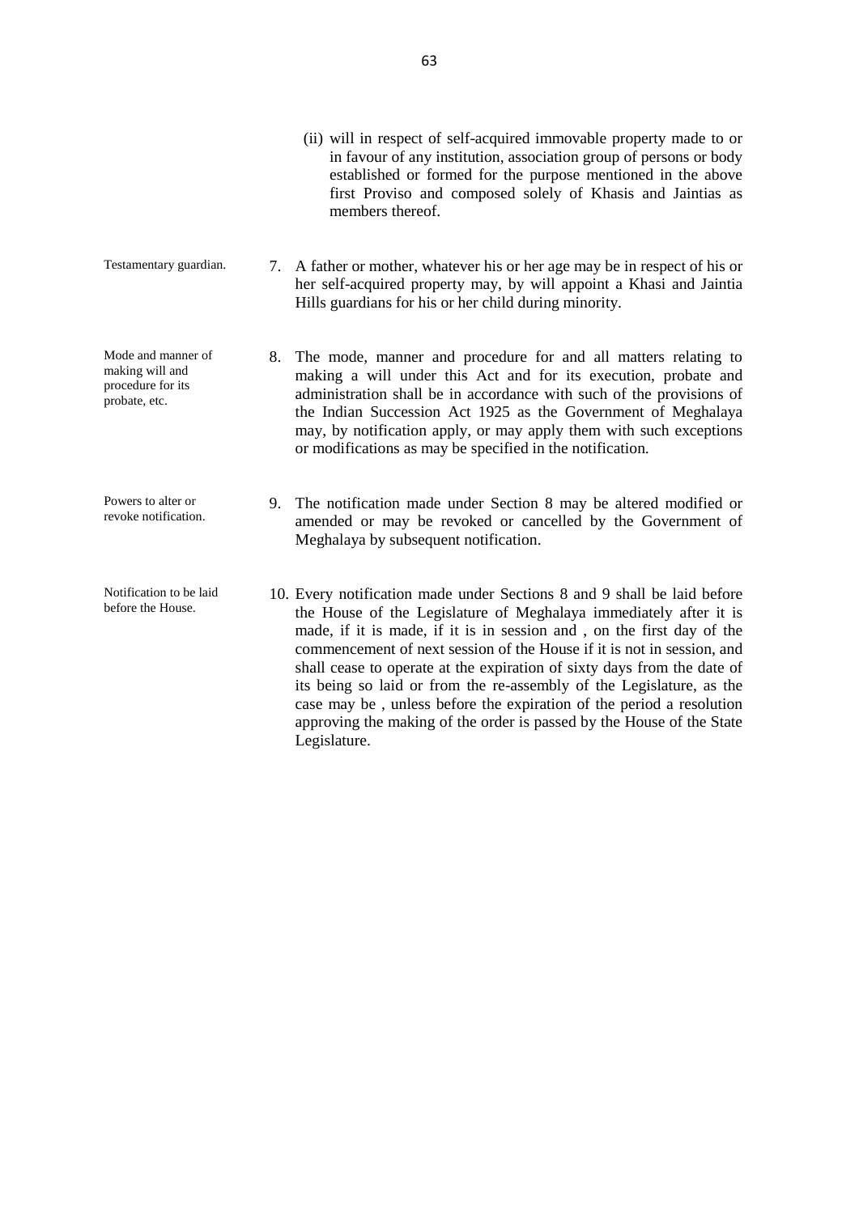(ii) will in respect of self-acquired immovable property made to or in favour of any institution, association group of persons or body established or formed for the purpose mentioned in the above first Proviso and composed solely of Khasis and Jaintias as members thereof.

Testamentary guardian.

7. A father or mother, whatever his or her age may be in respect of his or her self-acquired property may, by will appoint a Khasi and Jaintia Hills guardians for his or her child during minority.

Mode and manner of making will and procedure for its probate, etc.

8. The mode, manner and procedure for and all matters relating to making a will under this Act and for its execution, probate and administration shall be in accordance with such of the provisions of the Indian Succession Act 1925 as the Government of Meghalaya may, by notification apply, or may apply them with such exceptions or modifications as may be specified in the notification.

Powers to alter or revoke notification.

9. The notification made under Section 8 may be altered modified or amended or may be revoked or cancelled by the Government of Meghalaya by subsequent notification.

Notification to be laid before the House.

10. Every notification made under Sections 8 and 9 shall be laid before the House of the Legislature of Meghalaya immediately after it is made, if it is made, if it is in session and , on the first day of the commencement of next session of the House if it is not in session, and shall cease to operate at the expiration of sixty days from the date of its being so laid or from the re-assembly of the Legislature, as the case may be , unless before the expiration of the period a resolution approving the making of the order is passed by the House of the State Legislature.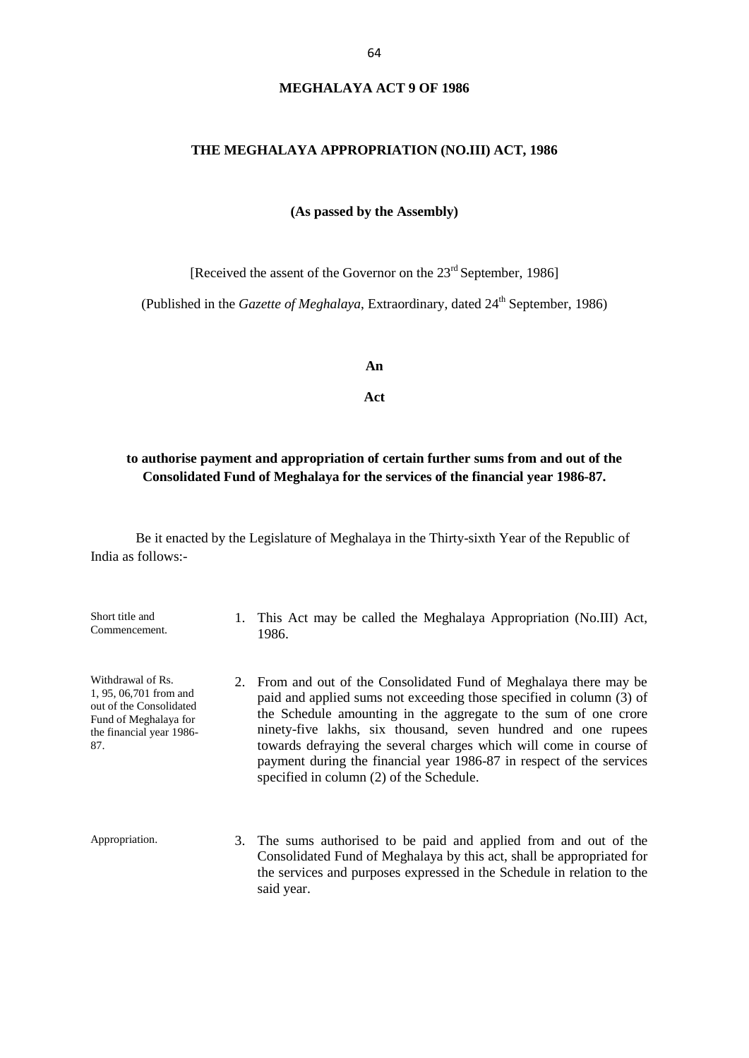**MEGHALAYA ACT 9 OF 1986**

**THE MEGHALAYA APPROPRIATION (NO.III) ACT, 1986**

**(As passed by the Assembly)**

[Received the assent of the Governor on the 23rd September, 1986]

(Published in the *Gazette of Meghalaya*, Extraordinary, dated 24th September, 1986)

**An**

**Act**

**to authorise payment and appropriation of certain further sums from and out of the Consolidated Fund of Meghalaya for the services of the financial year 1986-87.**

Be it enacted by the Legislature of Meghalaya in the Thirty-sixth Year of the Republic of India as follows:-

Short title and Commencement.

1. This Act may be called the Meghalaya Appropriation (No.III) Act, 1986.

Withdrawal of Rs. 1, 95, 06,701 from and out of the Consolidated Fund of Meghalaya for the financial year 1986-87.

2. From and out of the Consolidated Fund of Meghalaya there may be paid and applied sums not exceeding those specified in column (3) of the Schedule amounting in the aggregate to the sum of one crore ninety-five lakhs, six thousand, seven hundred and one rupees towards defraying the several charges which will come in course of payment during the financial year 1986-87 in respect of the services specified in column (2) of the Schedule.

Appropriation.

3. The sums authorised to be paid and applied from and out of the Consolidated Fund of Meghalaya by this act, shall be appropriated for the services and purposes expressed in the Schedule in relation to the said year.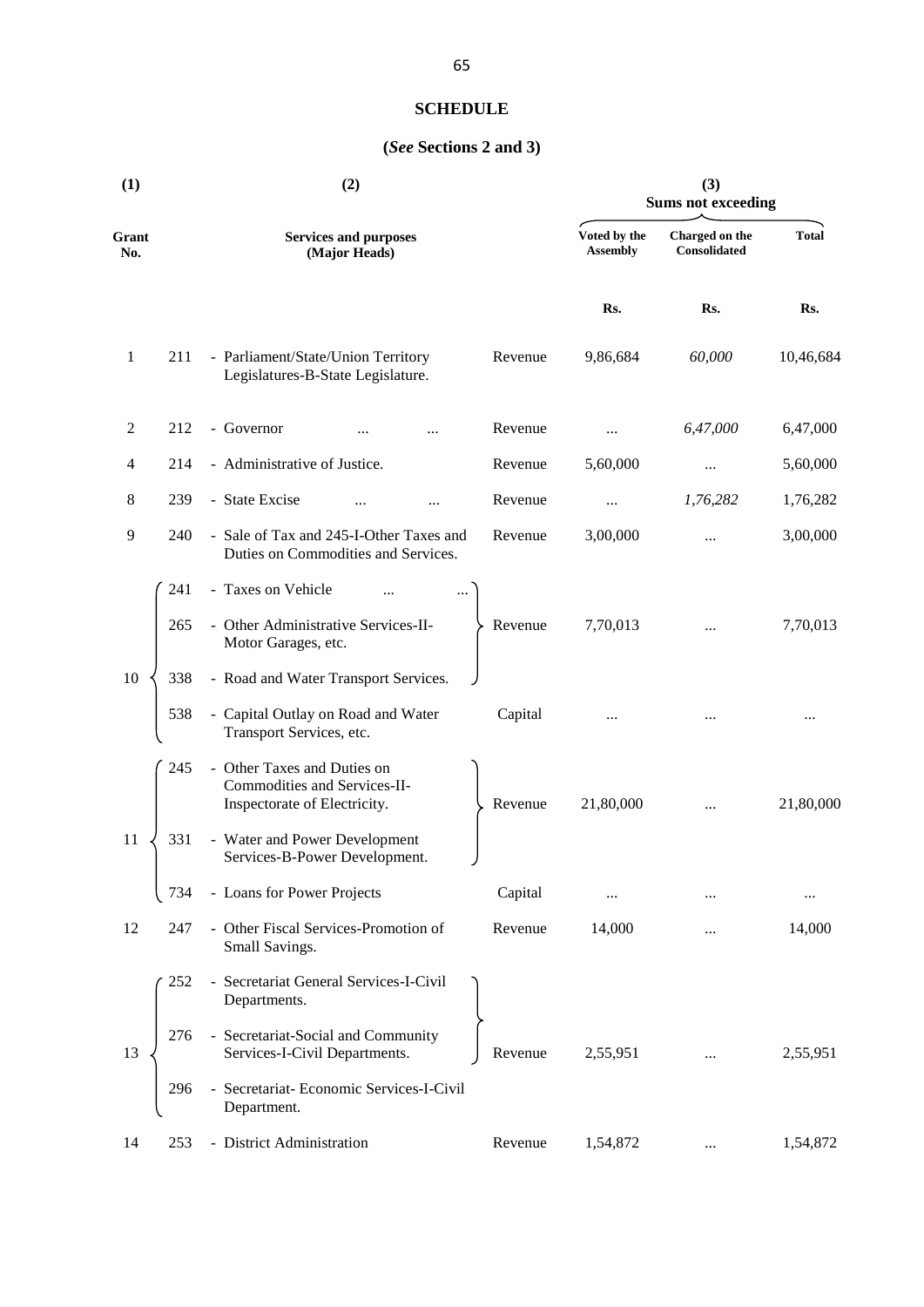## SCHEDULE

### (*See* Sections 2 and 3)

| (1) | | (2) | | (3) Sums not exceeding | | |
|---|---|---|---|---|---|---|
| Grant No. | | Services and purposes (Major Heads) | | Voted by the Assembly | Charged on the Consolidated | Total |
| | | | | Rs. | Rs. | Rs. |
| 1 | 211 | - Parliament/State/Union Territory Legislatures-B-State Legislature. | Revenue | 9,86,684 | *60,000* | 10,46,684 |
| 2 | 212 | - Governor ... ... | Revenue | ... | *6,47,000* | 6,47,000 |
| 4 | 214 | - Administrative of Justice. | Revenue | 5,60,000 | ... | 5,60,000 |
| 8 | 239 | - State Excise ... ... | Revenue | ... | *1,76,282* | 1,76,282 |
| 9 | 240 | - Sale of Tax and 245-I-Other Taxes and Duties on Commodities and Services. | Revenue | 3,00,000 | ... | 3,00,000 |
| 10 | 241 | - Taxes on Vehicle ... ... | Revenue | 7,70,013 | ... | 7,70,013 |
| | 265 | - Other Administrative Services-II-Motor Garages, etc. | | | | |
| | 338 | - Road and Water Transport Services. | | | | |
| | 538 | - Capital Outlay on Road and Water Transport Services, etc. | Capital | ... | ... | ... |
| 11 | 245 | - Other Taxes and Duties on Commodities and Services-II-Inspectorate of Electricity. | Revenue | 21,80,000 | ... | 21,80,000 |
| | 331 | - Water and Power Development Services-B-Power Development. | | | | |
| | 734 | - Loans for Power Projects | Capital | ... | ... | ... |
| 12 | 247 | - Other Fiscal Services-Promotion of Small Savings. | Revenue | 14,000 | ... | 14,000 |
| 13 | 252 | - Secretariat General Services-I-Civil Departments. | Revenue | 2,55,951 | ... | 2,55,951 |
| | 276 | - Secretariat-Social and Community Services-I-Civil Departments. | | | | |
| | 296 | - Secretariat- Economic Services-I-Civil Department. | | | | |
| 14 | 253 | - District Administration | Revenue | 1,54,872 | ... | 1,54,872 |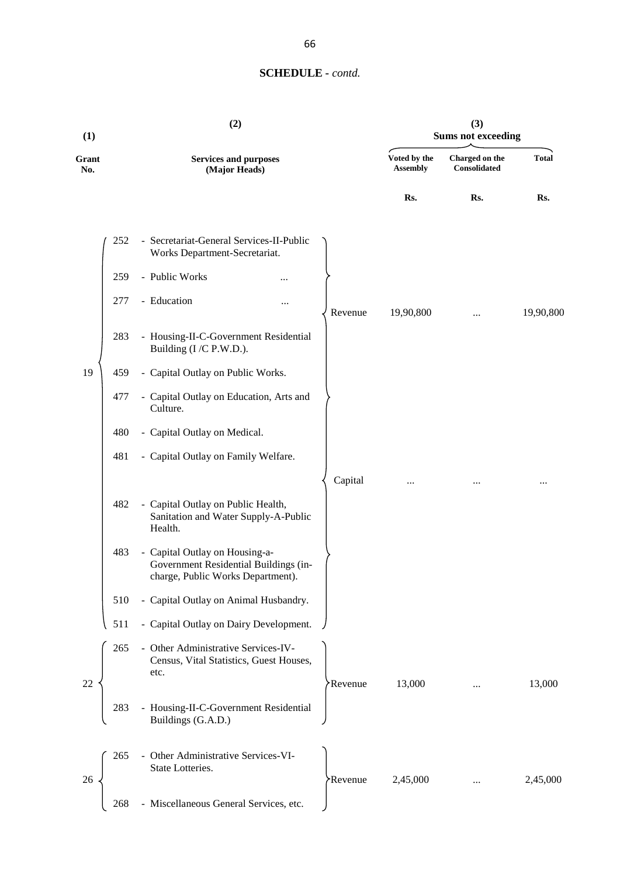**SCHEDULE** - *contd.*

| (1) Grant No. | (2) Services and purposes (Major Heads) | | (3) Sums not exceeding | | |
|---|---|---|---|---|---|
| | | | Voted by the Assembly | Charged on the Consolidated | Total |
| | | | Rs. | Rs. | Rs. |
| 19 | 252 - Secretariat-General Services-II-Public Works Department-Secretariat.<br>259 - Public Works ...<br>277 - Education ...<br>283 - Housing-II-C-Government Residential Building (I /C P.W.D.). | Revenue | 19,90,800 | ... | 19,90,800 |
| | 459 - Capital Outlay on Public Works.<br>477 - Capital Outlay on Education, Arts and Culture.<br>480 - Capital Outlay on Medical.<br>481 - Capital Outlay on Family Welfare.<br>482 - Capital Outlay on Public Health, Sanitation and Water Supply-A-Public Health.<br>483 - Capital Outlay on Housing-a-Government Residential Buildings (in-charge, Public Works Department).<br>510 - Capital Outlay on Animal Husbandry.<br>511 - Capital Outlay on Dairy Development. | Capital | ... | ... | ... |
| 22 | 265 - Other Administrative Services-IV-Census, Vital Statistics, Guest Houses, etc.<br>283 - Housing-II-C-Government Residential Buildings (G.A.D.) | Revenue | 13,000 | ... | 13,000 |
| 26 | 265 - Other Administrative Services-VI-State Lotteries.<br>268 - Miscellaneous General Services, etc. | Revenue | 2,45,000 | ... | 2,45,000 |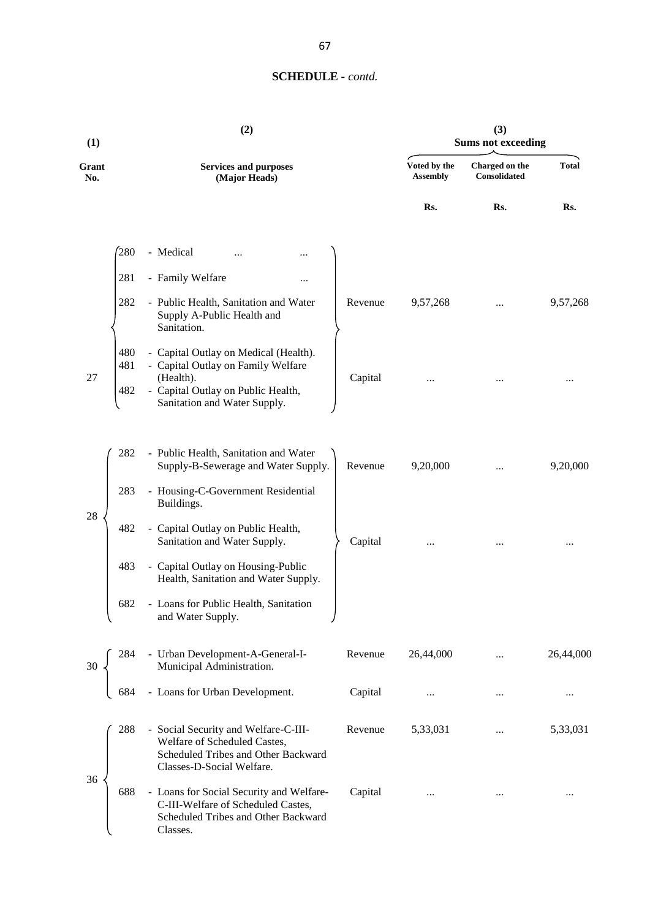## SCHEDULE - *contd.*

| (1) Grant No. | (2) Services and purposes (Major Heads) | | | (3) Sums not exceeding Voted by the Assembly | Charged on the Consolidated | Total |
|---|---|---|---|---|---|---|
| | | | | Rs. | Rs. | Rs. |
| 27 | 280 | - Medical ... ... | Revenue | 9,57,268 | ... | 9,57,268 |
| | 281 | - Family Welfare ... | | | | |
| | 282 | - Public Health, Sanitation and Water Supply A-Public Health and Sanitation. | | | | |
| | 480 | - Capital Outlay on Medical (Health). | Capital | ... | ... | ... |
| | 481 | - Capital Outlay on Family Welfare (Health). | | | | |
| | 482 | - Capital Outlay on Public Health, Sanitation and Water Supply. | | | | |
| 28 | 282 | - Public Health, Sanitation and Water Supply-B-Sewerage and Water Supply. | Revenue | 9,20,000 | ... | 9,20,000 |
| | 283 | - Housing-C-Government Residential Buildings. | Capital | ... | ... | ... |
| | 482 | - Capital Outlay on Public Health, Sanitation and Water Supply. | | | | |
| | 483 | - Capital Outlay on Housing-Public Health, Sanitation and Water Supply. | | | | |
| | 682 | - Loans for Public Health, Sanitation and Water Supply. | | | | |
| 30 | 284 | - Urban Development-A-General-I-Municipal Administration. | Revenue | 26,44,000 | ... | 26,44,000 |
| | 684 | - Loans for Urban Development. | Capital | ... | ... | ... |
| 36 | 288 | - Social Security and Welfare-C-III-Welfare of Scheduled Castes, Scheduled Tribes and Other Backward Classes-D-Social Welfare. | Revenue | 5,33,031 | ... | 5,33,031 |
| | 688 | - Loans for Social Security and Welfare-C-III-Welfare of Scheduled Castes, Scheduled Tribes and Other Backward Classes. | Capital | ... | ... | ... |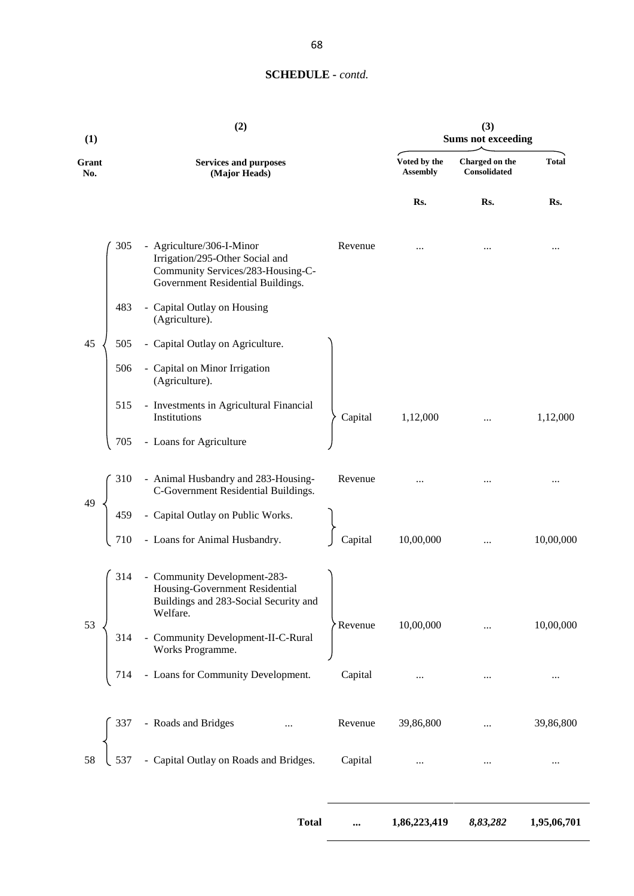## SCHEDULE - *contd.*

| (1) Grant No. | | (2) Services and purposes (Major Heads) | | (3) Sums not exceeding Voted by the Assembly | Charged on the Consolidated | Total |
|---|---|---|---|---|---|---|
| | | | | Rs. | Rs. | Rs. |
| 45 | 305 | - Agriculture/306-I-Minor Irrigation/295-Other Social and Community Services/283-Housing-C-Government Residential Buildings. | Revenue | ... | ... | ... |
| | 483 | - Capital Outlay on Housing (Agriculture). | | | | |
| | 505 | - Capital Outlay on Agriculture. | | | | |
| | 506 | - Capital on Minor Irrigation (Agriculture). | | | | |
| | 515 | - Investments in Agricultural Financial Institutions | Capital | 1,12,000 | ... | 1,12,000 |
| | 705 | - Loans for Agriculture | | | | |
| 49 | 310 | - Animal Husbandry and 283-Housing-C-Government Residential Buildings. | Revenue | ... | ... | ... |
| | 459 | - Capital Outlay on Public Works. | | | | |
| | 710 | - Loans for Animal Husbandry. | Capital | 10,00,000 | ... | 10,00,000 |
| 53 | 314 | - Community Development-283-Housing-Government Residential Buildings and 283-Social Security and Welfare. | | | | |
| | 314 | - Community Development-II-C-Rural Works Programme. | Revenue | 10,00,000 | ... | 10,00,000 |
| | 714 | - Loans for Community Development. | Capital | ... | ... | ... |
| 58 | 337 | - Roads and Bridges ... | Revenue | 39,86,800 | ... | 39,86,800 |
| | 537 | - Capital Outlay on Roads and Bridges. | Capital | ... | ... | ... |
| | | **Total** | **...** | **1,86,223,419** | ***8,83,282*** | **1,95,06,701** |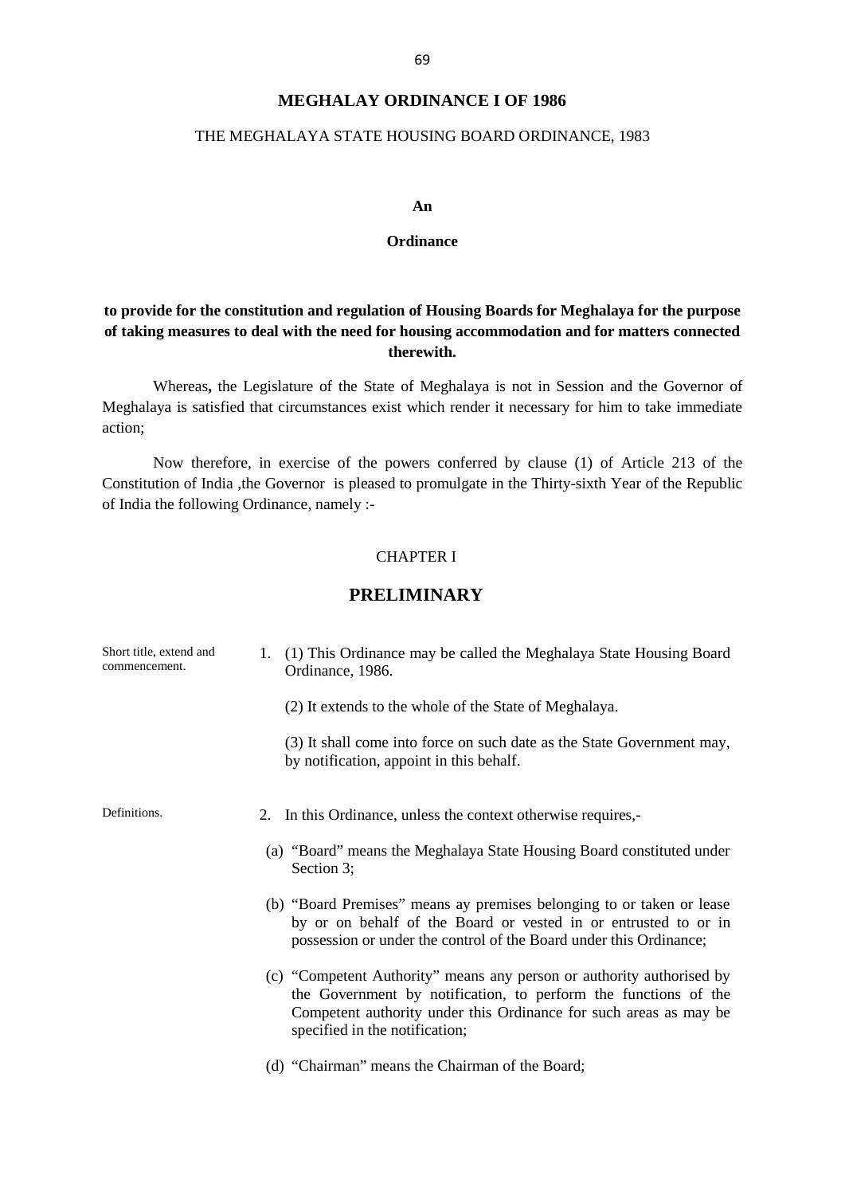# MEGHALAY ORDINANCE I OF 1986

THE MEGHALAYA STATE HOUSING BOARD ORDINANCE, 1983

**An**

**Ordinance**

**to provide for the constitution and regulation of Housing Boards for Meghalaya for the purpose of taking measures to deal with the need for housing accommodation and for matters connected therewith.**

Whereas**,** the Legislature of the State of Meghalaya is not in Session and the Governor of Meghalaya is satisfied that circumstances exist which render it necessary for him to take immediate action;

Now therefore, in exercise of the powers conferred by clause (1) of Article 213 of the Constitution of India ,the Governor is pleased to promulgate in the Thirty-sixth Year of the Republic of India the following Ordinance, namely :-

CHAPTER I

## PRELIMINARY

Short title, extend and commencement.

1. (1) This Ordinance may be called the Meghalaya State Housing Board Ordinance, 1986.

   (2) It extends to the whole of the State of Meghalaya.

   (3) It shall come into force on such date as the State Government may, by notification, appoint in this behalf.

Definitions.

2. In this Ordinance, unless the context otherwise requires,-

   (a) "Board" means the Meghalaya State Housing Board constituted under Section 3;

   (b) "Board Premises" means ay premises belonging to or taken or lease by or on behalf of the Board or vested in or entrusted to or in possession or under the control of the Board under this Ordinance;

   (c) "Competent Authority" means any person or authority authorised by the Government by notification, to perform the functions of the Competent authority under this Ordinance for such areas as may be specified in the notification;

   (d) "Chairman" means the Chairman of the Board;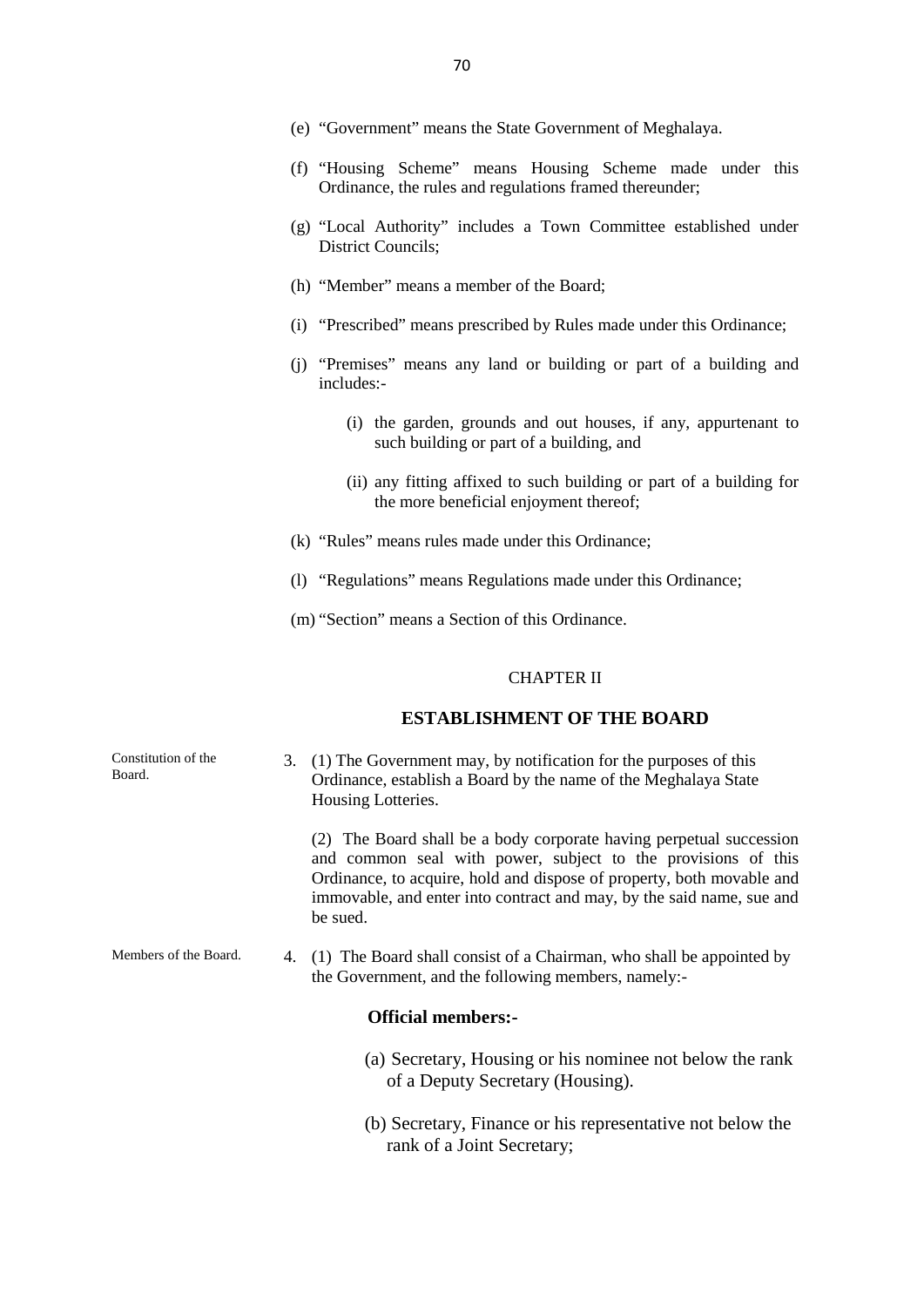(e) "Government" means the State Government of Meghalaya.

(f) "Housing Scheme" means Housing Scheme made under this Ordinance, the rules and regulations framed thereunder;

(g) "Local Authority" includes a Town Committee established under District Councils;

(h) "Member" means a member of the Board;

(i) "Prescribed" means prescribed by Rules made under this Ordinance;

(j) "Premises" means any land or building or part of a building and includes:-

   (i) the garden, grounds and out houses, if any, appurtenant to such building or part of a building, and

   (ii) any fitting affixed to such building or part of a building for the more beneficial enjoyment thereof;

(k) "Rules" means rules made under this Ordinance;

(l) "Regulations" means Regulations made under this Ordinance;

(m) "Section" means a Section of this Ordinance.

CHAPTER II

## ESTABLISHMENT OF THE BOARD

Constitution of the Board.

3. (1) The Government may, by notification for the purposes of this Ordinance, establish a Board by the name of the Meghalaya State Housing Lotteries.

(2) The Board shall be a body corporate having perpetual succession and common seal with power, subject to the provisions of this Ordinance, to acquire, hold and dispose of property, both movable and immovable, and enter into contract and may, by the said name, sue and be sued.

Members of the Board.

4. (1) The Board shall consist of a Chairman, who shall be appointed by the Government, and the following members, namely:-

**Official members:-**

(a) Secretary, Housing or his nominee not below the rank of a Deputy Secretary (Housing).

(b) Secretary, Finance or his representative not below the rank of a Joint Secretary;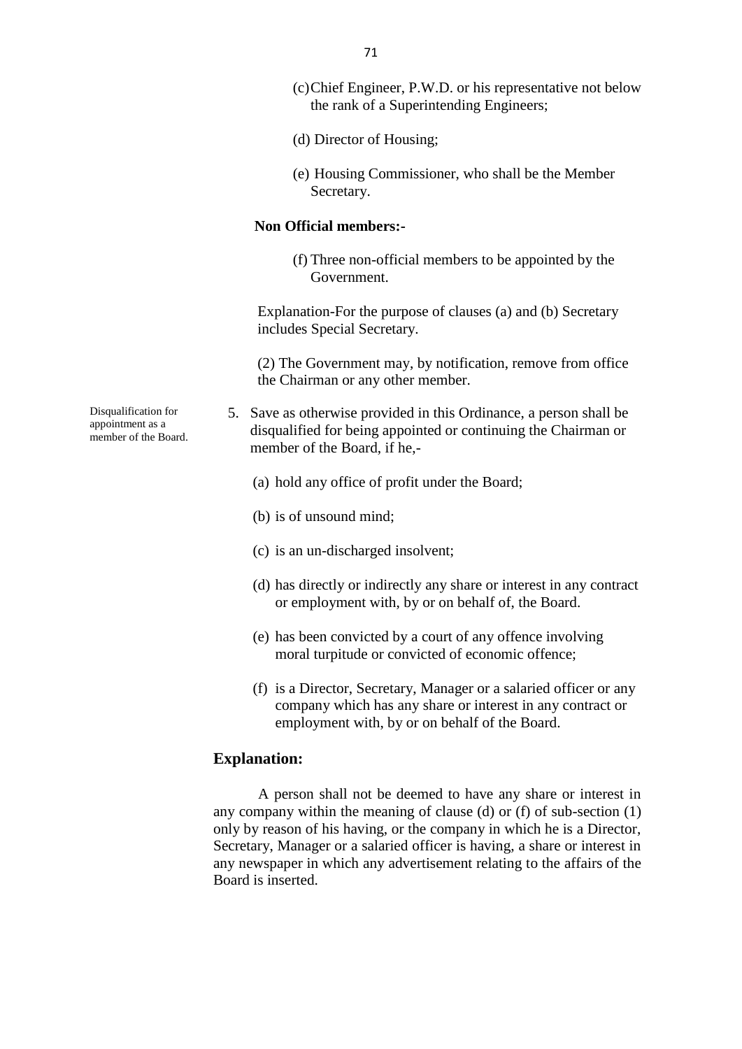(c) Chief Engineer, P.W.D. or his representative not below the rank of a Superintending Engineers;

(d) Director of Housing;

(e) Housing Commissioner, who shall be the Member Secretary.

**Non Official members:-**

(f) Three non-official members to be appointed by the Government.

Explanation-For the purpose of clauses (a) and (b) Secretary includes Special Secretary.

(2) The Government may, by notification, remove from office the Chairman or any other member.

Disqualification for appointment as a member of the Board.

5. Save as otherwise provided in this Ordinance, a person shall be disqualified for being appointed or continuing the Chairman or member of the Board, if he,-

   (a) hold any office of profit under the Board;

   (b) is of unsound mind;

   (c) is an un-discharged insolvent;

   (d) has directly or indirectly any share or interest in any contract or employment with, by or on behalf of, the Board.

   (e) has been convicted by a court of any offence involving moral turpitude or convicted of economic offence;

   (f) is a Director, Secretary, Manager or a salaried officer or any company which has any share or interest in any contract or employment with, by or on behalf of the Board.

## Explanation:

A person shall not be deemed to have any share or interest in any company within the meaning of clause (d) or (f) of sub-section (1) only by reason of his having, or the company in which he is a Director, Secretary, Manager or a salaried officer is having, a share or interest in any newspaper in which any advertisement relating to the affairs of the Board is inserted.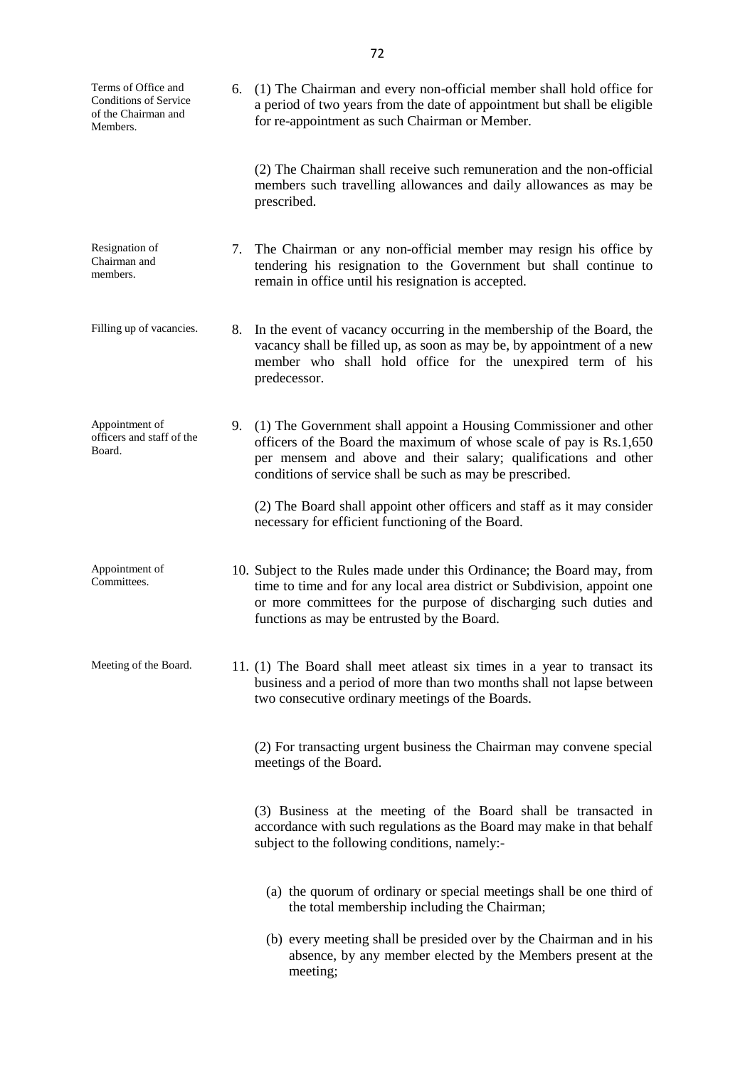**Terms of Office and Conditions of Service of the Chairman and Members.**

6. (1) The Chairman and every non-official member shall hold office for a period of two years from the date of appointment but shall be eligible for re-appointment as such Chairman or Member.

(2) The Chairman shall receive such remuneration and the non-official members such travelling allowances and daily allowances as may be prescribed.

**Resignation of Chairman and members.**

7. The Chairman or any non-official member may resign his office by tendering his resignation to the Government but shall continue to remain in office until his resignation is accepted.

**Filling up of vacancies.**

8. In the event of vacancy occurring in the membership of the Board, the vacancy shall be filled up, as soon as may be, by appointment of a new member who shall hold office for the unexpired term of his predecessor.

**Appointment of officers and staff of the Board.**

9. (1) The Government shall appoint a Housing Commissioner and other officers of the Board the maximum of whose scale of pay is Rs.1,650 per mensem and above and their salary; qualifications and other conditions of service shall be such as may be prescribed.

(2) The Board shall appoint other officers and staff as it may consider necessary for efficient functioning of the Board.

**Appointment of Committees.**

10. Subject to the Rules made under this Ordinance; the Board may, from time to time and for any local area district or Subdivision, appoint one or more committees for the purpose of discharging such duties and functions as may be entrusted by the Board.

**Meeting of the Board.**

11. (1) The Board shall meet atleast six times in a year to transact its business and a period of more than two months shall not lapse between two consecutive ordinary meetings of the Boards.

(2) For transacting urgent business the Chairman may convene special meetings of the Board.

(3) Business at the meeting of the Board shall be transacted in accordance with such regulations as the Board may make in that behalf subject to the following conditions, namely:-

(a) the quorum of ordinary or special meetings shall be one third of the total membership including the Chairman;

(b) every meeting shall be presided over by the Chairman and in his absence, by any member elected by the Members present at the meeting;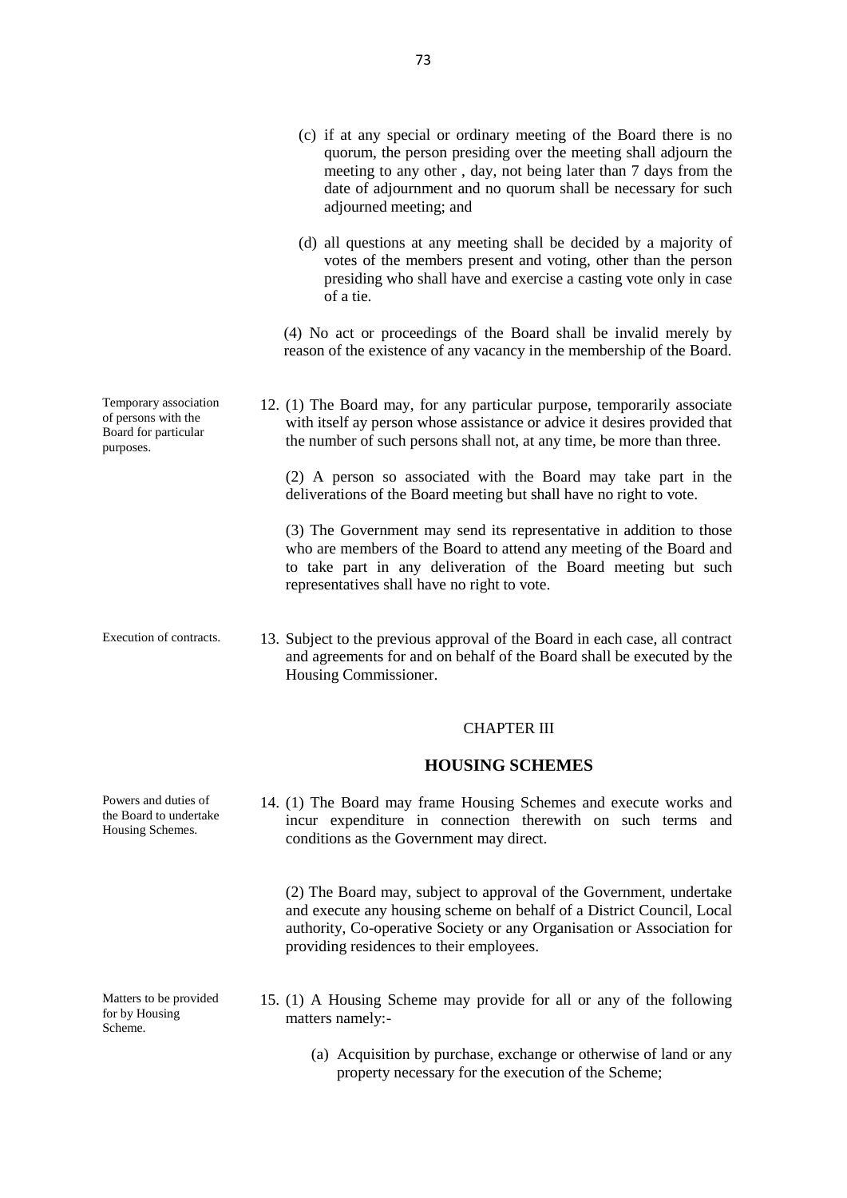(c) if at any special or ordinary meeting of the Board there is no quorum, the person presiding over the meeting shall adjourn the meeting to any other , day, not being later than 7 days from the date of adjournment and no quorum shall be necessary for such adjourned meeting; and

(d) all questions at any meeting shall be decided by a majority of votes of the members present and voting, other than the person presiding who shall have and exercise a casting vote only in case of a tie.

(4) No act or proceedings of the Board shall be invalid merely by reason of the existence of any vacancy in the membership of the Board.

*Temporary association of persons with the Board for particular purposes.*

12. (1) The Board may, for any particular purpose, temporarily associate with itself ay person whose assistance or advice it desires provided that the number of such persons shall not, at any time, be more than three.

(2) A person so associated with the Board may take part in the deliverations of the Board meeting but shall have no right to vote.

(3) The Government may send its representative in addition to those who are members of the Board to attend any meeting of the Board and to take part in any deliveration of the Board meeting but such representatives shall have no right to vote.

*Execution of contracts.*

13. Subject to the previous approval of the Board in each case, all contract and agreements for and on behalf of the Board shall be executed by the Housing Commissioner.

## CHAPTER III

## HOUSING SCHEMES

*Powers and duties of the Board to undertake Housing Schemes.*

14. (1) The Board may frame Housing Schemes and execute works and incur expenditure in connection therewith on such terms and conditions as the Government may direct.

(2) The Board may, subject to approval of the Government, undertake and execute any housing scheme on behalf of a District Council, Local authority, Co-operative Society or any Organisation or Association for providing residences to their employees.

*Matters to be provided for by Housing Scheme.*

15. (1) A Housing Scheme may provide for all or any of the following matters namely:-

(a) Acquisition by purchase, exchange or otherwise of land or any property necessary for the execution of the Scheme;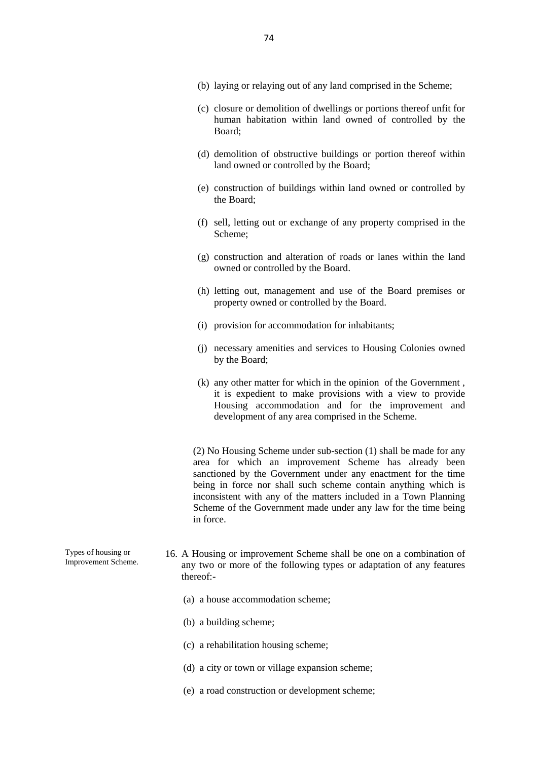(b) laying or relaying out of any land comprised in the Scheme;

(c) closure or demolition of dwellings or portions thereof unfit for human habitation within land owned of controlled by the Board;

(d) demolition of obstructive buildings or portion thereof within land owned or controlled by the Board;

(e) construction of buildings within land owned or controlled by the Board;

(f) sell, letting out or exchange of any property comprised in the Scheme;

(g) construction and alteration of roads or lanes within the land owned or controlled by the Board.

(h) letting out, management and use of the Board premises or property owned or controlled by the Board.

(i) provision for accommodation for inhabitants;

(j) necessary amenities and services to Housing Colonies owned by the Board;

(k) any other matter for which in the opinion of the Government , it is expedient to make provisions with a view to provide Housing accommodation and for the improvement and development of any area comprised in the Scheme.

(2) No Housing Scheme under sub-section (1) shall be made for any area for which an improvement Scheme has already been sanctioned by the Government under any enactment for the time being in force nor shall such scheme contain anything which is inconsistent with any of the matters included in a Town Planning Scheme of the Government made under any law for the time being in force.

Types of housing or Improvement Scheme.

16. A Housing or improvement Scheme shall be one on a combination of any two or more of the following types or adaptation of any features thereof:-

(a) a house accommodation scheme;

(b) a building scheme;

(c) a rehabilitation housing scheme;

(d) a city or town or village expansion scheme;

(e) a road construction or development scheme;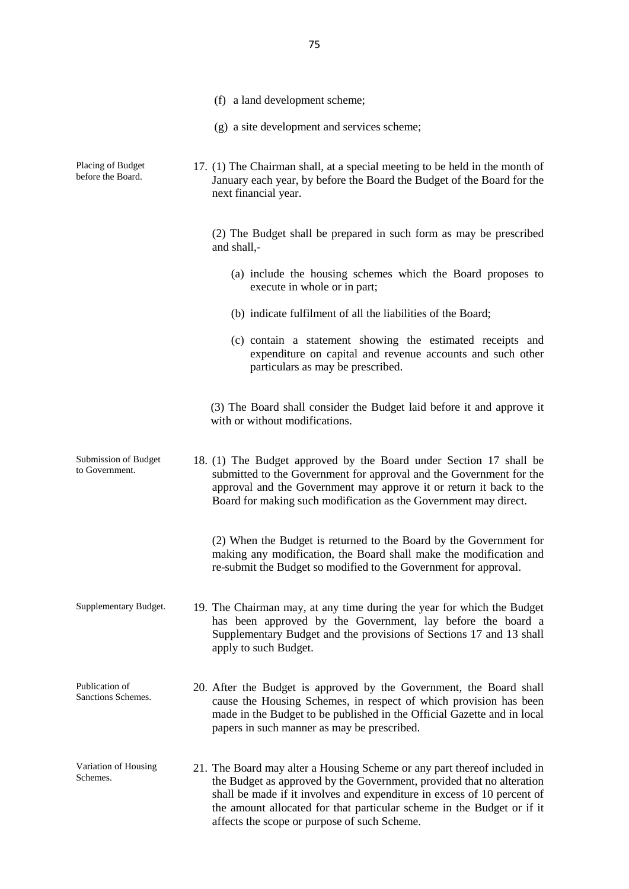(f) a land development scheme;

(g) a site development and services scheme;

Placing of Budget before the Board.

17. (1) The Chairman shall, at a special meeting to be held in the month of January each year, by before the Board the Budget of the Board for the next financial year.

(2) The Budget shall be prepared in such form as may be prescribed and shall,-

(a) include the housing schemes which the Board proposes to execute in whole or in part;

(b) indicate fulfilment of all the liabilities of the Board;

(c) contain a statement showing the estimated receipts and expenditure on capital and revenue accounts and such other particulars as may be prescribed.

(3) The Board shall consider the Budget laid before it and approve it with or without modifications.

Submission of Budget to Government.

18. (1) The Budget approved by the Board under Section 17 shall be submitted to the Government for approval and the Government for the approval and the Government may approve it or return it back to the Board for making such modification as the Government may direct.

(2) When the Budget is returned to the Board by the Government for making any modification, the Board shall make the modification and re-submit the Budget so modified to the Government for approval.

Supplementary Budget.

19. The Chairman may, at any time during the year for which the Budget has been approved by the Government, lay before the board a Supplementary Budget and the provisions of Sections 17 and 13 shall apply to such Budget.

Publication of Sanctions Schemes.

20. After the Budget is approved by the Government, the Board shall cause the Housing Schemes, in respect of which provision has been made in the Budget to be published in the Official Gazette and in local papers in such manner as may be prescribed.

Variation of Housing Schemes.

21. The Board may alter a Housing Scheme or any part thereof included in the Budget as approved by the Government, provided that no alteration shall be made if it involves and expenditure in excess of 10 percent of the amount allocated for that particular scheme in the Budget or if it affects the scope or purpose of such Scheme.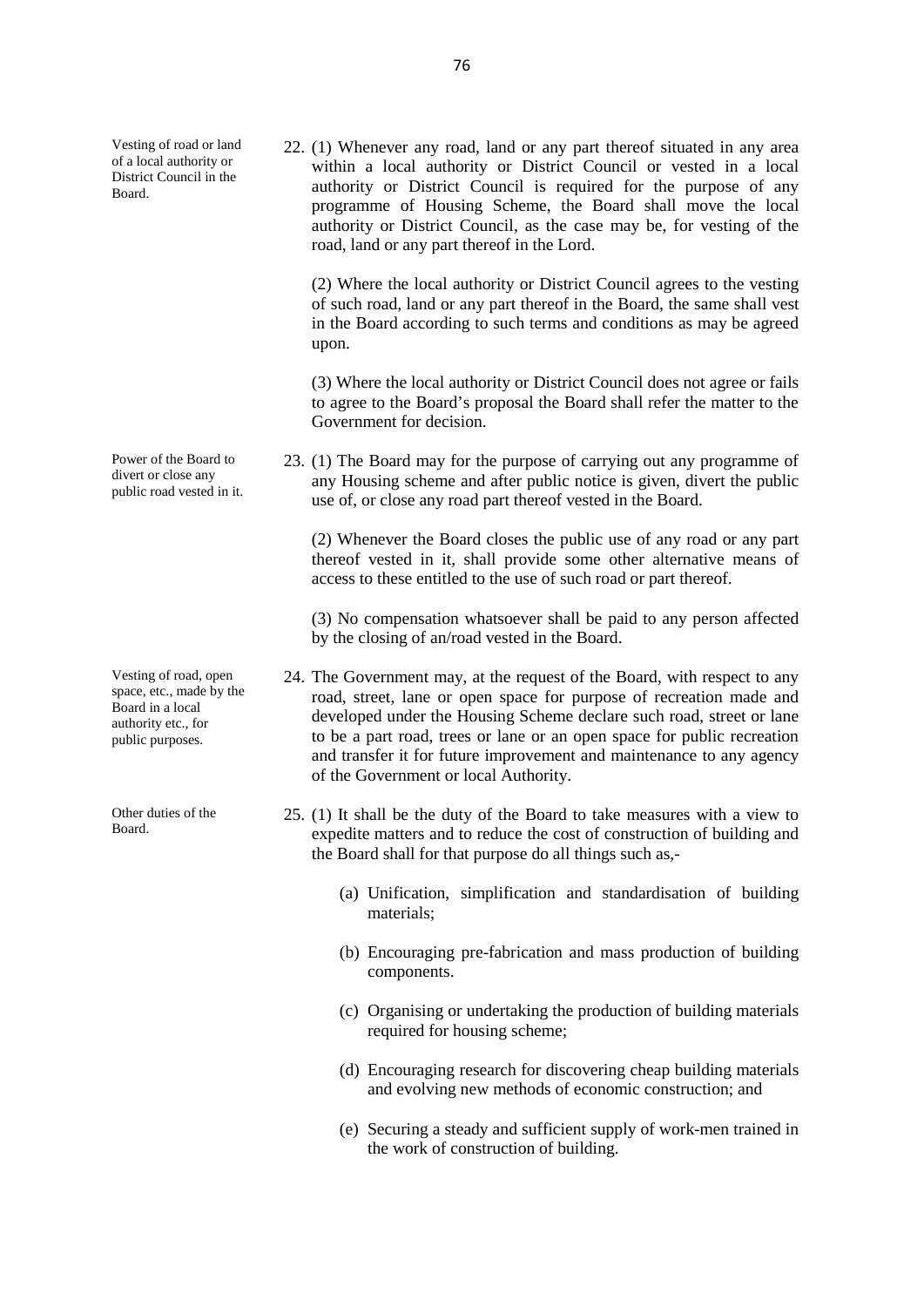**Vesting of road or land of a local authority or District Council in the Board.**

22. (1) Whenever any road, land or any part thereof situated in any area within a local authority or District Council or vested in a local authority or District Council is required for the purpose of any programme of Housing Scheme, the Board shall move the local authority or District Council, as the case may be, for vesting of the road, land or any part thereof in the Lord.

(2) Where the local authority or District Council agrees to the vesting of such road, land or any part thereof in the Board, the same shall vest in the Board according to such terms and conditions as may be agreed upon.

(3) Where the local authority or District Council does not agree or fails to agree to the Board's proposal the Board shall refer the matter to the Government for decision.

**Power of the Board to divert or close any public road vested in it.**

23. (1) The Board may for the purpose of carrying out any programme of any Housing scheme and after public notice is given, divert the public use of, or close any road part thereof vested in the Board.

(2) Whenever the Board closes the public use of any road or any part thereof vested in it, shall provide some other alternative means of access to these entitled to the use of such road or part thereof.

(3) No compensation whatsoever shall be paid to any person affected by the closing of an/road vested in the Board.

**Vesting of road, open space, etc., made by the Board in a local authority etc., for public purposes.**

24. The Government may, at the request of the Board, with respect to any road, street, lane or open space for purpose of recreation made and developed under the Housing Scheme declare such road, street or lane to be a part road, trees or lane or an open space for public recreation and transfer it for future improvement and maintenance to any agency of the Government or local Authority.

**Other duties of the Board.**

25. (1) It shall be the duty of the Board to take measures with a view to expedite matters and to reduce the cost of construction of building and the Board shall for that purpose do all things such as,-

(a) Unification, simplification and standardisation of building materials;

(b) Encouraging pre-fabrication and mass production of building components.

(c) Organising or undertaking the production of building materials required for housing scheme;

(d) Encouraging research for discovering cheap building materials and evolving new methods of economic construction; and

(e) Securing a steady and sufficient supply of work-men trained in the work of construction of building.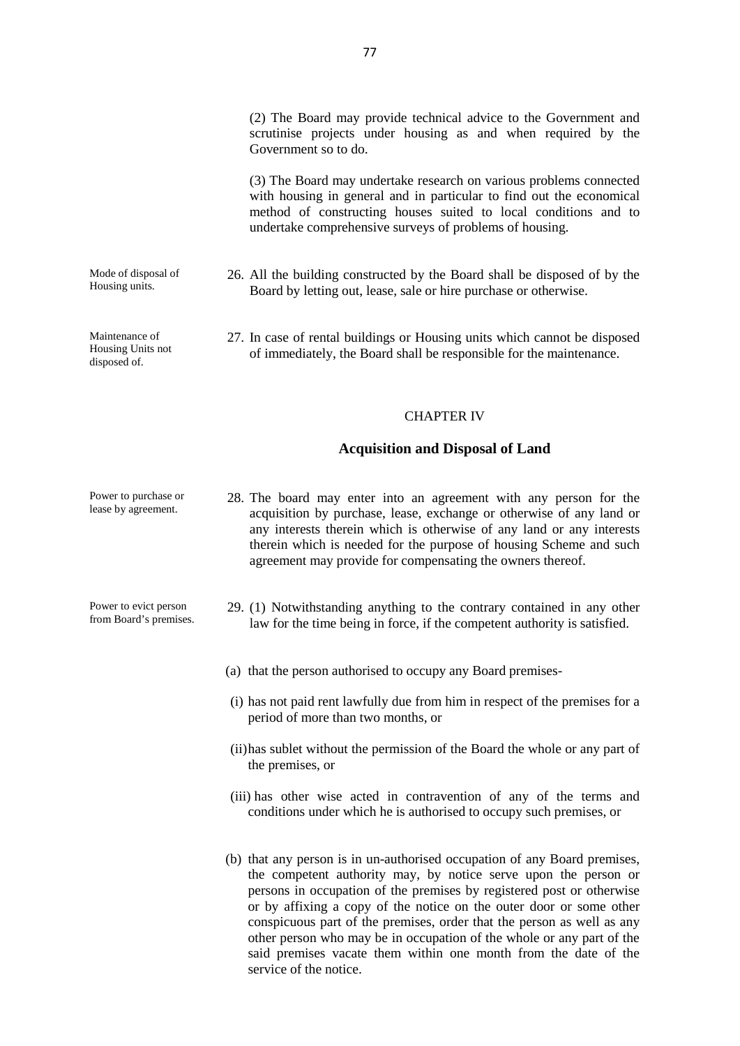(2) The Board may provide technical advice to the Government and scrutinise projects under housing as and when required by the Government so to do.

(3) The Board may undertake research on various problems connected with housing in general and in particular to find out the economical method of constructing houses suited to local conditions and to undertake comprehensive surveys of problems of housing.

Mode of disposal of Housing units.

26. All the building constructed by the Board shall be disposed of by the Board by letting out, lease, sale or hire purchase or otherwise.

Maintenance of Housing Units not disposed of.

27. In case of rental buildings or Housing units which cannot be disposed of immediately, the Board shall be responsible for the maintenance.

CHAPTER IV

## Acquisition and Disposal of Land

Power to purchase or lease by agreement.

28. The board may enter into an agreement with any person for the acquisition by purchase, lease, exchange or otherwise of any land or any interests therein which is otherwise of any land or any interests therein which is needed for the purpose of housing Scheme and such agreement may provide for compensating the owners thereof.

Power to evict person from Board's premises.

29. (1) Notwithstanding anything to the contrary contained in any other law for the time being in force, if the competent authority is satisfied.

(a) that the person authorised to occupy any Board premises-

(i) has not paid rent lawfully due from him in respect of the premises for a period of more than two months, or

(ii) has sublet without the permission of the Board the whole or any part of the premises, or

(iii) has other wise acted in contravention of any of the terms and conditions under which he is authorised to occupy such premises, or

(b) that any person is in un-authorised occupation of any Board premises, the competent authority may, by notice serve upon the person or persons in occupation of the premises by registered post or otherwise or by affixing a copy of the notice on the outer door or some other conspicuous part of the premises, order that the person as well as any other person who may be in occupation of the whole or any part of the said premises vacate them within one month from the date of the service of the notice.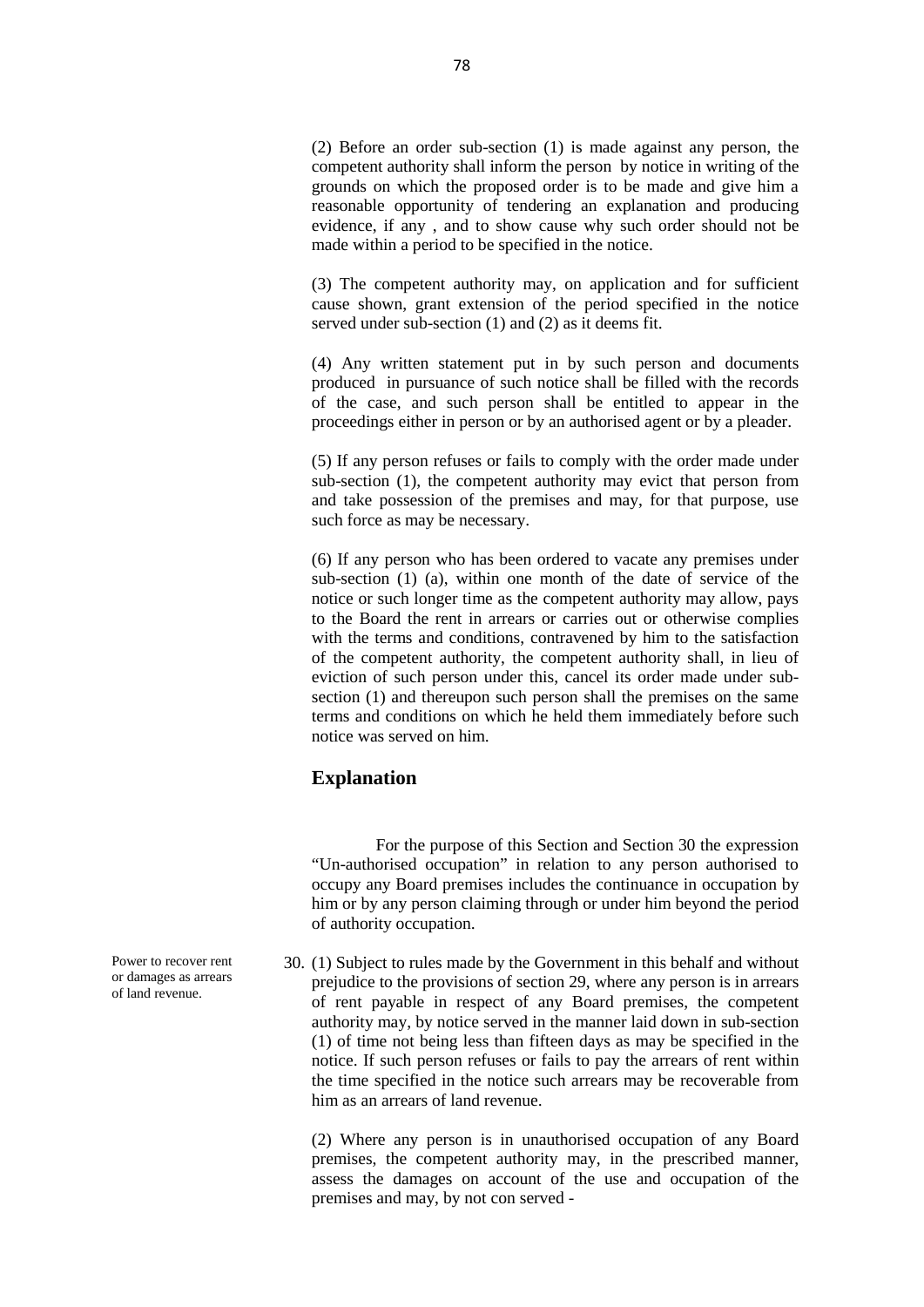(2) Before an order sub-section (1) is made against any person, the competent authority shall inform the person by notice in writing of the grounds on which the proposed order is to be made and give him a reasonable opportunity of tendering an explanation and producing evidence, if any , and to show cause why such order should not be made within a period to be specified in the notice.

(3) The competent authority may, on application and for sufficient cause shown, grant extension of the period specified in the notice served under sub-section (1) and (2) as it deems fit.

(4) Any written statement put in by such person and documents produced in pursuance of such notice shall be filled with the records of the case, and such person shall be entitled to appear in the proceedings either in person or by an authorised agent or by a pleader.

(5) If any person refuses or fails to comply with the order made under sub-section (1), the competent authority may evict that person from and take possession of the premises and may, for that purpose, use such force as may be necessary.

(6) If any person who has been ordered to vacate any premises under sub-section (1) (a), within one month of the date of service of the notice or such longer time as the competent authority may allow, pays to the Board the rent in arrears or carries out or otherwise complies with the terms and conditions, contravened by him to the satisfaction of the competent authority, the competent authority shall, in lieu of eviction of such person under this, cancel its order made under sub-section (1) and thereupon such person shall the premises on the same terms and conditions on which he held them immediately before such notice was served on him.

## Explanation

For the purpose of this Section and Section 30 the expression "Un-authorised occupation" in relation to any person authorised to occupy any Board premises includes the continuance in occupation by him or by any person claiming through or under him beyond the period of authority occupation.

*Power to recover rent or damages as arrears of land revenue.*

30. (1) Subject to rules made by the Government in this behalf and without prejudice to the provisions of section 29, where any person is in arrears of rent payable in respect of any Board premises, the competent authority may, by notice served in the manner laid down in sub-section (1) of time not being less than fifteen days as may be specified in the notice. If such person refuses or fails to pay the arrears of rent within the time specified in the notice such arrears may be recoverable from him as an arrears of land revenue.

(2) Where any person is in unauthorised occupation of any Board premises, the competent authority may, in the prescribed manner, assess the damages on account of the use and occupation of the premises and may, by not con served -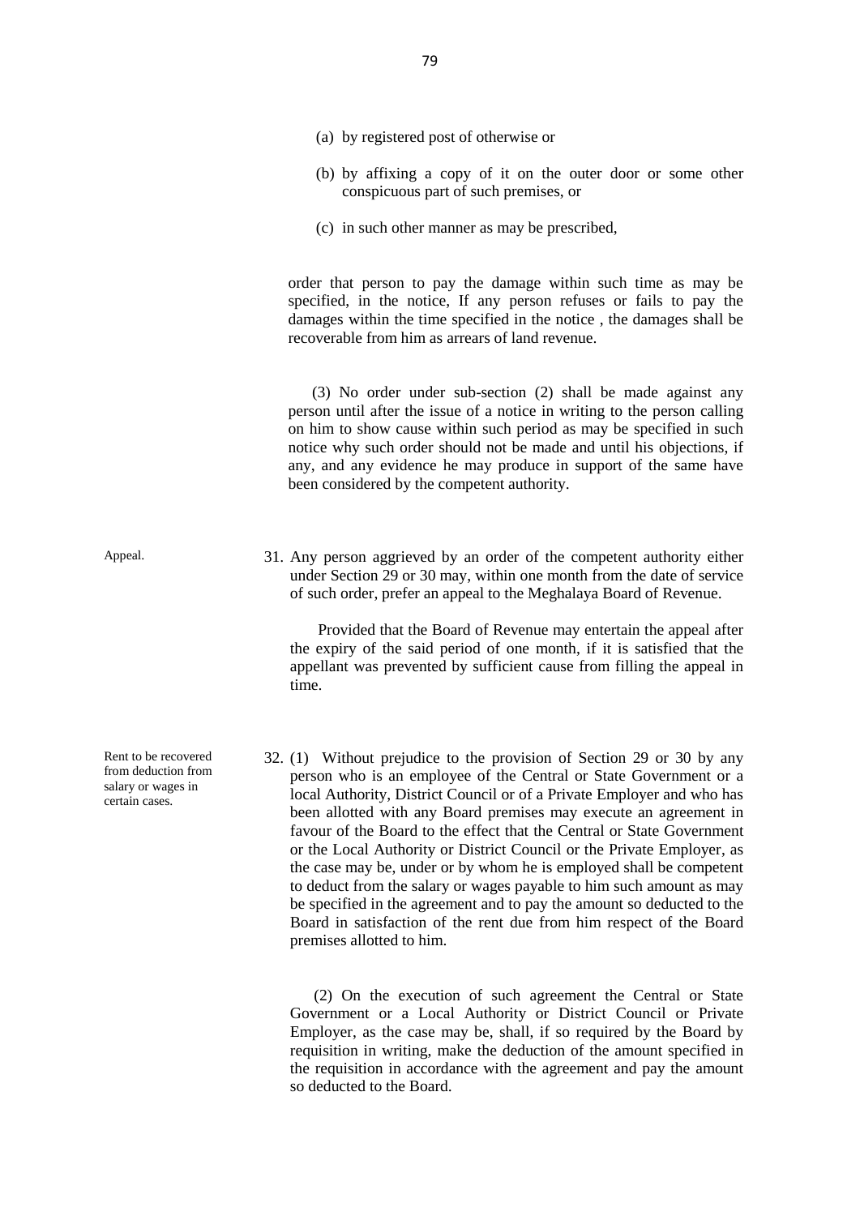(a) by registered post of otherwise or

(b) by affixing a copy of it on the outer door or some other conspicuous part of such premises, or

(c) in such other manner as may be prescribed,

order that person to pay the damage within such time as may be specified, in the notice, If any person refuses or fails to pay the damages within the time specified in the notice , the damages shall be recoverable from him as arrears of land revenue.

(3) No order under sub-section (2) shall be made against any person until after the issue of a notice in writing to the person calling on him to show cause within such period as may be specified in such notice why such order should not be made and until his objections, if any, and any evidence he may produce in support of the same have been considered by the competent authority.

Appeal.

31. Any person aggrieved by an order of the competent authority either under Section 29 or 30 may, within one month from the date of service of such order, prefer an appeal to the Meghalaya Board of Revenue.

Provided that the Board of Revenue may entertain the appeal after the expiry of the said period of one month, if it is satisfied that the appellant was prevented by sufficient cause from filling the appeal in time.

Rent to be recovered from deduction from salary or wages in certain cases.

32. (1) Without prejudice to the provision of Section 29 or 30 by any person who is an employee of the Central or State Government or a local Authority, District Council or of a Private Employer and who has been allotted with any Board premises may execute an agreement in favour of the Board to the effect that the Central or State Government or the Local Authority or District Council or the Private Employer, as the case may be, under or by whom he is employed shall be competent to deduct from the salary or wages payable to him such amount as may be specified in the agreement and to pay the amount so deducted to the Board in satisfaction of the rent due from him respect of the Board premises allotted to him.

(2) On the execution of such agreement the Central or State Government or a Local Authority or District Council or Private Employer, as the case may be, shall, if so required by the Board by requisition in writing, make the deduction of the amount specified in the requisition in accordance with the agreement and pay the amount so deducted to the Board.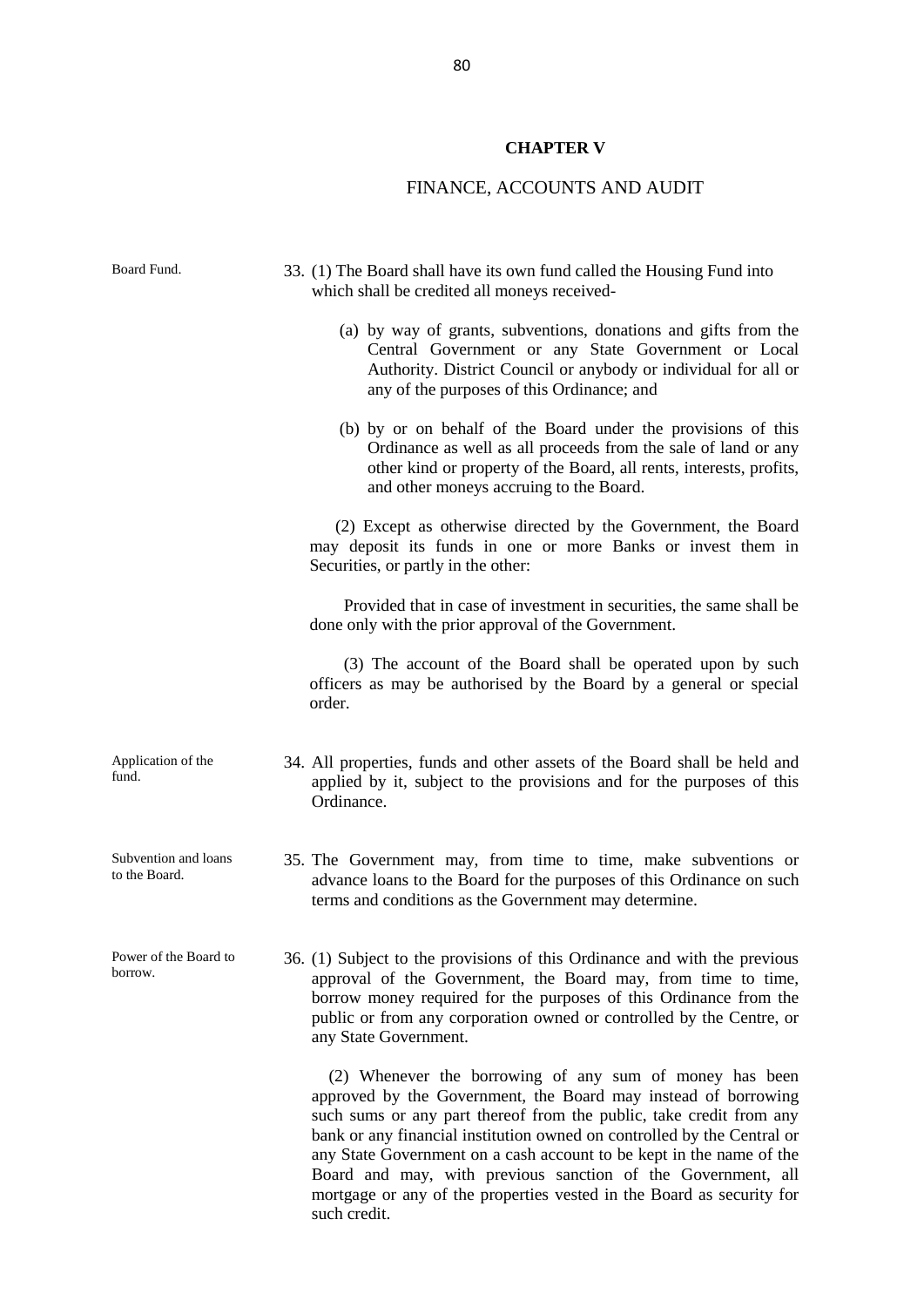## CHAPTER V

## FINANCE, ACCOUNTS AND AUDIT

*Board Fund.*

33. (1) The Board shall have its own fund called the Housing Fund into which shall be credited all moneys received-

   (a) by way of grants, subventions, donations and gifts from the Central Government or any State Government or Local Authority. District Council or anybody or individual for all or any of the purposes of this Ordinance; and

   (b) by or on behalf of the Board under the provisions of this Ordinance as well as all proceeds from the sale of land or any other kind or property of the Board, all rents, interests, profits, and other moneys accruing to the Board.

(2) Except as otherwise directed by the Government, the Board may deposit its funds in one or more Banks or invest them in Securities, or partly in the other:

Provided that in case of investment in securities, the same shall be done only with the prior approval of the Government.

(3) The account of the Board shall be operated upon by such officers as may be authorised by the Board by a general or special order.

*Application of the fund.*

34. All properties, funds and other assets of the Board shall be held and applied by it, subject to the provisions and for the purposes of this Ordinance.

*Subvention and loans to the Board.*

35. The Government may, from time to time, make subventions or advance loans to the Board for the purposes of this Ordinance on such terms and conditions as the Government may determine.

*Power of the Board to borrow.*

36. (1) Subject to the provisions of this Ordinance and with the previous approval of the Government, the Board may, from time to time, borrow money required for the purposes of this Ordinance from the public or from any corporation owned or controlled by the Centre, or any State Government.

(2) Whenever the borrowing of any sum of money has been approved by the Government, the Board may instead of borrowing such sums or any part thereof from the public, take credit from any bank or any financial institution owned on controlled by the Central or any State Government on a cash account to be kept in the name of the Board and may, with previous sanction of the Government, all mortgage or any of the properties vested in the Board as security for such credit.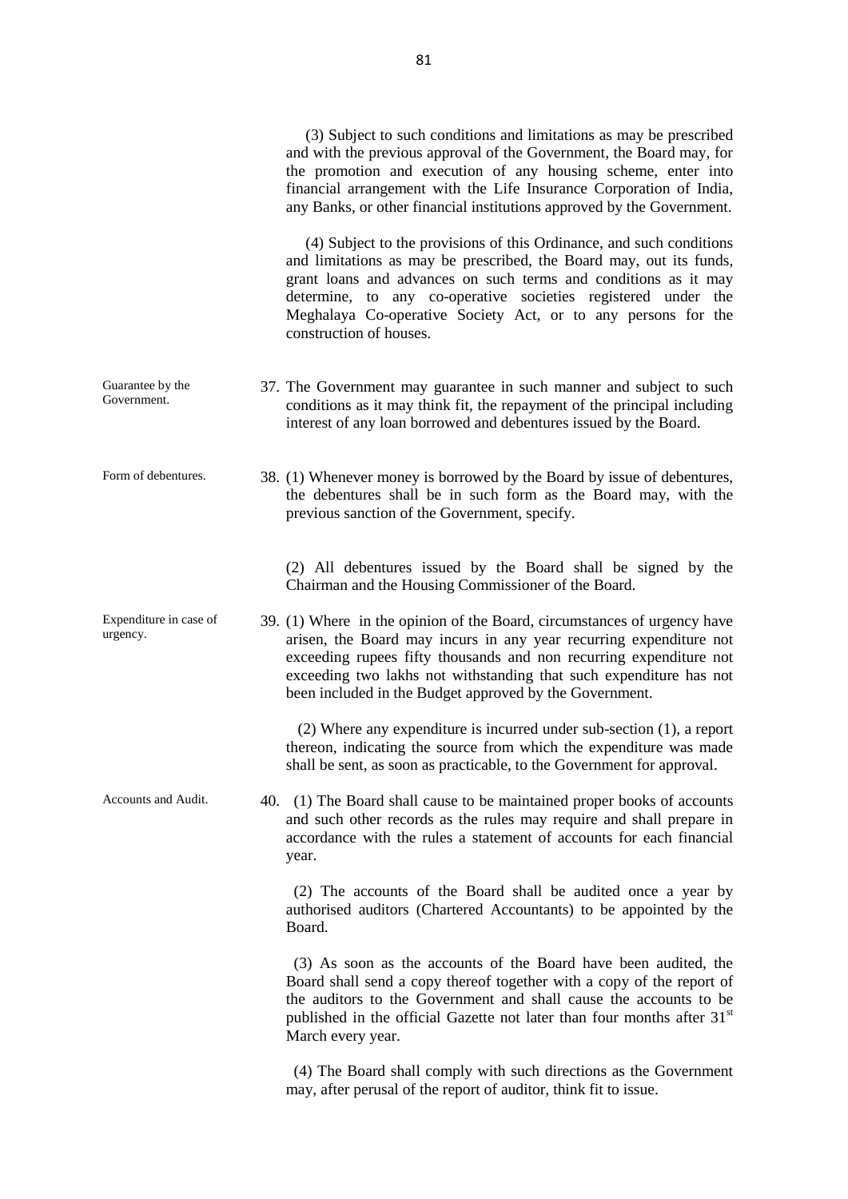(3) Subject to such conditions and limitations as may be prescribed and with the previous approval of the Government, the Board may, for the promotion and execution of any housing scheme, enter into financial arrangement with the Life Insurance Corporation of India, any Banks, or other financial institutions approved by the Government.

(4) Subject to the provisions of this Ordinance, and such conditions and limitations as may be prescribed, the Board may, out its funds, grant loans and advances on such terms and conditions as it may determine, to any co-operative societies registered under the Meghalaya Co-operative Society Act, or to any persons for the construction of houses.

*Guarantee by the Government.*

37. The Government may guarantee in such manner and subject to such conditions as it may think fit, the repayment of the principal including interest of any loan borrowed and debentures issued by the Board.

*Form of debentures.*

38. (1) Whenever money is borrowed by the Board by issue of debentures, the debentures shall be in such form as the Board may, with the previous sanction of the Government, specify.

(2) All debentures issued by the Board shall be signed by the Chairman and the Housing Commissioner of the Board.

*Expenditure in case of urgency.*

39. (1) Where in the opinion of the Board, circumstances of urgency have arisen, the Board may incurs in any year recurring expenditure not exceeding rupees fifty thousands and non recurring expenditure not exceeding two lakhs not withstanding that such expenditure has not been included in the Budget approved by the Government.

(2) Where any expenditure is incurred under sub-section (1), a report thereon, indicating the source from which the expenditure was made shall be sent, as soon as practicable, to the Government for approval.

*Accounts and Audit.*

40. (1) The Board shall cause to be maintained proper books of accounts and such other records as the rules may require and shall prepare in accordance with the rules a statement of accounts for each financial year.

(2) The accounts of the Board shall be audited once a year by authorised auditors (Chartered Accountants) to be appointed by the Board.

(3) As soon as the accounts of the Board have been audited, the Board shall send a copy thereof together with a copy of the report of the auditors to the Government and shall cause the accounts to be published in the official Gazette not later than four months after 31st March every year.

(4) The Board shall comply with such directions as the Government may, after perusal of the report of auditor, think fit to issue.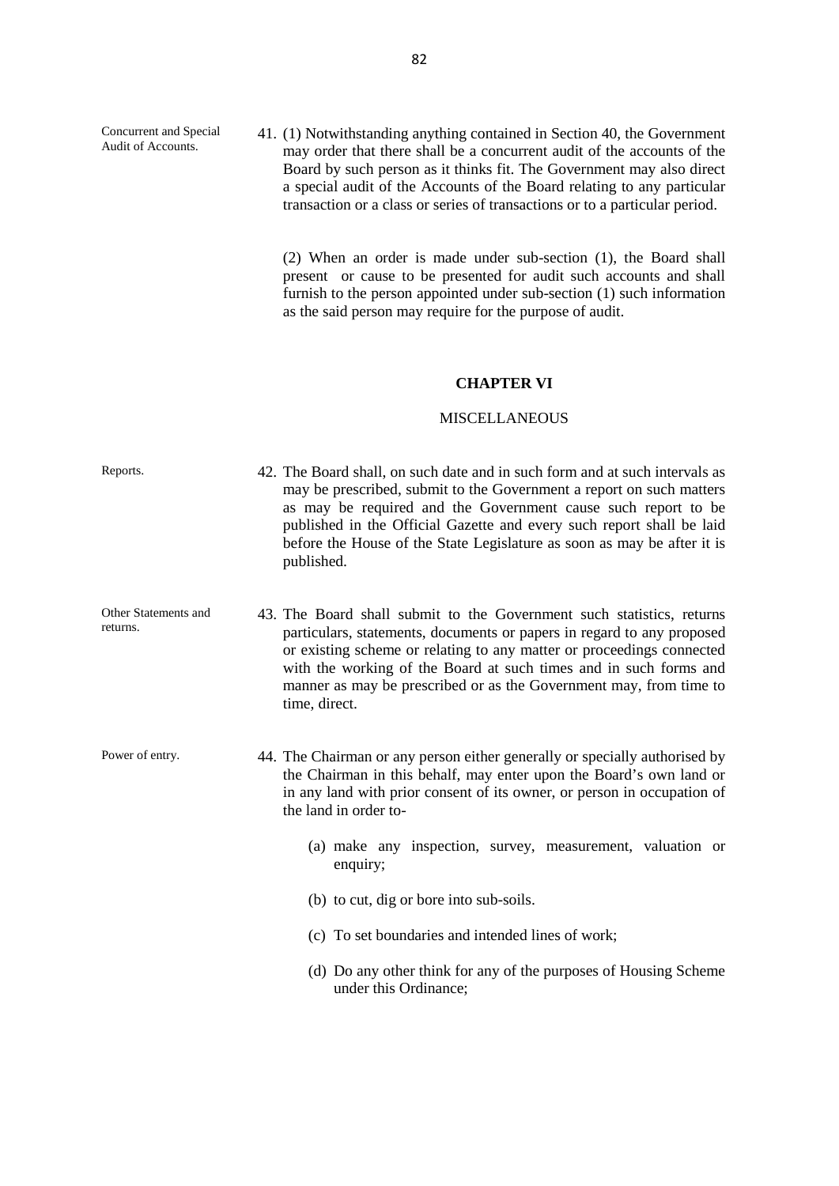**Concurrent and Special Audit of Accounts.**

41. (1) Notwithstanding anything contained in Section 40, the Government may order that there shall be a concurrent audit of the accounts of the Board by such person as it thinks fit. The Government may also direct a special audit of the Accounts of the Board relating to any particular transaction or a class or series of transactions or to a particular period.

(2) When an order is made under sub-section (1), the Board shall present or cause to be presented for audit such accounts and shall furnish to the person appointed under sub-section (1) such information as the said person may require for the purpose of audit.

## CHAPTER VI

### MISCELLANEOUS

**Reports.**

42. The Board shall, on such date and in such form and at such intervals as may be prescribed, submit to the Government a report on such matters as may be required and the Government cause such report to be published in the Official Gazette and every such report shall be laid before the House of the State Legislature as soon as may be after it is published.

**Other Statements and returns.**

43. The Board shall submit to the Government such statistics, returns particulars, statements, documents or papers in regard to any proposed or existing scheme or relating to any matter or proceedings connected with the working of the Board at such times and in such forms and manner as may be prescribed or as the Government may, from time to time, direct.

**Power of entry.**

44. The Chairman or any person either generally or specially authorised by the Chairman in this behalf, may enter upon the Board's own land or in any land with prior consent of its owner, or person in occupation of the land in order to-

   (a) make any inspection, survey, measurement, valuation or enquiry;

   (b) to cut, dig or bore into sub-soils.

   (c) To set boundaries and intended lines of work;

   (d) Do any other think for any of the purposes of Housing Scheme under this Ordinance;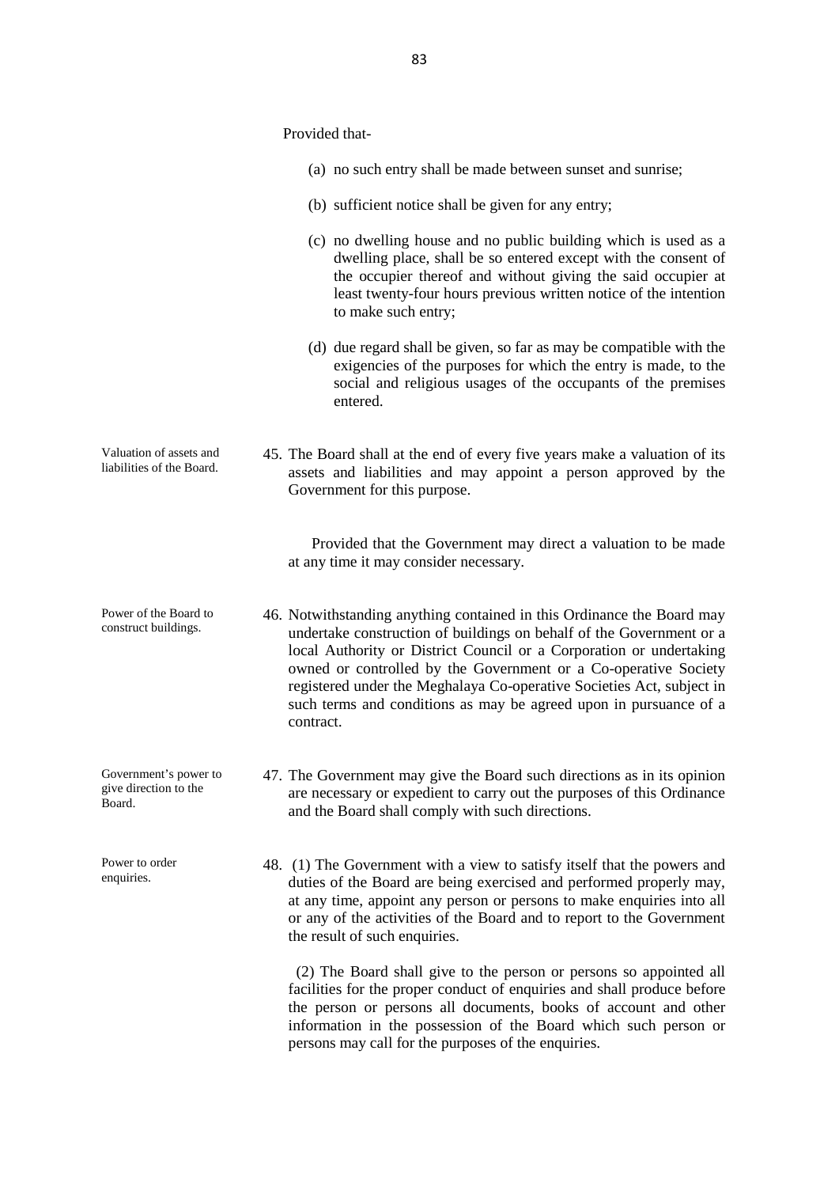Provided that-

(a) no such entry shall be made between sunset and sunrise;

(b) sufficient notice shall be given for any entry;

(c) no dwelling house and no public building which is used as a dwelling place, shall be so entered except with the consent of the occupier thereof and without giving the said occupier at least twenty-four hours previous written notice of the intention to make such entry;

(d) due regard shall be given, so far as may be compatible with the exigencies of the purposes for which the entry is made, to the social and religious usages of the occupants of the premises entered.

*Valuation of assets and liabilities of the Board.*

45. The Board shall at the end of every five years make a valuation of its assets and liabilities and may appoint a person approved by the Government for this purpose.

Provided that the Government may direct a valuation to be made at any time it may consider necessary.

*Power of the Board to construct buildings.*

46. Notwithstanding anything contained in this Ordinance the Board may undertake construction of buildings on behalf of the Government or a local Authority or District Council or a Corporation or undertaking owned or controlled by the Government or a Co-operative Society registered under the Meghalaya Co-operative Societies Act, subject in such terms and conditions as may be agreed upon in pursuance of a contract.

*Government's power to give direction to the Board.*

47. The Government may give the Board such directions as in its opinion are necessary or expedient to carry out the purposes of this Ordinance and the Board shall comply with such directions.

*Power to order enquiries.*

48. (1) The Government with a view to satisfy itself that the powers and duties of the Board are being exercised and performed properly may, at any time, appoint any person or persons to make enquiries into all or any of the activities of the Board and to report to the Government the result of such enquiries.

(2) The Board shall give to the person or persons so appointed all facilities for the proper conduct of enquiries and shall produce before the person or persons all documents, books of account and other information in the possession of the Board which such person or persons may call for the purposes of the enquiries.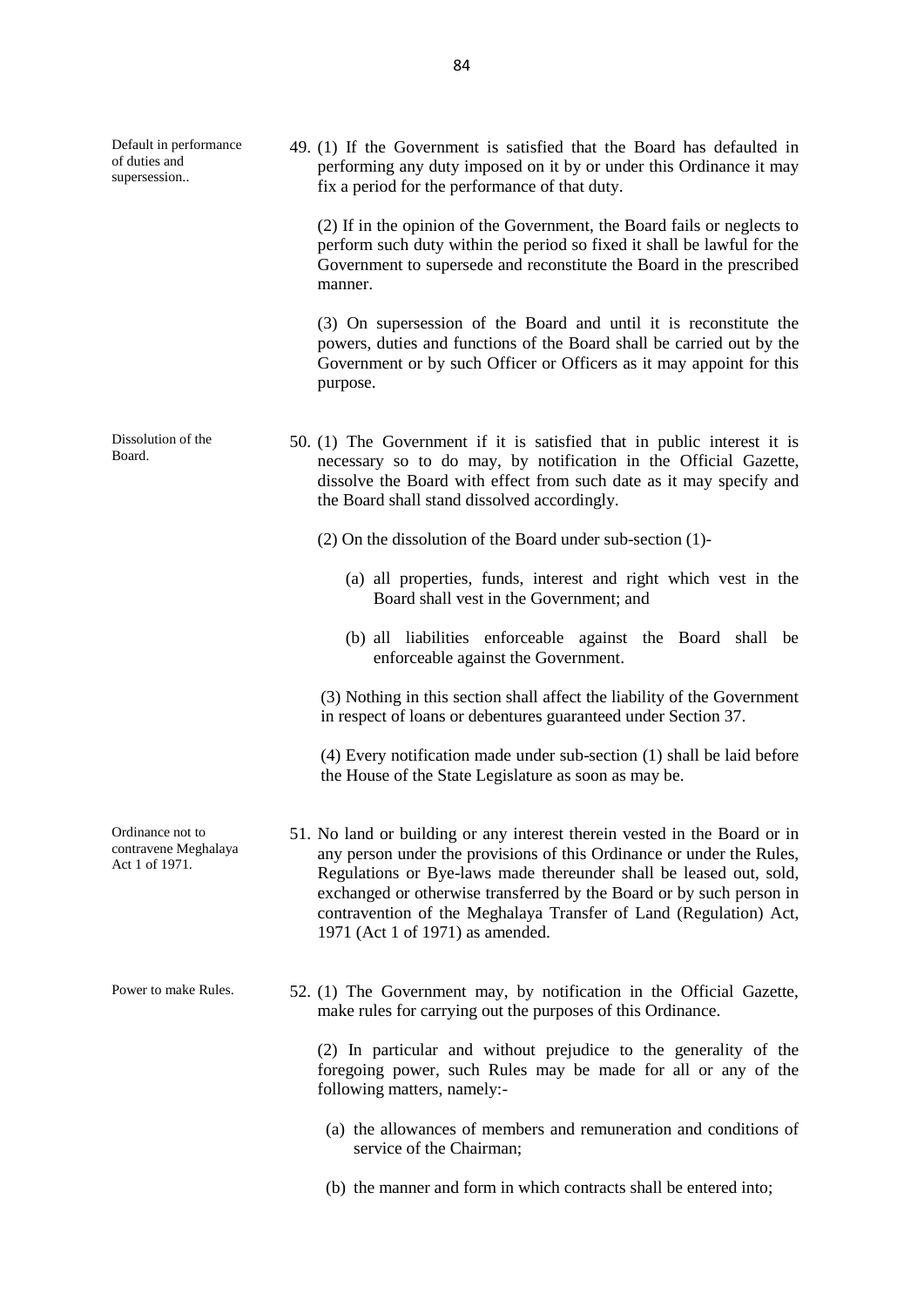**Default in performance of duties and supersession..**

49. (1) If the Government is satisfied that the Board has defaulted in performing any duty imposed on it by or under this Ordinance it may fix a period for the performance of that duty.

(2) If in the opinion of the Government, the Board fails or neglects to perform such duty within the period so fixed it shall be lawful for the Government to supersede and reconstitute the Board in the prescribed manner.

(3) On supersession of the Board and until it is reconstitute the powers, duties and functions of the Board shall be carried out by the Government or by such Officer or Officers as it may appoint for this purpose.

**Dissolution of the Board.**

50. (1) The Government if it is satisfied that in public interest it is necessary so to do may, by notification in the Official Gazette, dissolve the Board with effect from such date as it may specify and the Board shall stand dissolved accordingly.

(2) On the dissolution of the Board under sub-section (1)-

(a) all properties, funds, interest and right which vest in the Board shall vest in the Government; and

(b) all liabilities enforceable against the Board shall be enforceable against the Government.

(3) Nothing in this section shall affect the liability of the Government in respect of loans or debentures guaranteed under Section 37.

(4) Every notification made under sub-section (1) shall be laid before the House of the State Legislature as soon as may be.

**Ordinance not to contravene Meghalaya Act 1 of 1971.**

51. No land or building or any interest therein vested in the Board or in any person under the provisions of this Ordinance or under the Rules, Regulations or Bye-laws made thereunder shall be leased out, sold, exchanged or otherwise transferred by the Board or by such person in contravention of the Meghalaya Transfer of Land (Regulation) Act, 1971 (Act 1 of 1971) as amended.

**Power to make Rules.**

52. (1) The Government may, by notification in the Official Gazette, make rules for carrying out the purposes of this Ordinance.

(2) In particular and without prejudice to the generality of the foregoing power, such Rules may be made for all or any of the following matters, namely:-

(a) the allowances of members and remuneration and conditions of service of the Chairman;

(b) the manner and form in which contracts shall be entered into;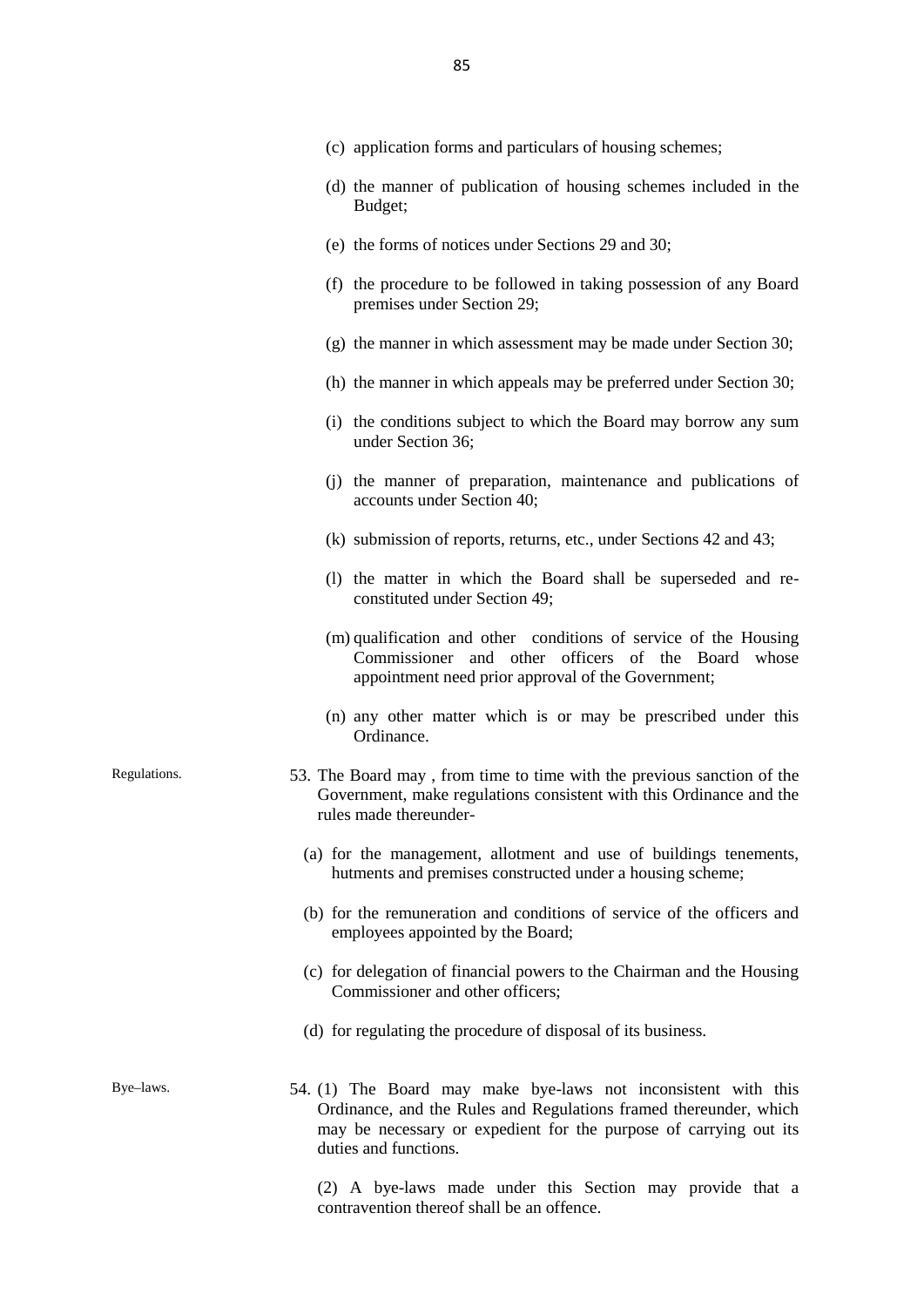(c) application forms and particulars of housing schemes;

(d) the manner of publication of housing schemes included in the Budget;

(e) the forms of notices under Sections 29 and 30;

(f) the procedure to be followed in taking possession of any Board premises under Section 29;

(g) the manner in which assessment may be made under Section 30;

(h) the manner in which appeals may be preferred under Section 30;

(i) the conditions subject to which the Board may borrow any sum under Section 36;

(j) the manner of preparation, maintenance and publications of accounts under Section 40;

(k) submission of reports, returns, etc., under Sections 42 and 43;

(l) the matter in which the Board shall be superseded and re-constituted under Section 49;

(m) qualification and other conditions of service of the Housing Commissioner and other officers of the Board whose appointment need prior approval of the Government;

(n) any other matter which is or may be prescribed under this Ordinance.

Regulations.

53. The Board may , from time to time with the previous sanction of the Government, make regulations consistent with this Ordinance and the rules made thereunder-

(a) for the management, allotment and use of buildings tenements, hutments and premises constructed under a housing scheme;

(b) for the remuneration and conditions of service of the officers and employees appointed by the Board;

(c) for delegation of financial powers to the Chairman and the Housing Commissioner and other officers;

(d) for regulating the procedure of disposal of its business.

Bye–laws.

54. (1) The Board may make bye-laws not inconsistent with this Ordinance, and the Rules and Regulations framed thereunder, which may be necessary or expedient for the purpose of carrying out its duties and functions.

(2) A bye-laws made under this Section may provide that a contravention thereof shall be an offence.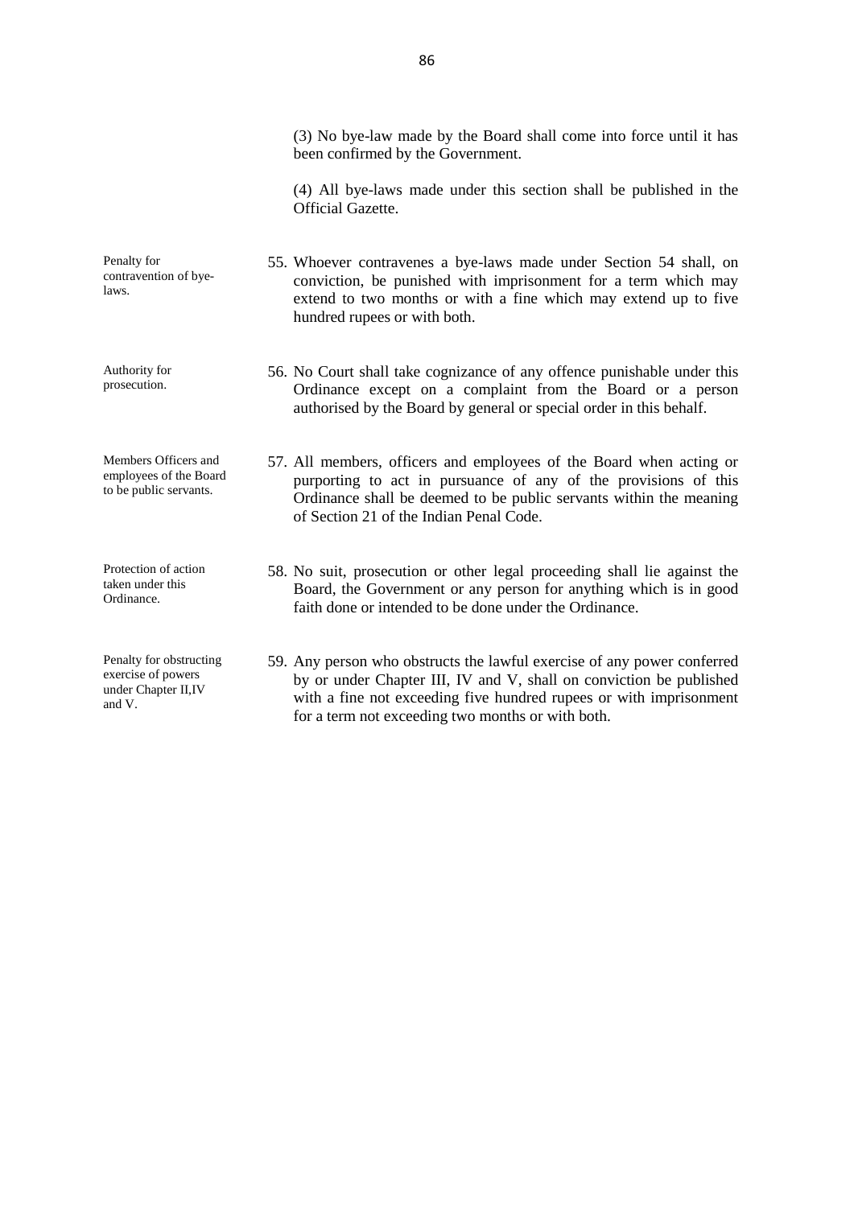(3) No bye-law made by the Board shall come into force until it has been confirmed by the Government.

(4) All bye-laws made under this section shall be published in the Official Gazette.

*Penalty for contravention of bye-laws.*

55. Whoever contravenes a bye-laws made under Section 54 shall, on conviction, be punished with imprisonment for a term which may extend to two months or with a fine which may extend up to five hundred rupees or with both.

*Authority for prosecution.*

56. No Court shall take cognizance of any offence punishable under this Ordinance except on a complaint from the Board or a person authorised by the Board by general or special order in this behalf.

*Members Officers and employees of the Board to be public servants.*

57. All members, officers and employees of the Board when acting or purporting to act in pursuance of any of the provisions of this Ordinance shall be deemed to be public servants within the meaning of Section 21 of the Indian Penal Code.

*Protection of action taken under this Ordinance.*

58. No suit, prosecution or other legal proceeding shall lie against the Board, the Government or any person for anything which is in good faith done or intended to be done under the Ordinance.

*Penalty for obstructing exercise of powers under Chapter II,IV and V.*

59. Any person who obstructs the lawful exercise of any power conferred by or under Chapter III, IV and V, shall on conviction be published with a fine not exceeding five hundred rupees or with imprisonment for a term not exceeding two months or with both.